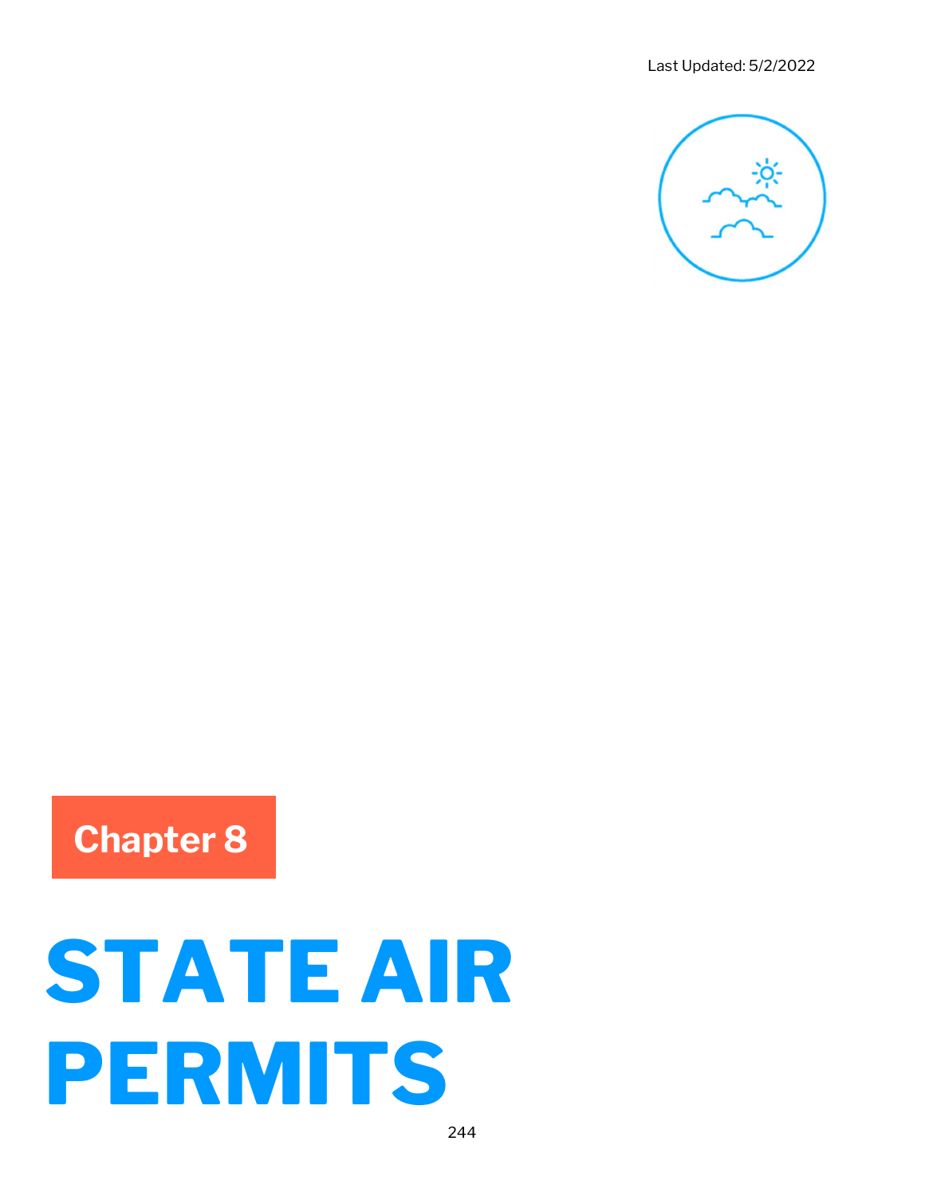Last Updated: 5/2/2022

Chapter 8

# STATE AIR PERMITS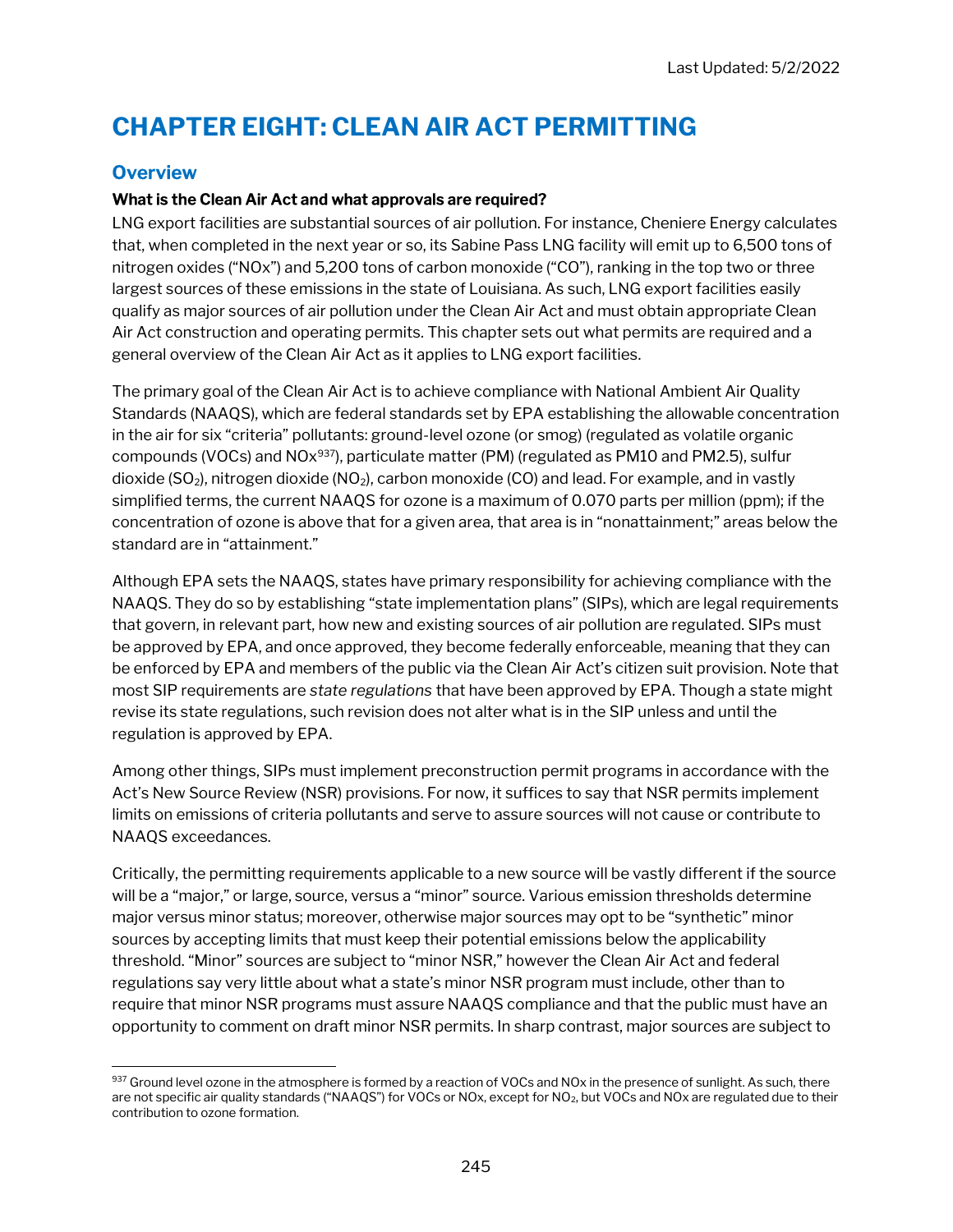# CHAPTER EIGHT: CLEAN AIR ACT PERMITTING

## Overview

**What is the Clean Air Act and what approvals are required?**

LNG export facilities are substantial sources of air pollution. For instance, Cheniere Energy calculates that, when completed in the next year or so, its Sabine Pass LNG facility will emit up to 6,500 tons of nitrogen oxides ("NOx") and 5,200 tons of carbon monoxide ("CO"), ranking in the top two or three largest sources of these emissions in the state of Louisiana. As such, LNG export facilities easily qualify as major sources of air pollution under the Clean Air Act and must obtain appropriate Clean Air Act construction and operating permits. This chapter sets out what permits are required and a general overview of the Clean Air Act as it applies to LNG export facilities.

The primary goal of the Clean Air Act is to achieve compliance with National Ambient Air Quality Standards (NAAQS), which are federal standards set by EPA establishing the allowable concentration in the air for six "criteria" pollutants: ground-level ozone (or smog) (regulated as volatile organic compounds (VOCs) and NOx[937]), particulate matter (PM) (regulated as PM10 and PM2.5), sulfur dioxide ($SO_2$), nitrogen dioxide ($NO_2$), carbon monoxide (CO) and lead. For example, and in vastly simplified terms, the current NAAQS for ozone is a maximum of 0.070 parts per million (ppm); if the concentration of ozone is above that for a given area, that area is in "nonattainment;" areas below the standard are in "attainment."

Although EPA sets the NAAQS, states have primary responsibility for achieving compliance with the NAAQS. They do so by establishing "state implementation plans" (SIPs), which are legal requirements that govern, in relevant part, how new and existing sources of air pollution are regulated. SIPs must be approved by EPA, and once approved, they become federally enforceable, meaning that they can be enforced by EPA and members of the public via the Clean Air Act's citizen suit provision. Note that most SIP requirements are *state regulations* that have been approved by EPA. Though a state might revise its state regulations, such revision does not alter what is in the SIP unless and until the regulation is approved by EPA.

Among other things, SIPs must implement preconstruction permit programs in accordance with the Act's New Source Review (NSR) provisions. For now, it suffices to say that NSR permits implement limits on emissions of criteria pollutants and serve to assure sources will not cause or contribute to NAAQS exceedances.

Critically, the permitting requirements applicable to a new source will be vastly different if the source will be a "major," or large, source, versus a "minor" source. Various emission thresholds determine major versus minor status; moreover, otherwise major sources may opt to be "synthetic" minor sources by accepting limits that must keep their potential emissions below the applicability threshold. "Minor" sources are subject to "minor NSR," however the Clean Air Act and federal regulations say very little about what a state's minor NSR program must include, other than to require that minor NSR programs must assure NAAQS compliance and that the public must have an opportunity to comment on draft minor NSR permits. In sharp contrast, major sources are subject to

[937] Ground level ozone in the atmosphere is formed by a reaction of VOCs and NOx in the presence of sunlight. As such, there are not specific air quality standards ("NAAQS") for VOCs or NOx, except for $NO_2$, but VOCs and NOx are regulated due to their contribution to ozone formation.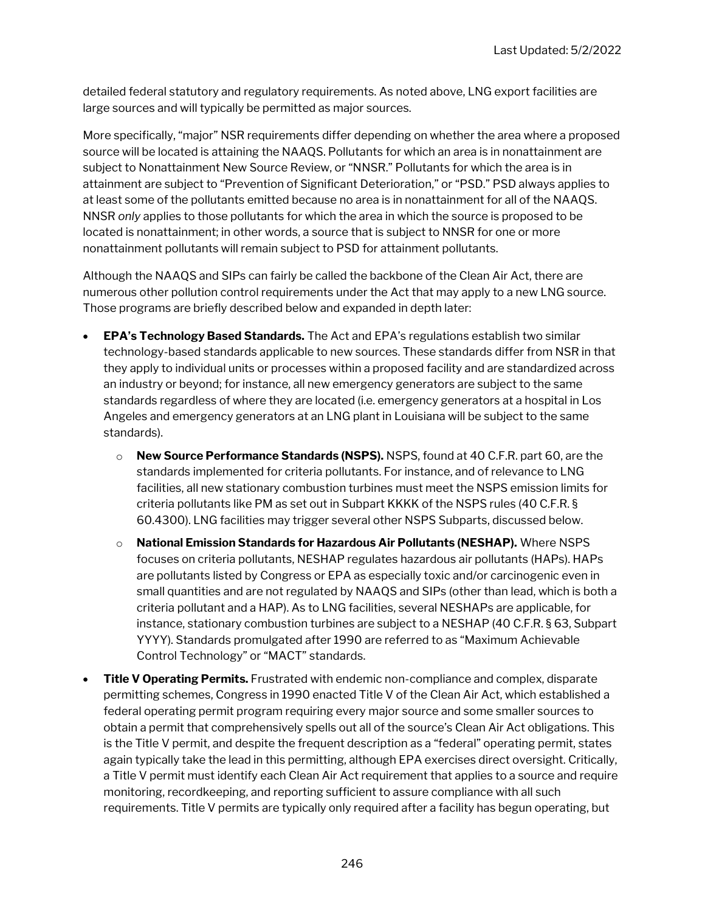detailed federal statutory and regulatory requirements. As noted above, LNG export facilities are large sources and will typically be permitted as major sources.

More specifically, "major" NSR requirements differ depending on whether the area where a proposed source will be located is attaining the NAAQS. Pollutants for which an area is in nonattainment are subject to Nonattainment New Source Review, or "NNSR." Pollutants for which the area is in attainment are subject to "Prevention of Significant Deterioration," or "PSD." PSD always applies to at least some of the pollutants emitted because no area is in nonattainment for all of the NAAQS. NNSR *only* applies to those pollutants for which the area in which the source is proposed to be located is nonattainment; in other words, a source that is subject to NNSR for one or more nonattainment pollutants will remain subject to PSD for attainment pollutants.

Although the NAAQS and SIPs can fairly be called the backbone of the Clean Air Act, there are numerous other pollution control requirements under the Act that may apply to a new LNG source. Those programs are briefly described below and expanded in depth later:

- **EPA's Technology Based Standards.** The Act and EPA's regulations establish two similar technology-based standards applicable to new sources. These standards differ from NSR in that they apply to individual units or processes within a proposed facility and are standardized across an industry or beyond; for instance, all new emergency generators are subject to the same standards regardless of where they are located (i.e. emergency generators at a hospital in Los Angeles and emergency generators at an LNG plant in Louisiana will be subject to the same standards).
    - **New Source Performance Standards (NSPS).** NSPS, found at 40 C.F.R. part 60, are the standards implemented for criteria pollutants. For instance, and of relevance to LNG facilities, all new stationary combustion turbines must meet the NSPS emission limits for criteria pollutants like PM as set out in Subpart KKKK of the NSPS rules (40 C.F.R. § 60.4300). LNG facilities may trigger several other NSPS Subparts, discussed below.
    - **National Emission Standards for Hazardous Air Pollutants (NESHAP).** Where NSPS focuses on criteria pollutants, NESHAP regulates hazardous air pollutants (HAPs). HAPs are pollutants listed by Congress or EPA as especially toxic and/or carcinogenic even in small quantities and are not regulated by NAAQS and SIPs (other than lead, which is both a criteria pollutant and a HAP). As to LNG facilities, several NESHAPs are applicable, for instance, stationary combustion turbines are subject to a NESHAP (40 C.F.R. § 63, Subpart YYYY). Standards promulgated after 1990 are referred to as "Maximum Achievable Control Technology" or "MACT" standards.
- **Title V Operating Permits.** Frustrated with endemic non-compliance and complex, disparate permitting schemes, Congress in 1990 enacted Title V of the Clean Air Act, which established a federal operating permit program requiring every major source and some smaller sources to obtain a permit that comprehensively spells out all of the source's Clean Air Act obligations. This is the Title V permit, and despite the frequent description as a "federal" operating permit, states again typically take the lead in this permitting, although EPA exercises direct oversight. Critically, a Title V permit must identify each Clean Air Act requirement that applies to a source and require monitoring, recordkeeping, and reporting sufficient to assure compliance with all such requirements. Title V permits are typically only required after a facility has begun operating, but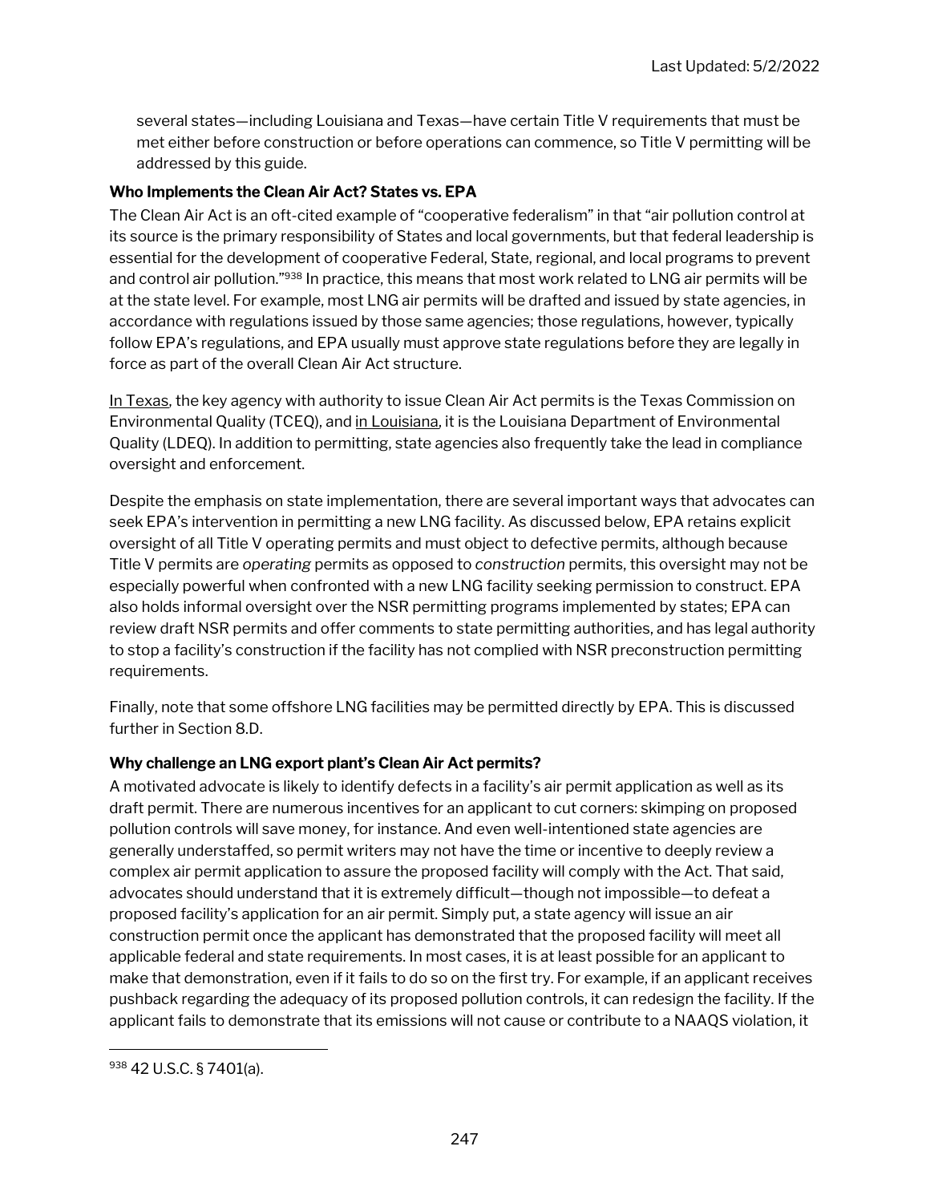several states—including Louisiana and Texas—have certain Title V requirements that must be met either before construction or before operations can commence, so Title V permitting will be addressed by this guide.

**Who Implements the Clean Air Act? States vs. EPA**

The Clean Air Act is an oft-cited example of "cooperative federalism" in that "air pollution control at its source is the primary responsibility of States and local governments, but that federal leadership is essential for the development of cooperative Federal, State, regional, and local programs to prevent and control air pollution."[938] In practice, this means that most work related to LNG air permits will be at the state level. For example, most LNG air permits will be drafted and issued by state agencies, in accordance with regulations issued by those same agencies; those regulations, however, typically follow EPA's regulations, and EPA usually must approve state regulations before they are legally in force as part of the overall Clean Air Act structure.

In Texas, the key agency with authority to issue Clean Air Act permits is the Texas Commission on Environmental Quality (TCEQ), and in Louisiana, it is the Louisiana Department of Environmental Quality (LDEQ). In addition to permitting, state agencies also frequently take the lead in compliance oversight and enforcement.

Despite the emphasis on state implementation, there are several important ways that advocates can seek EPA's intervention in permitting a new LNG facility. As discussed below, EPA retains explicit oversight of all Title V operating permits and must object to defective permits, although because Title V permits are *operating* permits as opposed to *construction* permits, this oversight may not be especially powerful when confronted with a new LNG facility seeking permission to construct. EPA also holds informal oversight over the NSR permitting programs implemented by states; EPA can review draft NSR permits and offer comments to state permitting authorities, and has legal authority to stop a facility's construction if the facility has not complied with NSR preconstruction permitting requirements.

Finally, note that some offshore LNG facilities may be permitted directly by EPA. This is discussed further in Section 8.D.

**Why challenge an LNG export plant's Clean Air Act permits?**

A motivated advocate is likely to identify defects in a facility's air permit application as well as its draft permit. There are numerous incentives for an applicant to cut corners: skimping on proposed pollution controls will save money, for instance. And even well-intentioned state agencies are generally understaffed, so permit writers may not have the time or incentive to deeply review a complex air permit application to assure the proposed facility will comply with the Act. That said, advocates should understand that it is extremely difficult—though not impossible—to defeat a proposed facility's application for an air permit. Simply put, a state agency will issue an air construction permit once the applicant has demonstrated that the proposed facility will meet all applicable federal and state requirements. In most cases, it is at least possible for an applicant to make that demonstration, even if it fails to do so on the first try. For example, if an applicant receives pushback regarding the adequacy of its proposed pollution controls, it can redesign the facility. If the applicant fails to demonstrate that its emissions will not cause or contribute to a NAAQS violation, it

[938] 42 U.S.C. § 7401(a).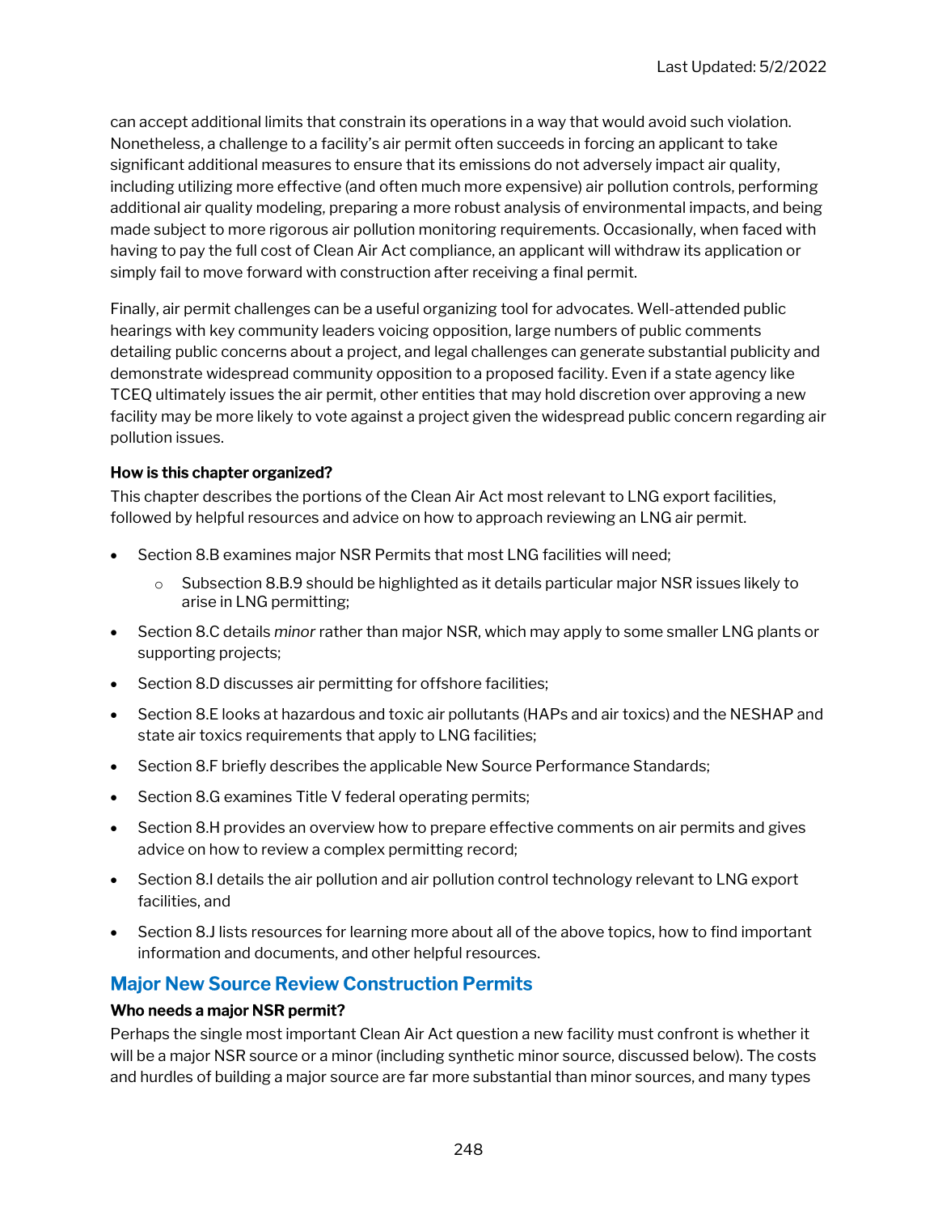can accept additional limits that constrain its operations in a way that would avoid such violation. Nonetheless, a challenge to a facility's air permit often succeeds in forcing an applicant to take significant additional measures to ensure that its emissions do not adversely impact air quality, including utilizing more effective (and often much more expensive) air pollution controls, performing additional air quality modeling, preparing a more robust analysis of environmental impacts, and being made subject to more rigorous air pollution monitoring requirements. Occasionally, when faced with having to pay the full cost of Clean Air Act compliance, an applicant will withdraw its application or simply fail to move forward with construction after receiving a final permit.

Finally, air permit challenges can be a useful organizing tool for advocates. Well-attended public hearings with key community leaders voicing opposition, large numbers of public comments detailing public concerns about a project, and legal challenges can generate substantial publicity and demonstrate widespread community opposition to a proposed facility. Even if a state agency like TCEQ ultimately issues the air permit, other entities that may hold discretion over approving a new facility may be more likely to vote against a project given the widespread public concern regarding air pollution issues.

**How is this chapter organized?**

This chapter describes the portions of the Clean Air Act most relevant to LNG export facilities, followed by helpful resources and advice on how to approach reviewing an LNG air permit.

- Section 8.B examines major NSR Permits that most LNG facilities will need;
    - Subsection 8.B.9 should be highlighted as it details particular major NSR issues likely to arise in LNG permitting;
- Section 8.C details *minor* rather than major NSR, which may apply to some smaller LNG plants or supporting projects;
- Section 8.D discusses air permitting for offshore facilities;
- Section 8.E looks at hazardous and toxic air pollutants (HAPs and air toxics) and the NESHAP and state air toxics requirements that apply to LNG facilities;
- Section 8.F briefly describes the applicable New Source Performance Standards;
- Section 8.G examines Title V federal operating permits;
- Section 8.H provides an overview how to prepare effective comments on air permits and gives advice on how to review a complex permitting record;
- Section 8.I details the air pollution and air pollution control technology relevant to LNG export facilities, and
- Section 8.J lists resources for learning more about all of the above topics, how to find important information and documents, and other helpful resources.

## Major New Source Review Construction Permits

**Who needs a major NSR permit?**

Perhaps the single most important Clean Air Act question a new facility must confront is whether it will be a major NSR source or a minor (including synthetic minor source, discussed below). The costs and hurdles of building a major source are far more substantial than minor sources, and many types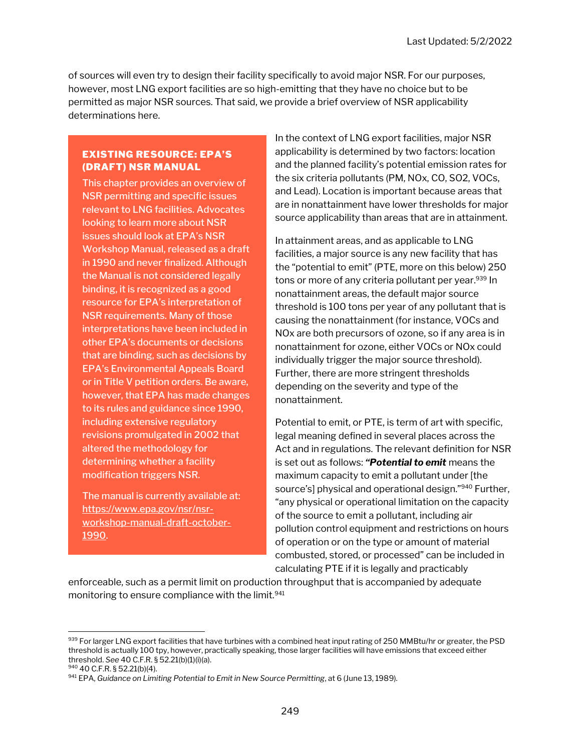of sources will even try to design their facility specifically to avoid major NSR. For our purposes, however, most LNG export facilities are so high-emitting that they have no choice but to be permitted as major NSR sources. That said, we provide a brief overview of NSR applicability determinations here.

> **EXISTING RESOURCE: EPA'S (DRAFT) NSR MANUAL**
>
> This chapter provides an overview of NSR permitting and specific issues relevant to LNG facilities. Advocates looking to learn more about NSR issues should look at EPA's NSR Workshop Manual, released as a draft in 1990 and never finalized. Although the Manual is not considered legally binding, it is recognized as a good resource for EPA's interpretation of NSR requirements. Many of those interpretations have been included in other EPA's documents or decisions that are binding, such as decisions by EPA's Environmental Appeals Board or in Title V petition orders. Be aware, however, that EPA has made changes to its rules and guidance since 1990, including extensive regulatory revisions promulgated in 2002 that altered the methodology for determining whether a facility modification triggers NSR.
>
> The manual is currently available at: https://www.epa.gov/nsr/nsr-workshop-manual-draft-october-1990.

In the context of LNG export facilities, major NSR applicability is determined by two factors: location and the planned facility's potential emission rates for the six criteria pollutants (PM, NOx, CO, SO2, VOCs, and Lead). Location is important because areas that are in nonattainment have lower thresholds for major source applicability than areas that are in attainment.

In attainment areas, and as applicable to LNG facilities, a major source is any new facility that has the "potential to emit" (PTE, more on this below) 250 tons or more of any criteria pollutant per year.[939] In nonattainment areas, the default major source threshold is 100 tons per year of any pollutant that is causing the nonattainment (for instance, VOCs and NOx are both precursors of ozone, so if any area is in nonattainment for ozone, either VOCs or NOx could individually trigger the major source threshold). Further, there are more stringent thresholds depending on the severity and type of the nonattainment.

Potential to emit, or PTE, is term of art with specific, legal meaning defined in several places across the Act and in regulations. The relevant definition for NSR is set out as follows: ***"Potential to emit*** means the maximum capacity to emit a pollutant under [the source's] physical and operational design."[940] Further, "any physical or operational limitation on the capacity of the source to emit a pollutant, including air pollution control equipment and restrictions on hours of operation or on the type or amount of material combusted, stored, or processed" can be included in calculating PTE if it is legally and practicably enforceable, such as a permit limit on production throughput that is accompanied by adequate monitoring to ensure compliance with the limit.[941]

---

[939] For larger LNG export facilities that have turbines with a combined heat input rating of 250 MMBtu/hr or greater, the PSD threshold is actually 100 tpy, however, practically speaking, those larger facilities will have emissions that exceed either threshold. *See* 40 C.F.R. § 52.21(b)(1)(i)(a).

[940] 40 C.F.R. § 52.21(b)(4).

[941] EPA, *Guidance on Limiting Potential to Emit in New Source Permitting*, at 6 (June 13, 1989).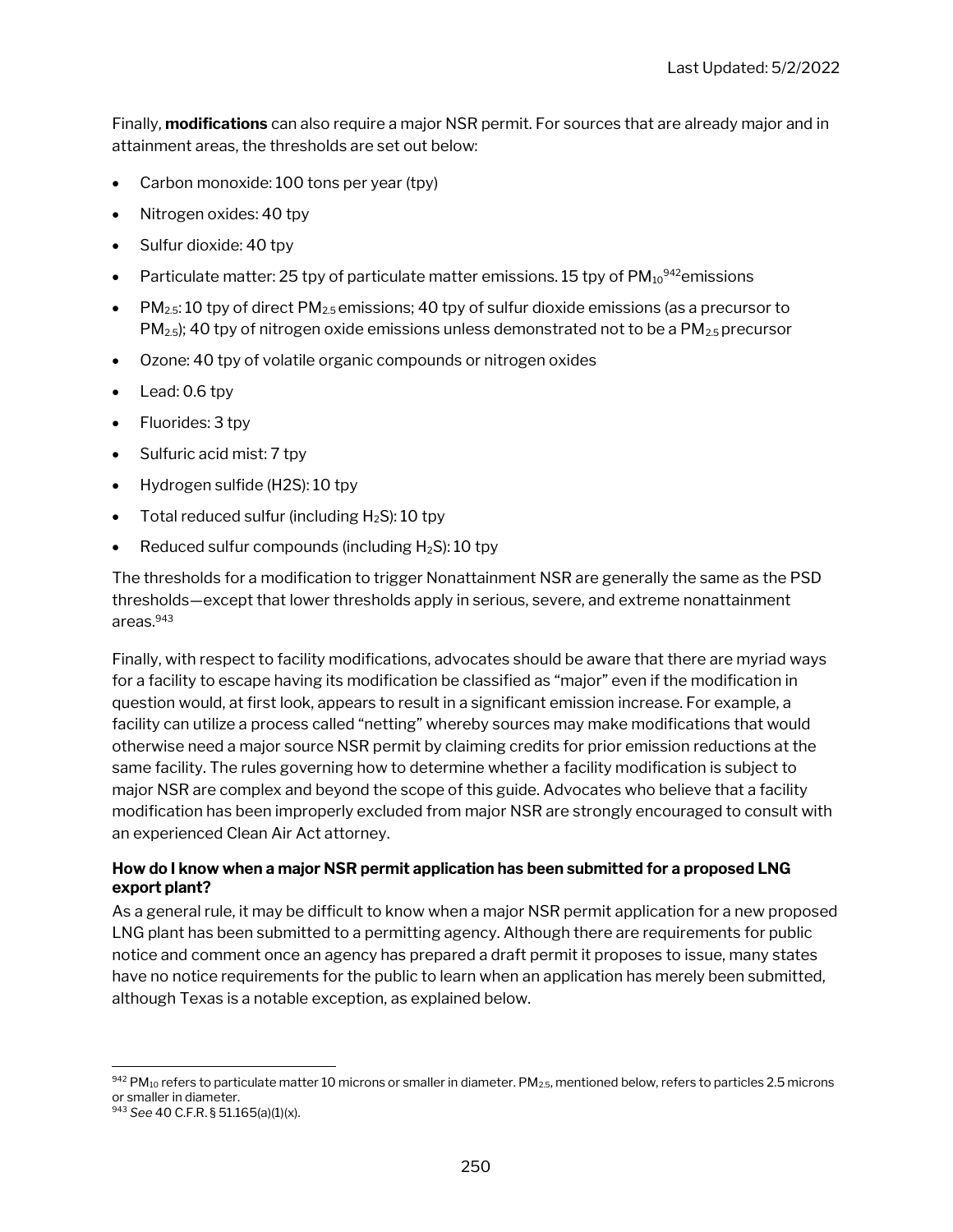Finally, **modifications** can also require a major NSR permit. For sources that are already major and in attainment areas, the thresholds are set out below:

- Carbon monoxide: 100 tons per year (tpy)
- Nitrogen oxides: 40 tpy
- Sulfur dioxide: 40 tpy
- Particulate matter: 25 tpy of particulate matter emissions. 15 tpy of $PM_{10}$[942]emissions
- $PM_{2.5}$: 10 tpy of direct $PM_{2.5}$ emissions; 40 tpy of sulfur dioxide emissions (as a precursor to $PM_{2.5}$); 40 tpy of nitrogen oxide emissions unless demonstrated not to be a $PM_{2.5}$ precursor
- Ozone: 40 tpy of volatile organic compounds or nitrogen oxides
- Lead: 0.6 tpy
- Fluorides: 3 tpy
- Sulfuric acid mist: 7 tpy
- Hydrogen sulfide (H2S): 10 tpy
- Total reduced sulfur (including $H_2S$): 10 tpy
- Reduced sulfur compounds (including $H_2S$): 10 tpy

The thresholds for a modification to trigger Nonattainment NSR are generally the same as the PSD thresholds—except that lower thresholds apply in serious, severe, and extreme nonattainment areas.[943]

Finally, with respect to facility modifications, advocates should be aware that there are myriad ways for a facility to escape having its modification be classified as "major" even if the modification in question would, at first look, appears to result in a significant emission increase. For example, a facility can utilize a process called "netting" whereby sources may make modifications that would otherwise need a major source NSR permit by claiming credits for prior emission reductions at the same facility. The rules governing how to determine whether a facility modification is subject to major NSR are complex and beyond the scope of this guide. Advocates who believe that a facility modification has been improperly excluded from major NSR are strongly encouraged to consult with an experienced Clean Air Act attorney.

**How do I know when a major NSR permit application has been submitted for a proposed LNG export plant?**

As a general rule, it may be difficult to know when a major NSR permit application for a new proposed LNG plant has been submitted to a permitting agency. Although there are requirements for public notice and comment once an agency has prepared a draft permit it proposes to issue, many states have no notice requirements for the public to learn when an application has merely been submitted, although Texas is a notable exception, as explained below.

---

[942] $PM_{10}$ refers to particulate matter 10 microns or smaller in diameter. $PM_{2.5}$, mentioned below, refers to particles 2.5 microns or smaller in diameter.

[943] *See* 40 C.F.R. § 51.165(a)(1)(x).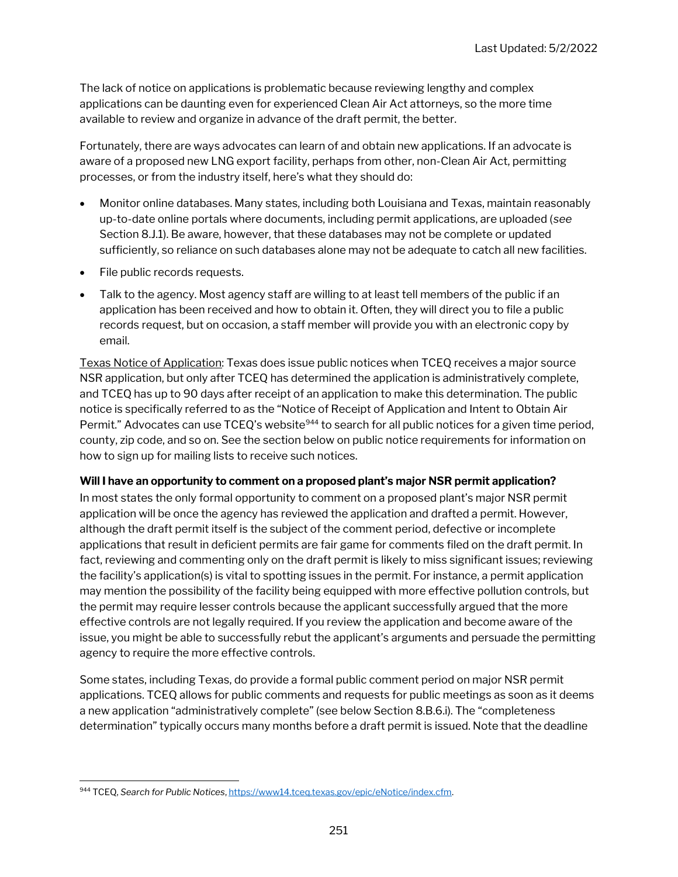The lack of notice on applications is problematic because reviewing lengthy and complex applications can be daunting even for experienced Clean Air Act attorneys, so the more time available to review and organize in advance of the draft permit, the better.

Fortunately, there are ways advocates can learn of and obtain new applications. If an advocate is aware of a proposed new LNG export facility, perhaps from other, non-Clean Air Act, permitting processes, or from the industry itself, here's what they should do:

- Monitor online databases. Many states, including both Louisiana and Texas, maintain reasonably up-to-date online portals where documents, including permit applications, are uploaded (*see* Section 8.J.1). Be aware, however, that these databases may not be complete or updated sufficiently, so reliance on such databases alone may not be adequate to catch all new facilities.
- File public records requests.
- Talk to the agency. Most agency staff are willing to at least tell members of the public if an application has been received and how to obtain it. Often, they will direct you to file a public records request, but on occasion, a staff member will provide you with an electronic copy by email.

Texas Notice of Application: Texas does issue public notices when TCEQ receives a major source NSR application, but only after TCEQ has determined the application is administratively complete, and TCEQ has up to 90 days after receipt of an application to make this determination. The public notice is specifically referred to as the "Notice of Receipt of Application and Intent to Obtain Air Permit." Advocates can use TCEQ's website[944] to search for all public notices for a given time period, county, zip code, and so on. See the section below on public notice requirements for information on how to sign up for mailing lists to receive such notices.

**Will I have an opportunity to comment on a proposed plant's major NSR permit application?**

In most states the only formal opportunity to comment on a proposed plant's major NSR permit application will be once the agency has reviewed the application and drafted a permit. However, although the draft permit itself is the subject of the comment period, defective or incomplete applications that result in deficient permits are fair game for comments filed on the draft permit. In fact, reviewing and commenting only on the draft permit is likely to miss significant issues; reviewing the facility's application(s) is vital to spotting issues in the permit. For instance, a permit application may mention the possibility of the facility being equipped with more effective pollution controls, but the permit may require lesser controls because the applicant successfully argued that the more effective controls are not legally required. If you review the application and become aware of the issue, you might be able to successfully rebut the applicant's arguments and persuade the permitting agency to require the more effective controls.

Some states, including Texas, do provide a formal public comment period on major NSR permit applications. TCEQ allows for public comments and requests for public meetings as soon as it deems a new application "administratively complete" (see below Section 8.B.6.i). The "completeness determination" typically occurs many months before a draft permit is issued. Note that the deadline

[944] TCEQ, *Search for Public Notices*, https://www14.tceq.texas.gov/epic/eNotice/index.cfm.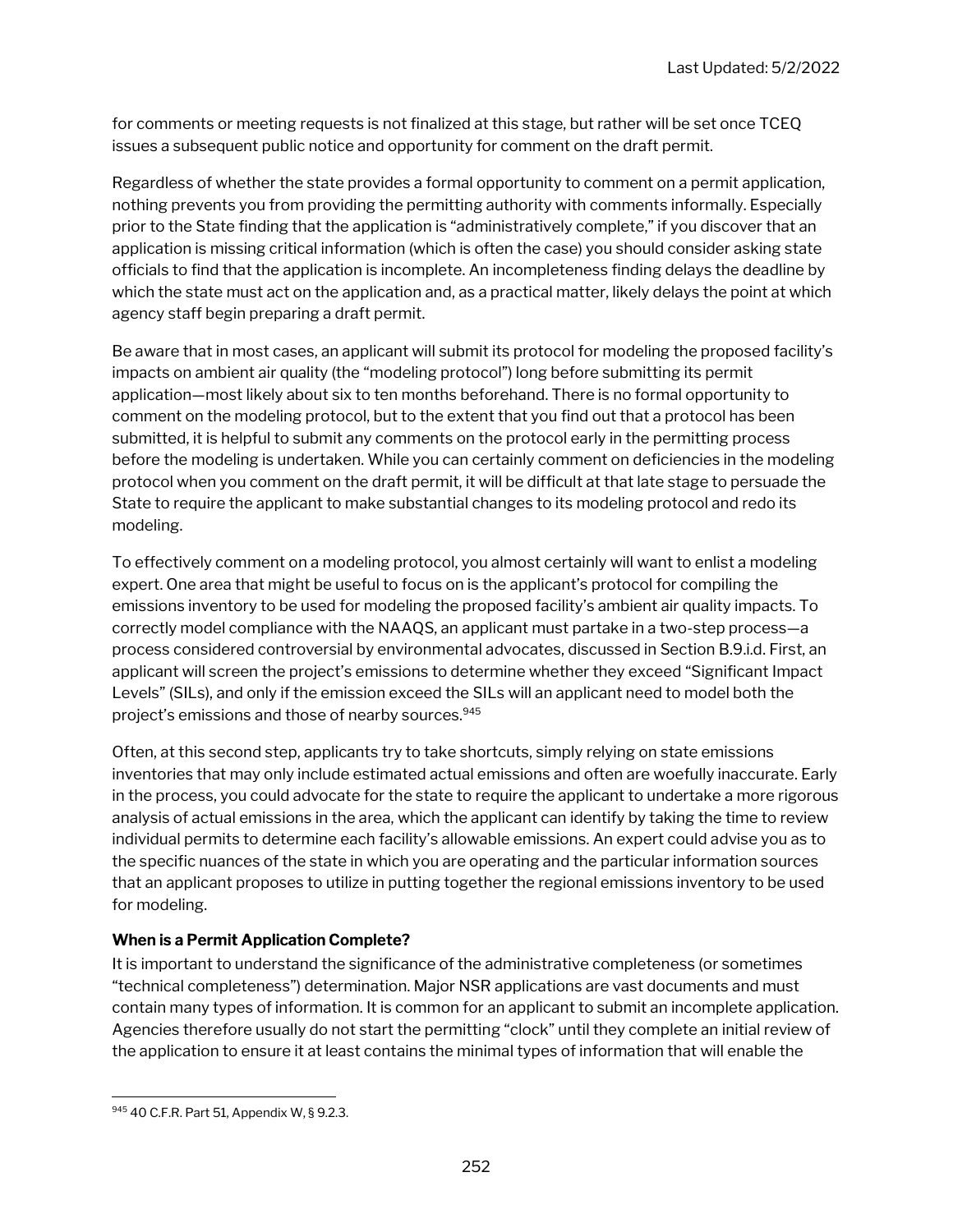for comments or meeting requests is not finalized at this stage, but rather will be set once TCEQ issues a subsequent public notice and opportunity for comment on the draft permit.

Regardless of whether the state provides a formal opportunity to comment on a permit application, nothing prevents you from providing the permitting authority with comments informally. Especially prior to the State finding that the application is "administratively complete," if you discover that an application is missing critical information (which is often the case) you should consider asking state officials to find that the application is incomplete. An incompleteness finding delays the deadline by which the state must act on the application and, as a practical matter, likely delays the point at which agency staff begin preparing a draft permit.

Be aware that in most cases, an applicant will submit its protocol for modeling the proposed facility's impacts on ambient air quality (the "modeling protocol") long before submitting its permit application—most likely about six to ten months beforehand. There is no formal opportunity to comment on the modeling protocol, but to the extent that you find out that a protocol has been submitted, it is helpful to submit any comments on the protocol early in the permitting process before the modeling is undertaken. While you can certainly comment on deficiencies in the modeling protocol when you comment on the draft permit, it will be difficult at that late stage to persuade the State to require the applicant to make substantial changes to its modeling protocol and redo its modeling.

To effectively comment on a modeling protocol, you almost certainly will want to enlist a modeling expert. One area that might be useful to focus on is the applicant's protocol for compiling the emissions inventory to be used for modeling the proposed facility's ambient air quality impacts. To correctly model compliance with the NAAQS, an applicant must partake in a two-step process—a process considered controversial by environmental advocates, discussed in Section B.9.i.d. First, an applicant will screen the project's emissions to determine whether they exceed "Significant Impact Levels" (SILs), and only if the emission exceed the SILs will an applicant need to model both the project's emissions and those of nearby sources.[945]

Often, at this second step, applicants try to take shortcuts, simply relying on state emissions inventories that may only include estimated actual emissions and often are woefully inaccurate. Early in the process, you could advocate for the state to require the applicant to undertake a more rigorous analysis of actual emissions in the area, which the applicant can identify by taking the time to review individual permits to determine each facility's allowable emissions. An expert could advise you as to the specific nuances of the state in which you are operating and the particular information sources that an applicant proposes to utilize in putting together the regional emissions inventory to be used for modeling.

**When is a Permit Application Complete?**

It is important to understand the significance of the administrative completeness (or sometimes "technical completeness") determination. Major NSR applications are vast documents and must contain many types of information. It is common for an applicant to submit an incomplete application. Agencies therefore usually do not start the permitting "clock" until they complete an initial review of the application to ensure it at least contains the minimal types of information that will enable the

---

[945] 40 C.F.R. Part 51, Appendix W, § 9.2.3.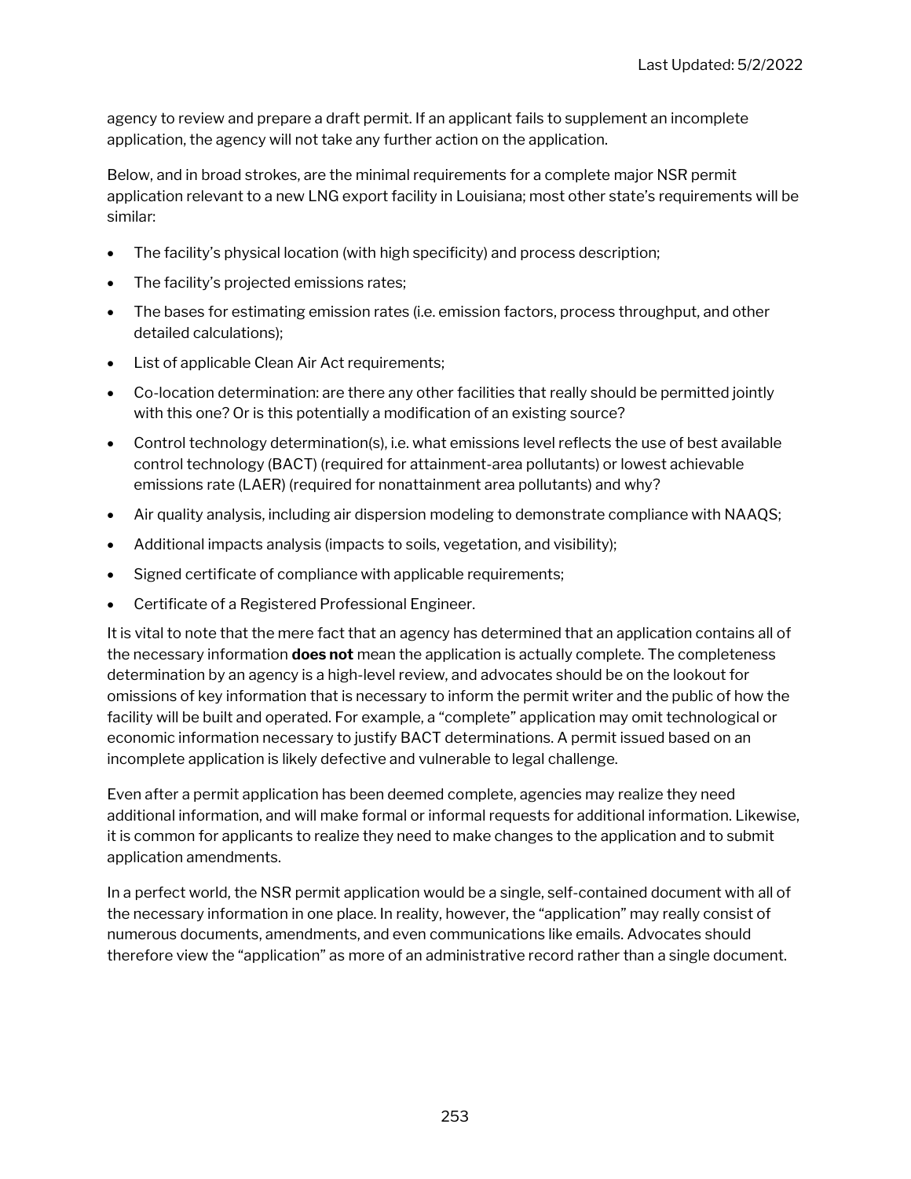agency to review and prepare a draft permit. If an applicant fails to supplement an incomplete application, the agency will not take any further action on the application.

Below, and in broad strokes, are the minimal requirements for a complete major NSR permit application relevant to a new LNG export facility in Louisiana; most other state's requirements will be similar:

- The facility's physical location (with high specificity) and process description;
- The facility's projected emissions rates;
- The bases for estimating emission rates (i.e. emission factors, process throughput, and other detailed calculations);
- List of applicable Clean Air Act requirements;
- Co-location determination: are there any other facilities that really should be permitted jointly with this one? Or is this potentially a modification of an existing source?
- Control technology determination(s), i.e. what emissions level reflects the use of best available control technology (BACT) (required for attainment-area pollutants) or lowest achievable emissions rate (LAER) (required for nonattainment area pollutants) and why?
- Air quality analysis, including air dispersion modeling to demonstrate compliance with NAAQS;
- Additional impacts analysis (impacts to soils, vegetation, and visibility);
- Signed certificate of compliance with applicable requirements;
- Certificate of a Registered Professional Engineer.

It is vital to note that the mere fact that an agency has determined that an application contains all of the necessary information **does not** mean the application is actually complete. The completeness determination by an agency is a high-level review, and advocates should be on the lookout for omissions of key information that is necessary to inform the permit writer and the public of how the facility will be built and operated. For example, a "complete" application may omit technological or economic information necessary to justify BACT determinations. A permit issued based on an incomplete application is likely defective and vulnerable to legal challenge.

Even after a permit application has been deemed complete, agencies may realize they need additional information, and will make formal or informal requests for additional information. Likewise, it is common for applicants to realize they need to make changes to the application and to submit application amendments.

In a perfect world, the NSR permit application would be a single, self-contained document with all of the necessary information in one place. In reality, however, the "application" may really consist of numerous documents, amendments, and even communications like emails. Advocates should therefore view the "application" as more of an administrative record rather than a single document.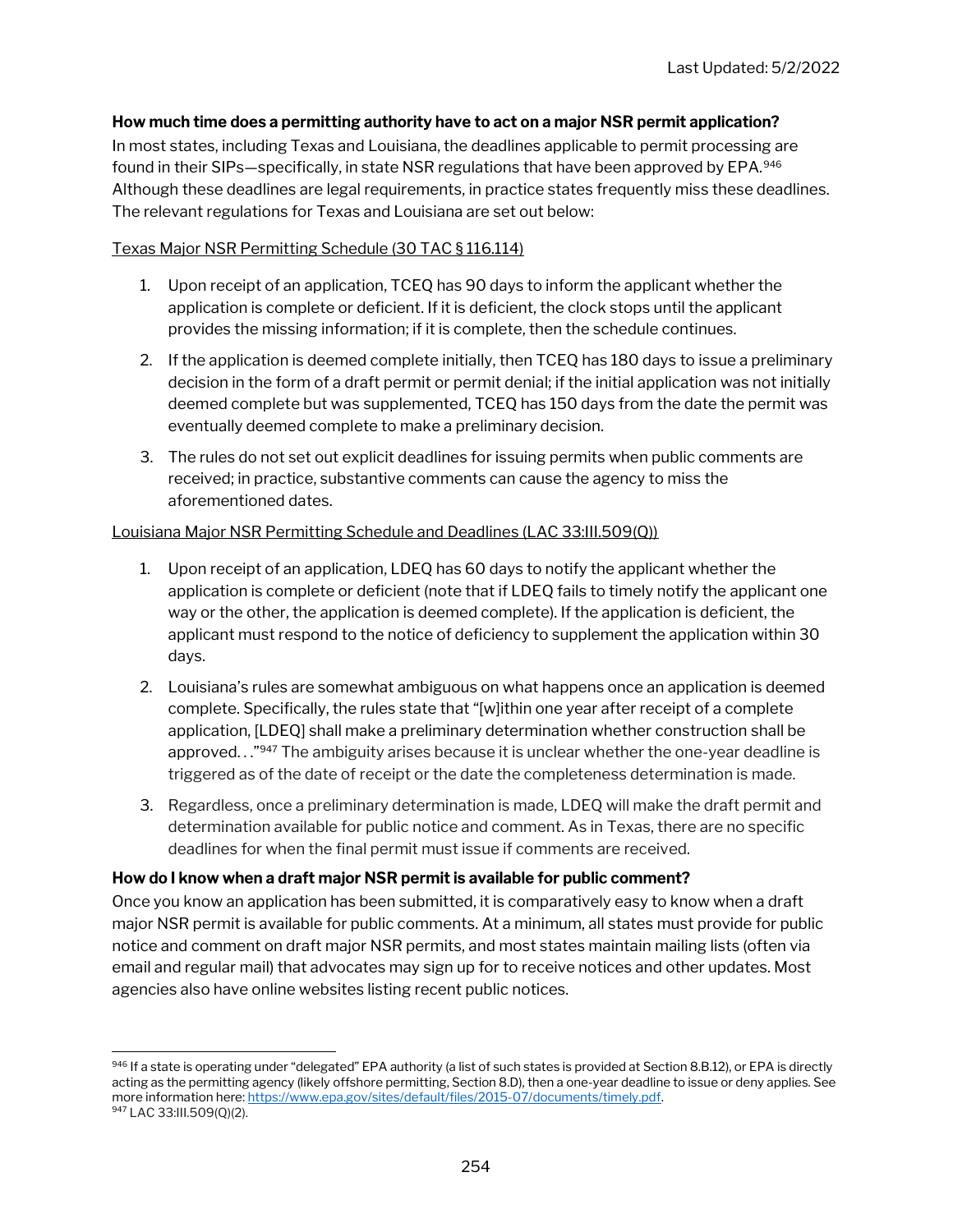**How much time does a permitting authority have to act on a major NSR permit application?**

In most states, including Texas and Louisiana, the deadlines applicable to permit processing are found in their SIPs—specifically, in state NSR regulations that have been approved by EPA.[946] Although these deadlines are legal requirements, in practice states frequently miss these deadlines. The relevant regulations for Texas and Louisiana are set out below:

<u>Texas Major NSR Permitting Schedule (30 TAC § 116.114)</u>

1. Upon receipt of an application, TCEQ has 90 days to inform the applicant whether the application is complete or deficient. If it is deficient, the clock stops until the applicant provides the missing information; if it is complete, then the schedule continues.
2. If the application is deemed complete initially, then TCEQ has 180 days to issue a preliminary decision in the form of a draft permit or permit denial; if the initial application was not initially deemed complete but was supplemented, TCEQ has 150 days from the date the permit was eventually deemed complete to make a preliminary decision.
3. The rules do not set out explicit deadlines for issuing permits when public comments are received; in practice, substantive comments can cause the agency to miss the aforementioned dates.

<u>Louisiana Major NSR Permitting Schedule and Deadlines (LAC 33:III.509(Q))</u>

1. Upon receipt of an application, LDEQ has 60 days to notify the applicant whether the application is complete or deficient (note that if LDEQ fails to timely notify the applicant one way or the other, the application is deemed complete). If the application is deficient, the applicant must respond to the notice of deficiency to supplement the application within 30 days.
2. Louisiana's rules are somewhat ambiguous on what happens once an application is deemed complete. Specifically, the rules state that "[w]ithin one year after receipt of a complete application, [LDEQ] shall make a preliminary determination whether construction shall be approved. . ."[947] The ambiguity arises because it is unclear whether the one-year deadline is triggered as of the date of receipt or the date the completeness determination is made.
3. Regardless, once a preliminary determination is made, LDEQ will make the draft permit and determination available for public notice and comment. As in Texas, there are no specific deadlines for when the final permit must issue if comments are received.

**How do I know when a draft major NSR permit is available for public comment?**

Once you know an application has been submitted, it is comparatively easy to know when a draft major NSR permit is available for public comments. At a minimum, all states must provide for public notice and comment on draft major NSR permits, and most states maintain mailing lists (often via email and regular mail) that advocates may sign up for to receive notices and other updates. Most agencies also have online websites listing recent public notices.

---

[946] If a state is operating under "delegated" EPA authority (a list of such states is provided at Section 8.B.12), or EPA is directly acting as the permitting agency (likely offshore permitting, Section 8.D), then a one-year deadline to issue or deny applies. See more information here: https://www.epa.gov/sites/default/files/2015-07/documents/timely.pdf.

[947] LAC 33:III.509(Q)(2).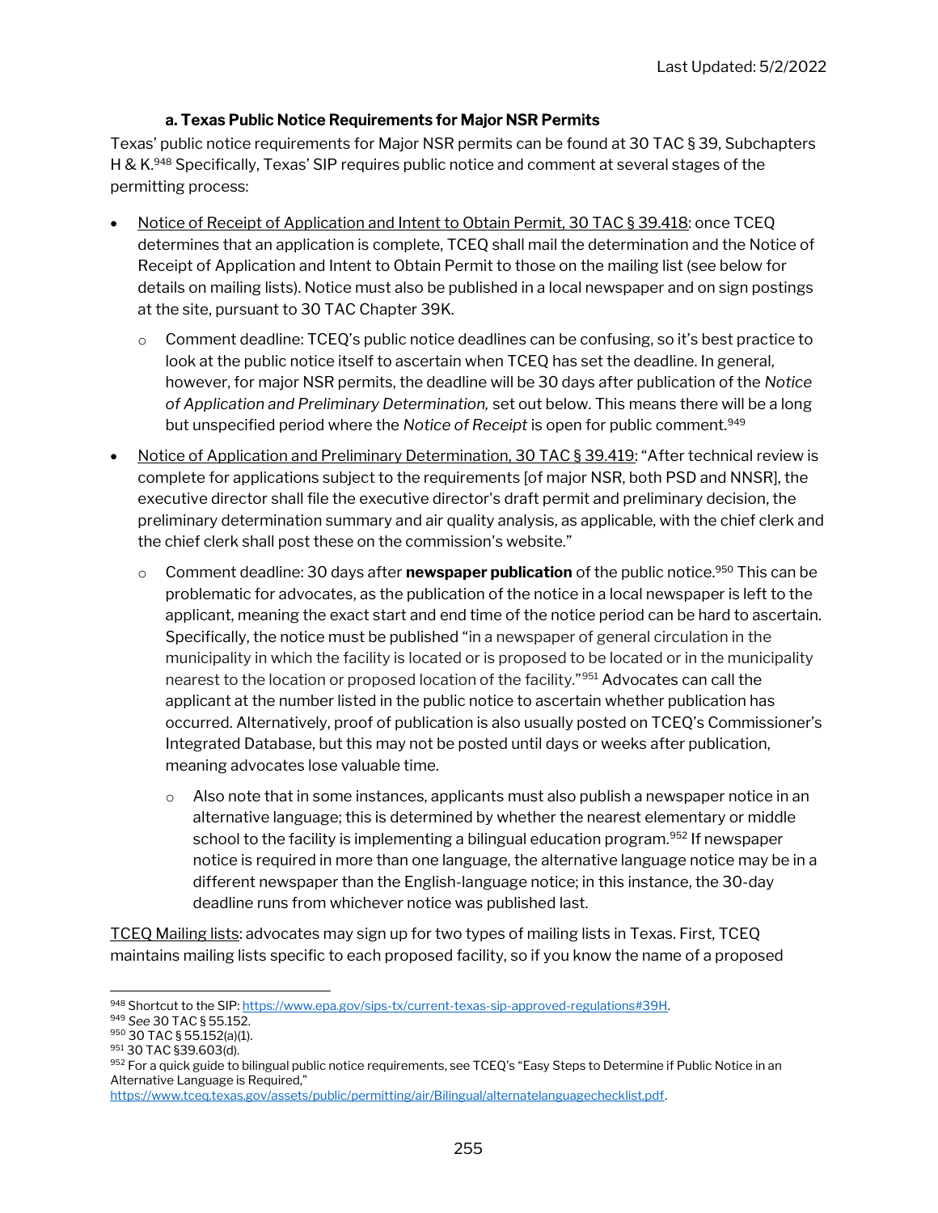### a. Texas Public Notice Requirements for Major NSR Permits

Texas' public notice requirements for Major NSR permits can be found at 30 TAC § 39, Subchapters H & K.[948] Specifically, Texas' SIP requires public notice and comment at several stages of the permitting process:

- Notice of Receipt of Application and Intent to Obtain Permit, 30 TAC § 39.418: once TCEQ determines that an application is complete, TCEQ shall mail the determination and the Notice of Receipt of Application and Intent to Obtain Permit to those on the mailing list (see below for details on mailing lists). Notice must also be published in a local newspaper and on sign postings at the site, pursuant to 30 TAC Chapter 39K.
  - Comment deadline: TCEQ's public notice deadlines can be confusing, so it's best practice to look at the public notice itself to ascertain when TCEQ has set the deadline. In general, however, for major NSR permits, the deadline will be 30 days after publication of the *Notice of Application and Preliminary Determination,* set out below. This means there will be a long but unspecified period where the *Notice of Receipt* is open for public comment.[949]
- Notice of Application and Preliminary Determination, 30 TAC § 39.419: "After technical review is complete for applications subject to the requirements [of major NSR, both PSD and NNSR], the executive director shall file the executive director's draft permit and preliminary decision, the preliminary determination summary and air quality analysis, as applicable, with the chief clerk and the chief clerk shall post these on the commission's website."
  - Comment deadline: 30 days after **newspaper publication** of the public notice.[950] This can be problematic for advocates, as the publication of the notice in a local newspaper is left to the applicant, meaning the exact start and end time of the notice period can be hard to ascertain. Specifically, the notice must be published "in a newspaper of general circulation in the municipality in which the facility is located or is proposed to be located or in the municipality nearest to the location or proposed location of the facility."[951] Advocates can call the applicant at the number listed in the public notice to ascertain whether publication has occurred. Alternatively, proof of publication is also usually posted on TCEQ's Commissioner's Integrated Database, but this may not be posted until days or weeks after publication, meaning advocates lose valuable time.
    - Also note that in some instances, applicants must also publish a newspaper notice in an alternative language; this is determined by whether the nearest elementary or middle school to the facility is implementing a bilingual education program.[952] If newspaper notice is required in more than one language, the alternative language notice may be in a different newspaper than the English-language notice; in this instance, the 30-day deadline runs from whichever notice was published last.

TCEQ Mailing lists: advocates may sign up for two types of mailing lists in Texas. First, TCEQ maintains mailing lists specific to each proposed facility, so if you know the name of a proposed

---

[948] Shortcut to the SIP: https://www.epa.gov/sips-tx/current-texas-sip-approved-regulations#39H.

[949] *See* 30 TAC § 55.152.

[950] 30 TAC § 55.152(a)(1).

[951] 30 TAC §39.603(d).

[952] For a quick guide to bilingual public notice requirements, see TCEQ's "Easy Steps to Determine if Public Notice in an Alternative Language is Required," https://www.tceq.texas.gov/assets/public/permitting/air/Bilingual/alternatelanguagechecklist.pdf.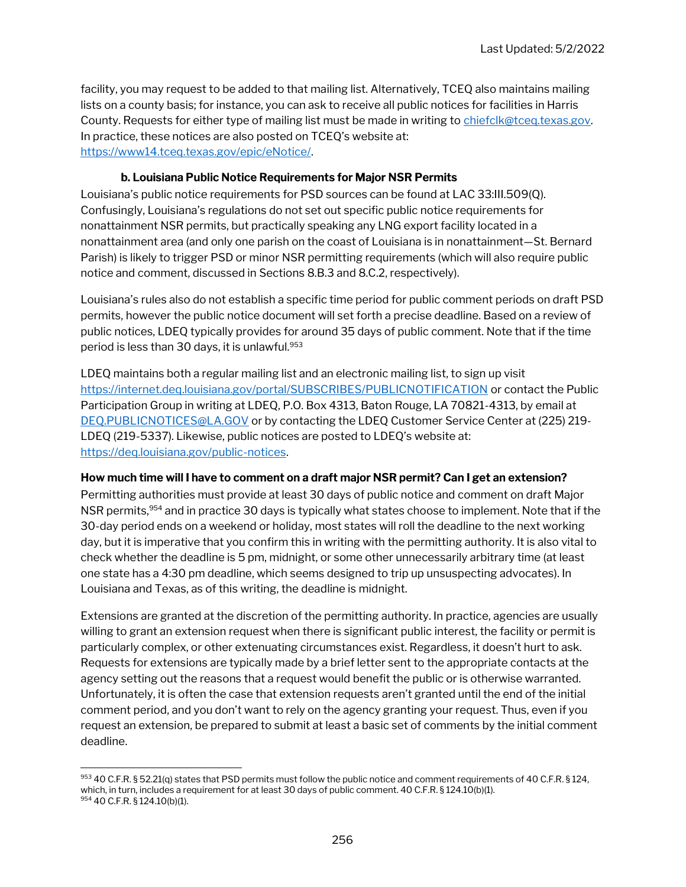facility, you may request to be added to that mailing list. Alternatively, TCEQ also maintains mailing lists on a county basis; for instance, you can ask to receive all public notices for facilities in Harris County. Requests for either type of mailing list must be made in writing to chiefclk@tceq.texas.gov. In practice, these notices are also posted on TCEQ's website at: https://www14.tceq.texas.gov/epic/eNotice/.

### b. Louisiana Public Notice Requirements for Major NSR Permits

Louisiana's public notice requirements for PSD sources can be found at LAC 33:III.509(Q). Confusingly, Louisiana's regulations do not set out specific public notice requirements for nonattainment NSR permits, but practically speaking any LNG export facility located in a nonattainment area (and only one parish on the coast of Louisiana is in nonattainment—St. Bernard Parish) is likely to trigger PSD or minor NSR permitting requirements (which will also require public notice and comment, discussed in Sections 8.B.3 and 8.C.2, respectively).

Louisiana's rules also do not establish a specific time period for public comment periods on draft PSD permits, however the public notice document will set forth a precise deadline. Based on a review of public notices, LDEQ typically provides for around 35 days of public comment. Note that if the time period is less than 30 days, it is unlawful.[953]

LDEQ maintains both a regular mailing list and an electronic mailing list, to sign up visit https://internet.deq.louisiana.gov/portal/SUBSCRIBES/PUBLICNOTIFICATION or contact the Public Participation Group in writing at LDEQ, P.O. Box 4313, Baton Rouge, LA 70821-4313, by email at DEQ.PUBLICNOTICES@LA.GOV or by contacting the LDEQ Customer Service Center at (225) 219-LDEQ (219-5337). Likewise, public notices are posted to LDEQ's website at: https://deq.louisiana.gov/public-notices.

**How much time will I have to comment on a draft major NSR permit? Can I get an extension?**

Permitting authorities must provide at least 30 days of public notice and comment on draft Major NSR permits,[954] and in practice 30 days is typically what states choose to implement. Note that if the 30-day period ends on a weekend or holiday, most states will roll the deadline to the next working day, but it is imperative that you confirm this in writing with the permitting authority. It is also vital to check whether the deadline is 5 pm, midnight, or some other unnecessarily arbitrary time (at least one state has a 4:30 pm deadline, which seems designed to trip up unsuspecting advocates). In Louisiana and Texas, as of this writing, the deadline is midnight.

Extensions are granted at the discretion of the permitting authority. In practice, agencies are usually willing to grant an extension request when there is significant public interest, the facility or permit is particularly complex, or other extenuating circumstances exist. Regardless, it doesn't hurt to ask. Requests for extensions are typically made by a brief letter sent to the appropriate contacts at the agency setting out the reasons that a request would benefit the public or is otherwise warranted. Unfortunately, it is often the case that extension requests aren't granted until the end of the initial comment period, and you don't want to rely on the agency granting your request. Thus, even if you request an extension, be prepared to submit at least a basic set of comments by the initial comment deadline.

---

[953] 40 C.F.R. § 52.21(q) states that PSD permits must follow the public notice and comment requirements of 40 C.F.R. § 124, which, in turn, includes a requirement for at least 30 days of public comment. 40 C.F.R. § 124.10(b)(1).

[954] 40 C.F.R. § 124.10(b)(1).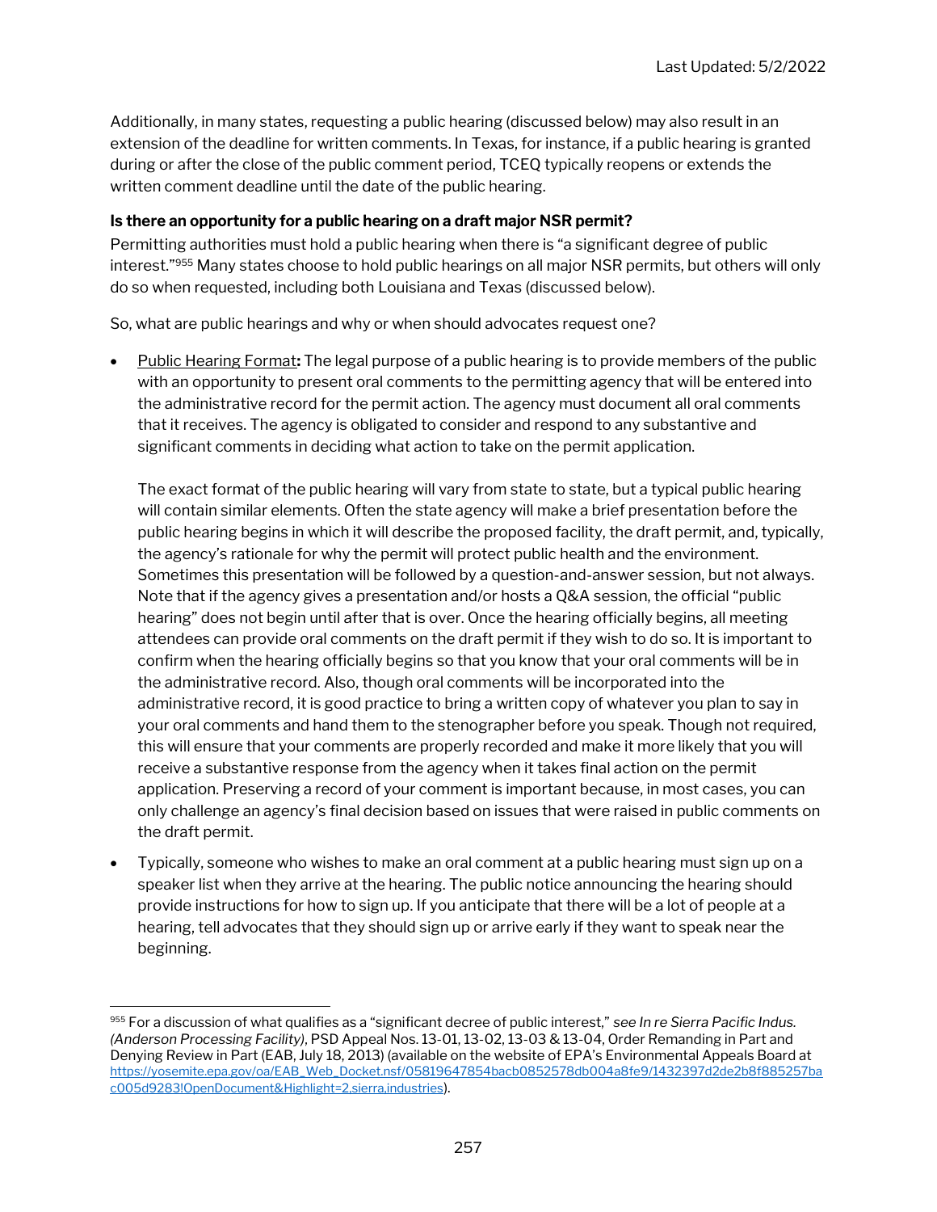Additionally, in many states, requesting a public hearing (discussed below) may also result in an extension of the deadline for written comments. In Texas, for instance, if a public hearing is granted during or after the close of the public comment period, TCEQ typically reopens or extends the written comment deadline until the date of the public hearing.

**Is there an opportunity for a public hearing on a draft major NSR permit?**

Permitting authorities must hold a public hearing when there is "a significant degree of public interest."[955] Many states choose to hold public hearings on all major NSR permits, but others will only do so when requested, including both Louisiana and Texas (discussed below).

So, what are public hearings and why or when should advocates request one?

- Public Hearing Format**:** The legal purpose of a public hearing is to provide members of the public with an opportunity to present oral comments to the permitting agency that will be entered into the administrative record for the permit action. The agency must document all oral comments that it receives. The agency is obligated to consider and respond to any substantive and significant comments in deciding what action to take on the permit application.

  The exact format of the public hearing will vary from state to state, but a typical public hearing will contain similar elements. Often the state agency will make a brief presentation before the public hearing begins in which it will describe the proposed facility, the draft permit, and, typically, the agency's rationale for why the permit will protect public health and the environment. Sometimes this presentation will be followed by a question-and-answer session, but not always. Note that if the agency gives a presentation and/or hosts a Q&A session, the official "public hearing" does not begin until after that is over. Once the hearing officially begins, all meeting attendees can provide oral comments on the draft permit if they wish to do so. It is important to confirm when the hearing officially begins so that you know that your oral comments will be in the administrative record. Also, though oral comments will be incorporated into the administrative record, it is good practice to bring a written copy of whatever you plan to say in your oral comments and hand them to the stenographer before you speak. Though not required, this will ensure that your comments are properly recorded and make it more likely that you will receive a substantive response from the agency when it takes final action on the permit application. Preserving a record of your comment is important because, in most cases, you can only challenge an agency's final decision based on issues that were raised in public comments on the draft permit.

- Typically, someone who wishes to make an oral comment at a public hearing must sign up on a speaker list when they arrive at the hearing. The public notice announcing the hearing should provide instructions for how to sign up. If you anticipate that there will be a lot of people at a hearing, tell advocates that they should sign up or arrive early if they want to speak near the beginning.

---

[955] For a discussion of what qualifies as a "significant decree of public interest," *see In re Sierra Pacific Indus. (Anderson Processing Facility)*, PSD Appeal Nos. 13-01, 13-02, 13-03 & 13-04, Order Remanding in Part and Denying Review in Part (EAB, July 18, 2013) (available on the website of EPA's Environmental Appeals Board at https://yosemite.epa.gov/oa/EAB_Web_Docket.nsf/05819647854bacb0852578db004a8fe9/1432397d2de2b8f885257bac005d9283!OpenDocument&Highlight=2,sierra,industries).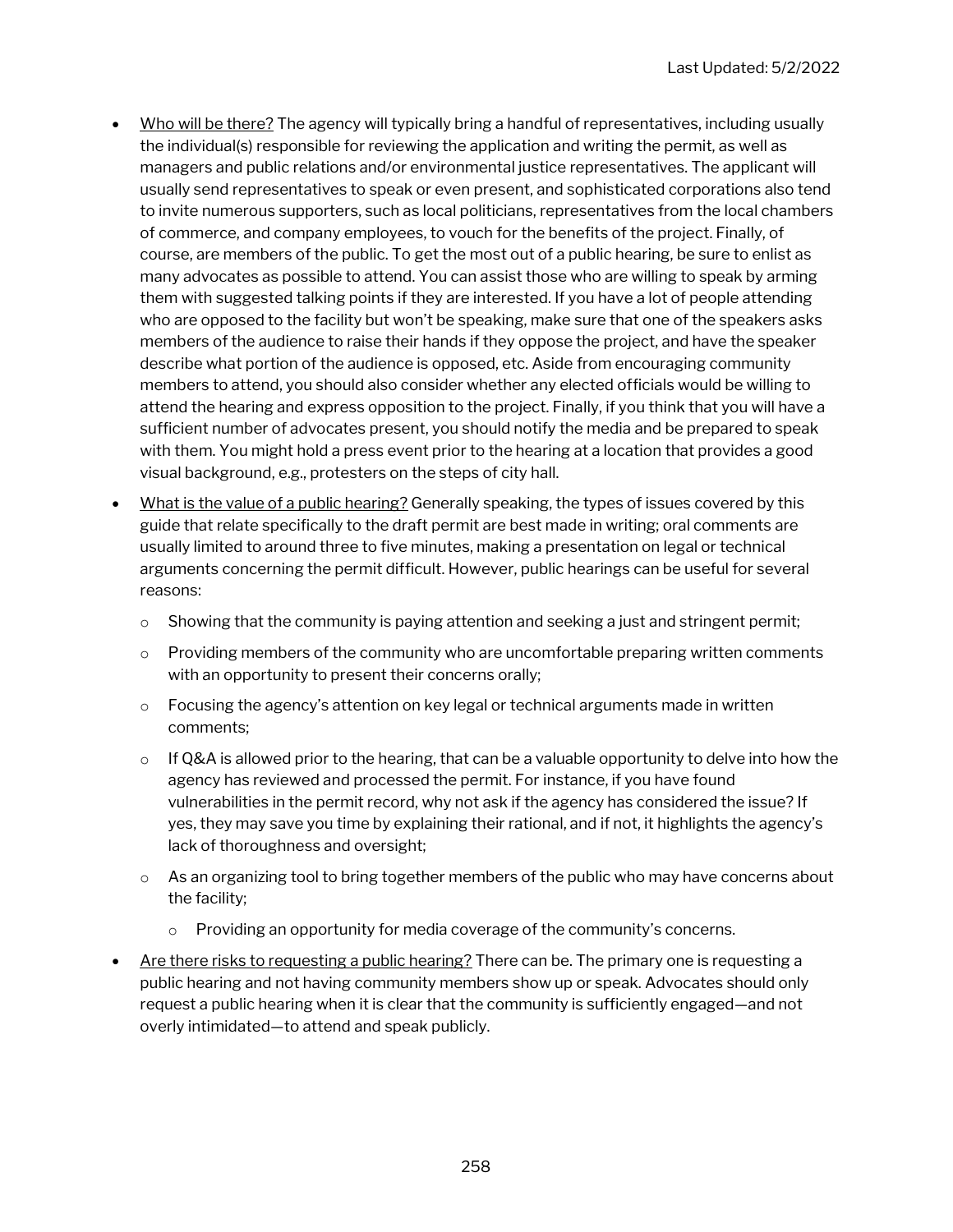- Who will be there? The agency will typically bring a handful of representatives, including usually the individual(s) responsible for reviewing the application and writing the permit, as well as managers and public relations and/or environmental justice representatives. The applicant will usually send representatives to speak or even present, and sophisticated corporations also tend to invite numerous supporters, such as local politicians, representatives from the local chambers of commerce, and company employees, to vouch for the benefits of the project. Finally, of course, are members of the public. To get the most out of a public hearing, be sure to enlist as many advocates as possible to attend. You can assist those who are willing to speak by arming them with suggested talking points if they are interested. If you have a lot of people attending who are opposed to the facility but won't be speaking, make sure that one of the speakers asks members of the audience to raise their hands if they oppose the project, and have the speaker describe what portion of the audience is opposed, etc. Aside from encouraging community members to attend, you should also consider whether any elected officials would be willing to attend the hearing and express opposition to the project. Finally, if you think that you will have a sufficient number of advocates present, you should notify the media and be prepared to speak with them. You might hold a press event prior to the hearing at a location that provides a good visual background, e.g., protesters on the steps of city hall.
- What is the value of a public hearing? Generally speaking, the types of issues covered by this guide that relate specifically to the draft permit are best made in writing; oral comments are usually limited to around three to five minutes, making a presentation on legal or technical arguments concerning the permit difficult. However, public hearings can be useful for several reasons:
  - Showing that the community is paying attention and seeking a just and stringent permit;
  - Providing members of the community who are uncomfortable preparing written comments with an opportunity to present their concerns orally;
  - Focusing the agency's attention on key legal or technical arguments made in written comments;
  - If Q&A is allowed prior to the hearing, that can be a valuable opportunity to delve into how the agency has reviewed and processed the permit. For instance, if you have found vulnerabilities in the permit record, why not ask if the agency has considered the issue? If yes, they may save you time by explaining their rational, and if not, it highlights the agency's lack of thoroughness and oversight;
  - As an organizing tool to bring together members of the public who may have concerns about the facility;
    - Providing an opportunity for media coverage of the community's concerns.
- Are there risks to requesting a public hearing? There can be. The primary one is requesting a public hearing and not having community members show up or speak. Advocates should only request a public hearing when it is clear that the community is sufficiently engaged—and not overly intimidated—to attend and speak publicly.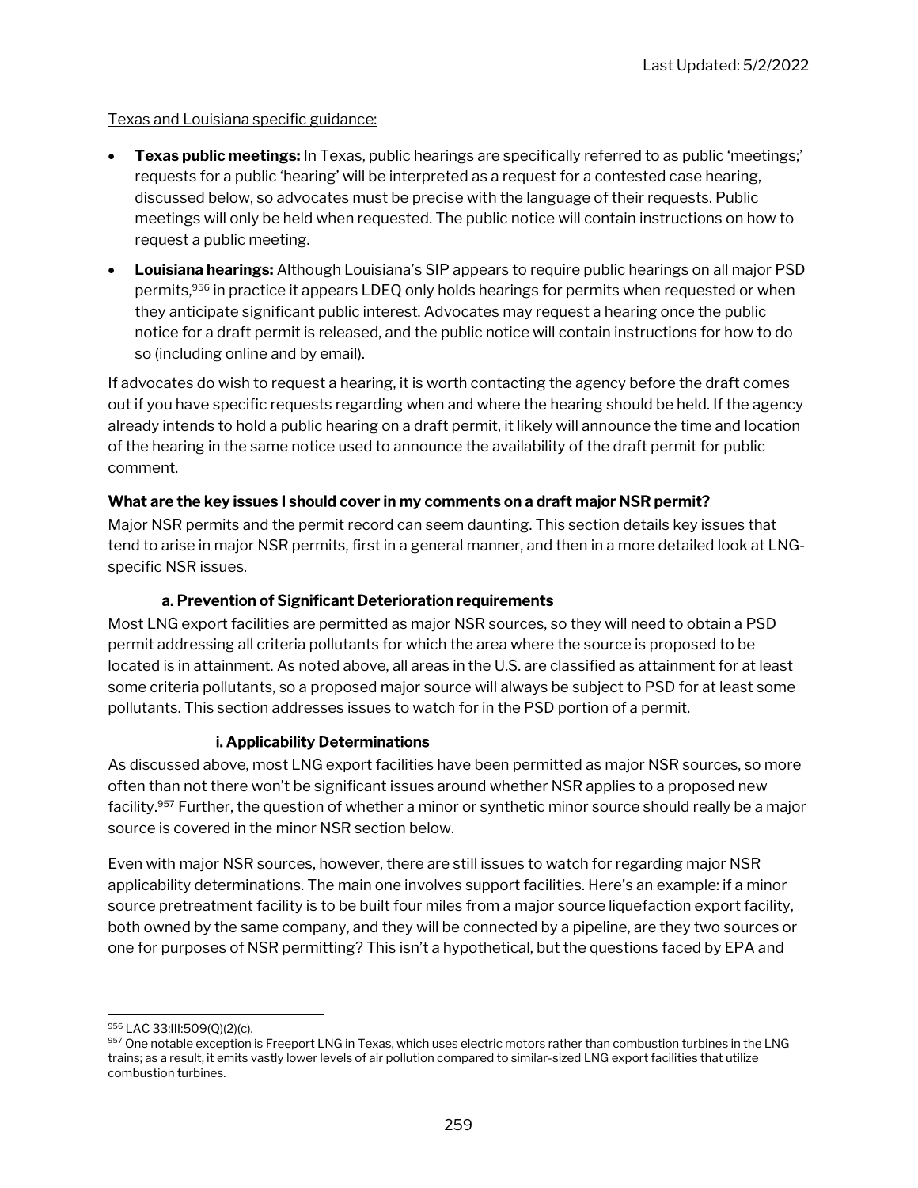Texas and Louisiana specific guidance:

- **Texas public meetings:** In Texas, public hearings are specifically referred to as public 'meetings;' requests for a public 'hearing' will be interpreted as a request for a contested case hearing, discussed below, so advocates must be precise with the language of their requests. Public meetings will only be held when requested. The public notice will contain instructions on how to request a public meeting.
- **Louisiana hearings:** Although Louisiana's SIP appears to require public hearings on all major PSD permits,[956] in practice it appears LDEQ only holds hearings for permits when requested or when they anticipate significant public interest. Advocates may request a hearing once the public notice for a draft permit is released, and the public notice will contain instructions for how to do so (including online and by email).

If advocates do wish to request a hearing, it is worth contacting the agency before the draft comes out if you have specific requests regarding when and where the hearing should be held. If the agency already intends to hold a public hearing on a draft permit, it likely will announce the time and location of the hearing in the same notice used to announce the availability of the draft permit for public comment.

### What are the key issues I should cover in my comments on a draft major NSR permit?

Major NSR permits and the permit record can seem daunting. This section details key issues that tend to arise in major NSR permits, first in a general manner, and then in a more detailed look at LNG-specific NSR issues.

#### a. Prevention of Significant Deterioration requirements

Most LNG export facilities are permitted as major NSR sources, so they will need to obtain a PSD permit addressing all criteria pollutants for which the area where the source is proposed to be located is in attainment. As noted above, all areas in the U.S. are classified as attainment for at least some criteria pollutants, so a proposed major source will always be subject to PSD for at least some pollutants. This section addresses issues to watch for in the PSD portion of a permit.

##### i. Applicability Determinations

As discussed above, most LNG export facilities have been permitted as major NSR sources, so more often than not there won't be significant issues around whether NSR applies to a proposed new facility.[957] Further, the question of whether a minor or synthetic minor source should really be a major source is covered in the minor NSR section below.

Even with major NSR sources, however, there are still issues to watch for regarding major NSR applicability determinations. The main one involves support facilities. Here's an example: if a minor source pretreatment facility is to be built four miles from a major source liquefaction export facility, both owned by the same company, and they will be connected by a pipeline, are they two sources or one for purposes of NSR permitting? This isn't a hypothetical, but the questions faced by EPA and

---

[956] LAC 33:III:509(Q)(2)(c).

[957] One notable exception is Freeport LNG in Texas, which uses electric motors rather than combustion turbines in the LNG trains; as a result, it emits vastly lower levels of air pollution compared to similar-sized LNG export facilities that utilize combustion turbines.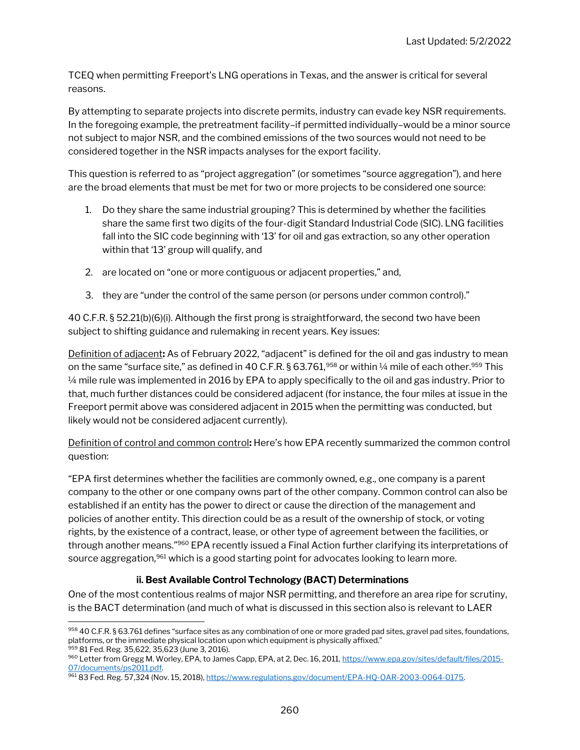TCEQ when permitting Freeport's LNG operations in Texas, and the answer is critical for several reasons.

By attempting to separate projects into discrete permits, industry can evade key NSR requirements. In the foregoing example, the pretreatment facility–if permitted individually–would be a minor source not subject to major NSR, and the combined emissions of the two sources would not need to be considered together in the NSR impacts analyses for the export facility.

This question is referred to as "project aggregation" (or sometimes "source aggregation"), and here are the broad elements that must be met for two or more projects to be considered one source:

1. Do they share the same industrial grouping? This is determined by whether the facilities share the same first two digits of the four-digit Standard Industrial Code (SIC). LNG facilities fall into the SIC code beginning with '13' for oil and gas extraction, so any other operation within that '13' group will qualify, and

2. are located on "one or more contiguous or adjacent properties," and,

3. they are "under the control of the same person (or persons under common control)."

40 C.F.R. § 52.21(b)(6)(i). Although the first prong is straightforward, the second two have been subject to shifting guidance and rulemaking in recent years. Key issues:

<u>Definition of adjacent</u>**:** As of February 2022, "adjacent" is defined for the oil and gas industry to mean on the same "surface site," as defined in 40 C.F.R. § 63.761,[958] or within ¼ mile of each other.[959] This ¼ mile rule was implemented in 2016 by EPA to apply specifically to the oil and gas industry. Prior to that, much further distances could be considered adjacent (for instance, the four miles at issue in the Freeport permit above was considered adjacent in 2015 when the permitting was conducted, but likely would not be considered adjacent currently).

<u>Definition of control and common control</u>**:** Here's how EPA recently summarized the common control question:

"EPA first determines whether the facilities are commonly owned, e.g., one company is a parent company to the other or one company owns part of the other company. Common control can also be established if an entity has the power to direct or cause the direction of the management and policies of another entity. This direction could be as a result of the ownership of stock, or voting rights, by the existence of a contract, lease, or other type of agreement between the facilities, or through another means."[960] EPA recently issued a Final Action further clarifying its interpretations of source aggregation,[961] which is a good starting point for advocates looking to learn more.

#### ii. Best Available Control Technology (BACT) Determinations

One of the most contentious realms of major NSR permitting, and therefore an area ripe for scrutiny, is the BACT determination (and much of what is discussed in this section also is relevant to LAER

---

[958] 40 C.F.R. § 63.761 defines "surface sites as any combination of one or more graded pad sites, gravel pad sites, foundations, platforms, or the immediate physical location upon which equipment is physically affixed."

[959] 81 Fed. Reg. 35,622, 35,623 (June 3, 2016).

[960] Letter from Gregg M. Worley, EPA, to James Capp, EPA, at 2, Dec. 16, 2011, https://www.epa.gov/sites/default/files/2015-07/documents/ps2011.pdf.

[961] 83 Fed. Reg. 57,324 (Nov. 15, 2018), https://www.regulations.gov/document/EPA-HQ-OAR-2003-0064-0175.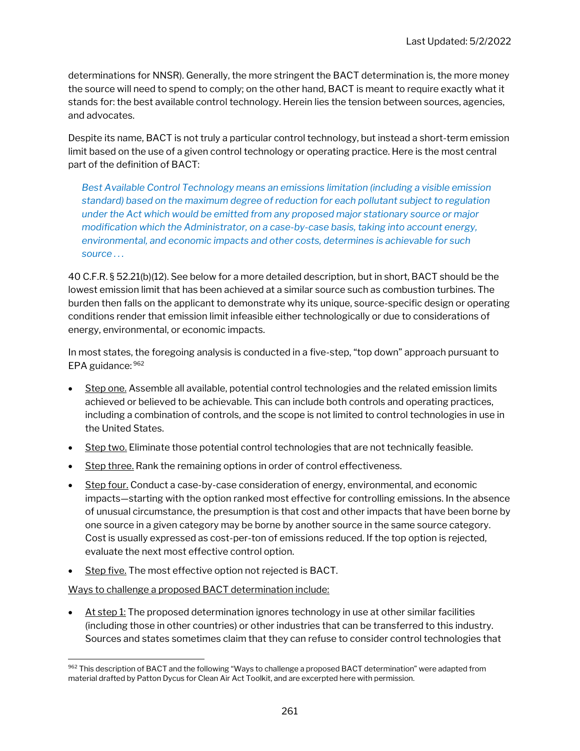determinations for NNSR). Generally, the more stringent the BACT determination is, the more money the source will need to spend to comply; on the other hand, BACT is meant to require exactly what it stands for: the best available control technology. Herein lies the tension between sources, agencies, and advocates.

Despite its name, BACT is not truly a particular control technology, but instead a short-term emission limit based on the use of a given control technology or operating practice. Here is the most central part of the definition of BACT:

> *Best Available Control Technology means an emissions limitation (including a visible emission standard) based on the maximum degree of reduction for each pollutant subject to regulation under the Act which would be emitted from any proposed major stationary source or major modification which the Administrator, on a case-by-case basis, taking into account energy, environmental, and economic impacts and other costs, determines is achievable for such source . . .*

40 C.F.R. § 52.21(b)(12). See below for a more detailed description, but in short, BACT should be the lowest emission limit that has been achieved at a similar source such as combustion turbines. The burden then falls on the applicant to demonstrate why its unique, source-specific design or operating conditions render that emission limit infeasible either technologically or due to considerations of energy, environmental, or economic impacts.

In most states, the foregoing analysis is conducted in a five-step, "top down" approach pursuant to EPA guidance:[962]

- Step one. Assemble all available, potential control technologies and the related emission limits achieved or believed to be achievable. This can include both controls and operating practices, including a combination of controls, and the scope is not limited to control technologies in use in the United States.
- Step two. Eliminate those potential control technologies that are not technically feasible.
- Step three. Rank the remaining options in order of control effectiveness.
- Step four. Conduct a case-by-case consideration of energy, environmental, and economic impacts—starting with the option ranked most effective for controlling emissions. In the absence of unusual circumstance, the presumption is that cost and other impacts that have been borne by one source in a given category may be borne by another source in the same source category. Cost is usually expressed as cost-per-ton of emissions reduced. If the top option is rejected, evaluate the next most effective control option.
- Step five. The most effective option not rejected is BACT.

Ways to challenge a proposed BACT determination include:

- At step 1: The proposed determination ignores technology in use at other similar facilities (including those in other countries) or other industries that can be transferred to this industry. Sources and states sometimes claim that they can refuse to consider control technologies that

[962] This description of BACT and the following "Ways to challenge a proposed BACT determination" were adapted from material drafted by Patton Dycus for Clean Air Act Toolkit, and are excerpted here with permission.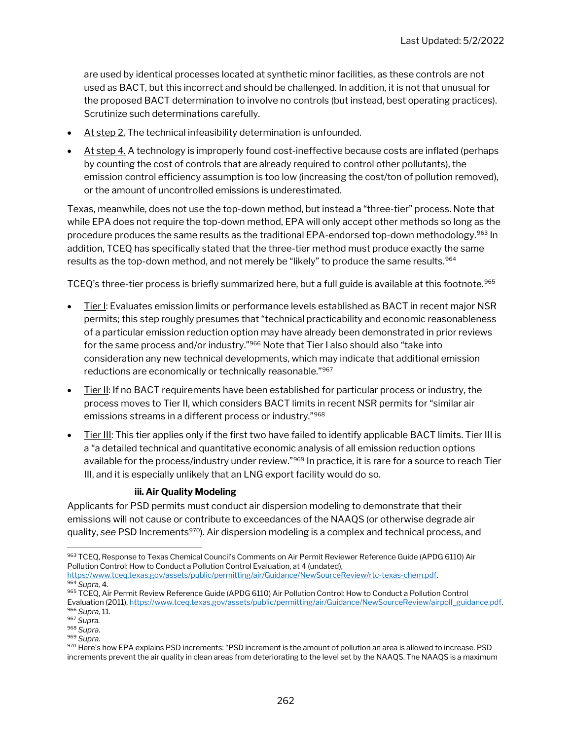are used by identical processes located at synthetic minor facilities, as these controls are not used as BACT, but this incorrect and should be challenged. In addition, it is not that unusual for the proposed BACT determination to involve no controls (but instead, best operating practices). Scrutinize such determinations carefully.

- At step 2. The technical infeasibility determination is unfounded.
- At step 4. A technology is improperly found cost-ineffective because costs are inflated (perhaps by counting the cost of controls that are already required to control other pollutants), the emission control efficiency assumption is too low (increasing the cost/ton of pollution removed), or the amount of uncontrolled emissions is underestimated.

Texas, meanwhile, does not use the top-down method, but instead a "three-tier" process. Note that while EPA does not require the top-down method, EPA will only accept other methods so long as the procedure produces the same results as the traditional EPA-endorsed top-down methodology.[963] In addition, TCEQ has specifically stated that the three-tier method must produce exactly the same results as the top-down method, and not merely be "likely" to produce the same results.[964]

TCEQ's three-tier process is briefly summarized here, but a full guide is available at this footnote.[965]

- Tier I: Evaluates emission limits or performance levels established as BACT in recent major NSR permits; this step roughly presumes that "technical practicability and economic reasonableness of a particular emission reduction option may have already been demonstrated in prior reviews for the same process and/or industry."[966] Note that Tier I also should also "take into consideration any new technical developments, which may indicate that additional emission reductions are economically or technically reasonable."[967]
- Tier II: If no BACT requirements have been established for particular process or industry, the process moves to Tier II, which considers BACT limits in recent NSR permits for "similar air emissions streams in a different process or industry."[968]
- Tier III: This tier applies only if the first two have failed to identify applicable BACT limits. Tier III is a "a detailed technical and quantitative economic analysis of all emission reduction options available for the process/industry under review."[969] In practice, it is rare for a source to reach Tier III, and it is especially unlikely that an LNG export facility would do so.

#### iii. Air Quality Modeling

Applicants for PSD permits must conduct air dispersion modeling to demonstrate that their emissions will not cause or contribute to exceedances of the NAAQS (or otherwise degrade air quality, *see* PSD Increments[970]). Air dispersion modeling is a complex and technical process, and

---

[963] TCEQ, Response to Texas Chemical Council's Comments on Air Permit Reviewer Reference Guide (APDG 6110) Air Pollution Control: How to Conduct a Pollution Control Evaluation, at 4 (undated), https://www.tceq.texas.gov/assets/public/permitting/air/Guidance/NewSourceReview/rtc-texas-chem.pdf.

[964] *Supra,* 4.

[965] TCEQ, Air Permit Review Reference Guide (APDG 6110) Air Pollution Control: How to Conduct a Pollution Control Evaluation (2011), https://www.tceq.texas.gov/assets/public/permitting/air/Guidance/NewSourceReview/airpoll_guidance.pdf.

[966] *Supra,* 11.

[967] *Supra.*

[968] *Supra.*

[969] *Supra.*

[970] Here's how EPA explains PSD increments: "PSD increment is the amount of pollution an area is allowed to increase. PSD increments prevent the air quality in clean areas from deteriorating to the level set by the NAAQS. The NAAQS is a maximum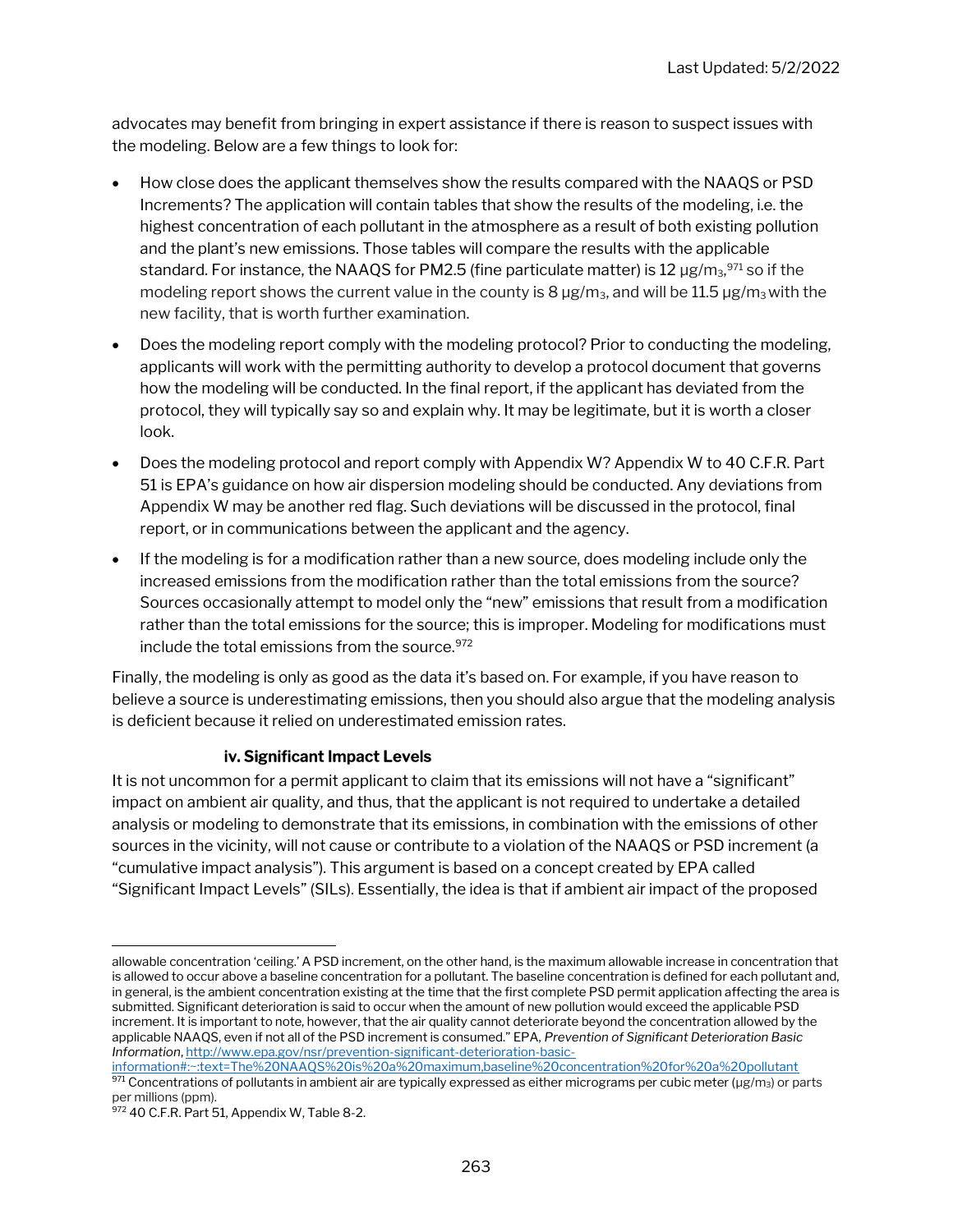advocates may benefit from bringing in expert assistance if there is reason to suspect issues with the modeling. Below are a few things to look for:

- How close does the applicant themselves show the results compared with the NAAQS or PSD Increments? The application will contain tables that show the results of the modeling, i.e. the highest concentration of each pollutant in the atmosphere as a result of both existing pollution and the plant's new emissions. Those tables will compare the results with the applicable standard. For instance, the NAAQS for PM2.5 (fine particulate matter) is 12 $\mu g/m_3$,[971] so if the modeling report shows the current value in the county is 8 $\mu g/m_3$, and will be 11.5 $\mu g/m_3$ with the new facility, that is worth further examination.
- Does the modeling report comply with the modeling protocol? Prior to conducting the modeling, applicants will work with the permitting authority to develop a protocol document that governs how the modeling will be conducted. In the final report, if the applicant has deviated from the protocol, they will typically say so and explain why. It may be legitimate, but it is worth a closer look.
- Does the modeling protocol and report comply with Appendix W? Appendix W to 40 C.F.R. Part 51 is EPA's guidance on how air dispersion modeling should be conducted. Any deviations from Appendix W may be another red flag. Such deviations will be discussed in the protocol, final report, or in communications between the applicant and the agency.
- If the modeling is for a modification rather than a new source, does modeling include only the increased emissions from the modification rather than the total emissions from the source? Sources occasionally attempt to model only the "new" emissions that result from a modification rather than the total emissions for the source; this is improper. Modeling for modifications must include the total emissions from the source.[972]

Finally, the modeling is only as good as the data it's based on. For example, if you have reason to believe a source is underestimating emissions, then you should also argue that the modeling analysis is deficient because it relied on underestimated emission rates.

#### iv. Significant Impact Levels

It is not uncommon for a permit applicant to claim that its emissions will not have a "significant" impact on ambient air quality, and thus, that the applicant is not required to undertake a detailed analysis or modeling to demonstrate that its emissions, in combination with the emissions of other sources in the vicinity, will not cause or contribute to a violation of the NAAQS or PSD increment (a "cumulative impact analysis"). This argument is based on a concept created by EPA called "Significant Impact Levels" (SILs). Essentially, the idea is that if ambient air impact of the proposed

---

allowable concentration 'ceiling.' A PSD increment, on the other hand, is the maximum allowable increase in concentration that is allowed to occur above a baseline concentration for a pollutant. The baseline concentration is defined for each pollutant and, in general, is the ambient concentration existing at the time that the first complete PSD permit application affecting the area is submitted. Significant deterioration is said to occur when the amount of new pollution would exceed the applicable PSD increment. It is important to note, however, that the air quality cannot deteriorate beyond the concentration allowed by the applicable NAAQS, even if not all of the PSD increment is consumed." EPA, *Prevention of Significant Deterioration Basic Information*, http://www.epa.gov/nsr/prevention-significant-deterioration-basic-information#:~:text=The%20NAAQS%20is%20a%20maximum,baseline%20concentration%20for%20a%20pollutant

[971] Concentrations of pollutants in ambient air are typically expressed as either micrograms per cubic meter ($\mu g/m_3$) or parts per millions (ppm).

[972] 40 C.F.R. Part 51, Appendix W, Table 8-2.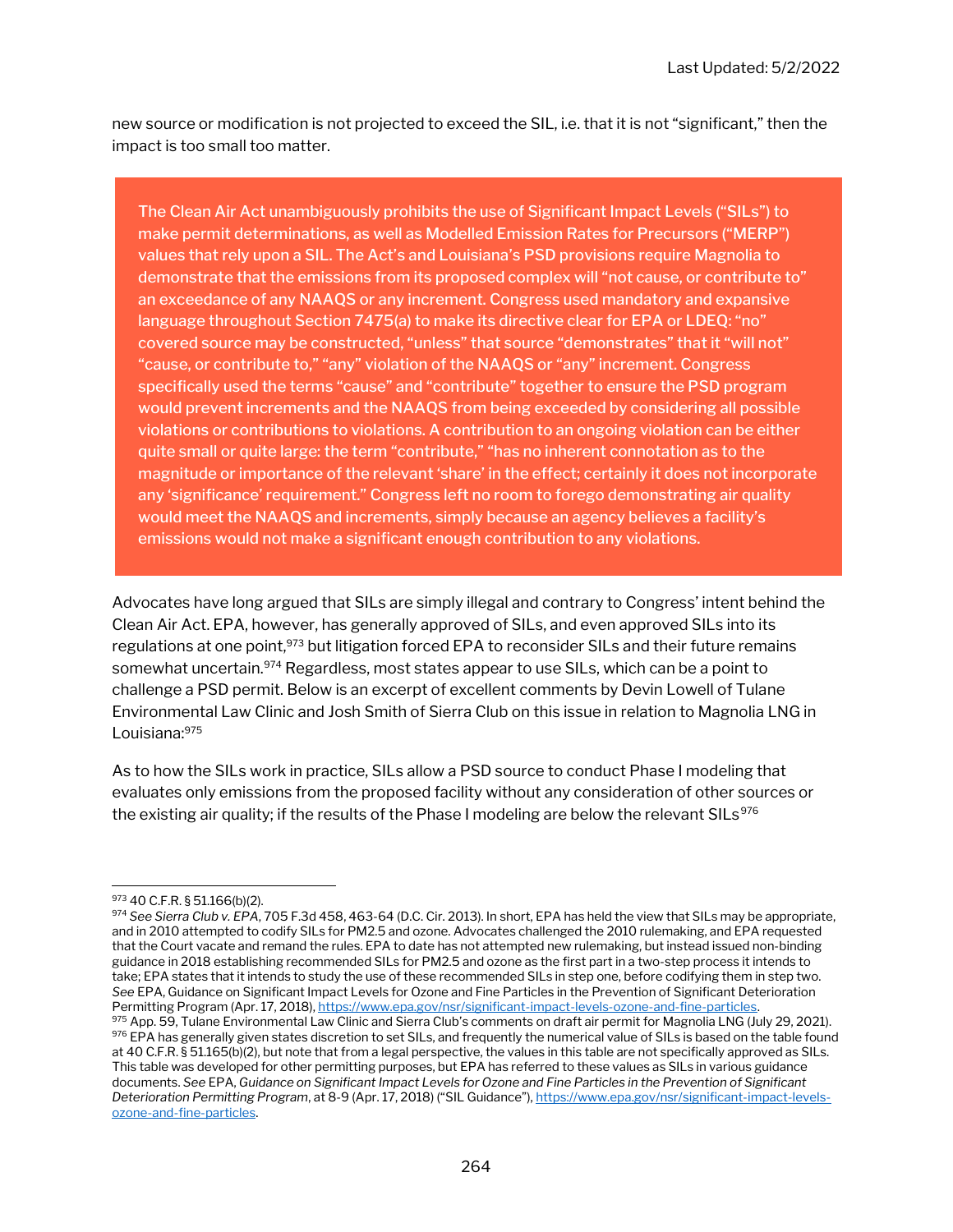new source or modification is not projected to exceed the SIL, i.e. that it is not "significant," then the impact is too small too matter.

> The Clean Air Act unambiguously prohibits the use of Significant Impact Levels ("SILs") to make permit determinations, as well as Modelled Emission Rates for Precursors ("MERP") values that rely upon a SIL. The Act's and Louisiana's PSD provisions require Magnolia to demonstrate that the emissions from its proposed complex will "not cause, or contribute to" an exceedance of any NAAQS or any increment. Congress used mandatory and expansive language throughout Section 7475(a) to make its directive clear for EPA or LDEQ: "no" covered source may be constructed, "unless" that source "demonstrates" that it "will not" "cause, or contribute to," "any" violation of the NAAQS or "any" increment. Congress specifically used the terms "cause" and "contribute" together to ensure the PSD program would prevent increments and the NAAQS from being exceeded by considering all possible violations or contributions to violations. A contribution to an ongoing violation can be either quite small or quite large: the term "contribute," "has no inherent connotation as to the magnitude or importance of the relevant 'share' in the effect; certainly it does not incorporate any 'significance' requirement." Congress left no room to forego demonstrating air quality would meet the NAAQS and increments, simply because an agency believes a facility's emissions would not make a significant enough contribution to any violations.

Advocates have long argued that SILs are simply illegal and contrary to Congress' intent behind the Clean Air Act. EPA, however, has generally approved of SILs, and even approved SILs into its regulations at one point,[973] but litigation forced EPA to reconsider SILs and their future remains somewhat uncertain.[974] Regardless, most states appear to use SILs, which can be a point to challenge a PSD permit. Below is an excerpt of excellent comments by Devin Lowell of Tulane Environmental Law Clinic and Josh Smith of Sierra Club on this issue in relation to Magnolia LNG in Louisiana:[975]

As to how the SILs work in practice, SILs allow a PSD source to conduct Phase I modeling that evaluates only emissions from the proposed facility without any consideration of other sources or the existing air quality; if the results of the Phase I modeling are below the relevant SILs[976]

---

[973] 40 C.F.R. § 51.166(b)(2).

[974] *See Sierra Club v. EPA*, 705 F.3d 458, 463-64 (D.C. Cir. 2013). In short, EPA has held the view that SILs may be appropriate, and in 2010 attempted to codify SILs for PM2.5 and ozone. Advocates challenged the 2010 rulemaking, and EPA requested that the Court vacate and remand the rules. EPA to date has not attempted new rulemaking, but instead issued non-binding guidance in 2018 establishing recommended SILs for PM2.5 and ozone as the first part in a two-step process it intends to take; EPA states that it intends to study the use of these recommended SILs in step one, before codifying them in step two. *See* EPA, Guidance on Significant Impact Levels for Ozone and Fine Particles in the Prevention of Significant Deterioration Permitting Program (Apr. 17, 2018), https://www.epa.gov/nsr/significant-impact-levels-ozone-and-fine-particles.

[975] App. 59, Tulane Environmental Law Clinic and Sierra Club's comments on draft air permit for Magnolia LNG (July 29, 2021).

[976] EPA has generally given states discretion to set SILs, and frequently the numerical value of SILs is based on the table found at 40 C.F.R. § 51.165(b)(2), but note that from a legal perspective, the values in this table are not specifically approved as SILs. This table was developed for other permitting purposes, but EPA has referred to these values as SILs in various guidance documents. *See* EPA, *Guidance on Significant Impact Levels for Ozone and Fine Particles in the Prevention of Significant Deterioration Permitting Program*, at 8-9 (Apr. 17, 2018) ("SIL Guidance"), https://www.epa.gov/nsr/significant-impact-levels-ozone-and-fine-particles.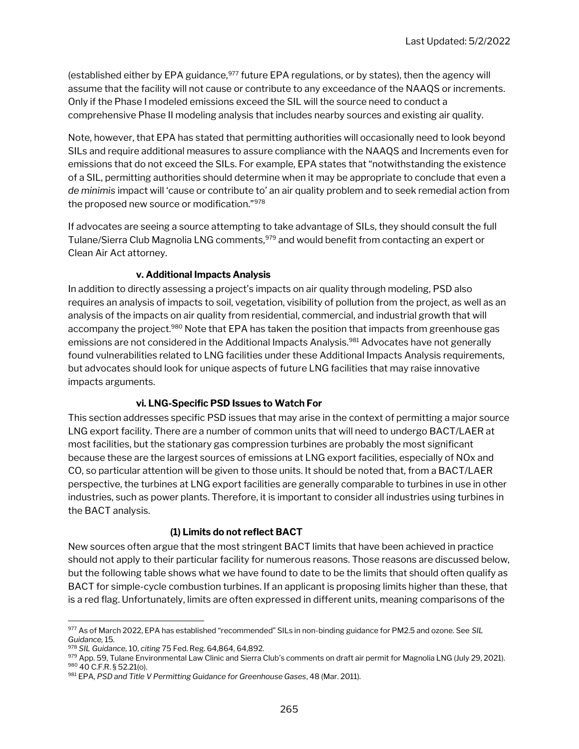(established either by EPA guidance,[977] future EPA regulations, or by states), then the agency will assume that the facility will not cause or contribute to any exceedance of the NAAQS or increments. Only if the Phase I modeled emissions exceed the SIL will the source need to conduct a comprehensive Phase II modeling analysis that includes nearby sources and existing air quality.

Note, however, that EPA has stated that permitting authorities will occasionally need to look beyond SILs and require additional measures to assure compliance with the NAAQS and Increments even for emissions that do not exceed the SILs. For example, EPA states that "notwithstanding the existence of a SIL, permitting authorities should determine when it may be appropriate to conclude that even a *de minimis* impact will 'cause or contribute to' an air quality problem and to seek remedial action from the proposed new source or modification."[978]

If advocates are seeing a source attempting to take advantage of SILs, they should consult the full Tulane/Sierra Club Magnolia LNG comments,[979] and would benefit from contacting an expert or Clean Air Act attorney.

#### v. Additional Impacts Analysis

In addition to directly assessing a project's impacts on air quality through modeling, PSD also requires an analysis of impacts to soil, vegetation, visibility of pollution from the project, as well as an analysis of the impacts on air quality from residential, commercial, and industrial growth that will accompany the project.[980] Note that EPA has taken the position that impacts from greenhouse gas emissions are not considered in the Additional Impacts Analysis.[981] Advocates have not generally found vulnerabilities related to LNG facilities under these Additional Impacts Analysis requirements, but advocates should look for unique aspects of future LNG facilities that may raise innovative impacts arguments.

#### vi. LNG-Specific PSD Issues to Watch For

This section addresses specific PSD issues that may arise in the context of permitting a major source LNG export facility. There are a number of common units that will need to undergo BACT/LAER at most facilities, but the stationary gas compression turbines are probably the most significant because these are the largest sources of emissions at LNG export facilities, especially of NOx and CO, so particular attention will be given to those units. It should be noted that, from a BACT/LAER perspective, the turbines at LNG export facilities are generally comparable to turbines in use in other industries, such as power plants. Therefore, it is important to consider all industries using turbines in the BACT analysis.

##### (1) Limits do not reflect BACT

New sources often argue that the most stringent BACT limits that have been achieved in practice should not apply to their particular facility for numerous reasons. Those reasons are discussed below, but the following table shows what we have found to date to be the limits that should often qualify as BACT for simple-cycle combustion turbines. If an applicant is proposing limits higher than these, that is a red flag. Unfortunately, limits are often expressed in different units, meaning comparisons of the

---

[977] As of March 2022, EPA has established "recommended" SILs in non-binding guidance for PM2.5 and ozone. See *SIL Guidance,* 15.

[978] *SIL Guidance,* 10, *citing* 75 Fed. Reg. 64,864, 64,892.

[979] App. 59, Tulane Environmental Law Clinic and Sierra Club's comments on draft air permit for Magnolia LNG (July 29, 2021).

[980] 40 C.F.R. § 52.21(o).

[981] EPA, *PSD and Title V Permitting Guidance for Greenhouse Gases*, 48 (Mar. 2011).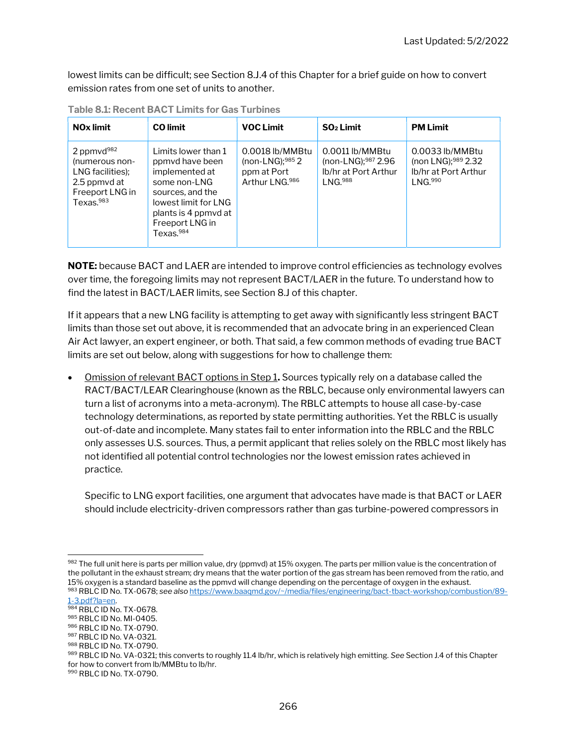lowest limits can be difficult; see Section 8.J.4 of this Chapter for a brief guide on how to convert emission rates from one set of units to another.

**Table 8.1: Recent BACT Limits for Gas Turbines**

| NOx limit | CO limit | VOC Limit | $SO_2$ Limit | PM Limit |
|---|---|---|---|---|
| 2 ppmvd[982] (numerous non-LNG facilities); 2.5 ppmvd at Freeport LNG in Texas.[983] | Limits lower than 1 ppmvd have been implemented at some non-LNG sources, and the lowest limit for LNG plants is 4 ppmvd at Freeport LNG in Texas.[984] | 0.0018 lb/MMBtu (non-LNG);[985] 2 ppm at Port Arthur LNG.[986] | 0.0011 lb/MMBtu (non-LNG);[987] 2.96 lb/hr at Port Arthur LNG.[988] | 0.0033 lb/MMBtu (non LNG);[989] 2.32 lb/hr at Port Arthur LNG.[990] |

**NOTE:** because BACT and LAER are intended to improve control efficiencies as technology evolves over time, the foregoing limits may not represent BACT/LAER in the future. To understand how to find the latest in BACT/LAER limits, see Section 8.J of this chapter.

If it appears that a new LNG facility is attempting to get away with significantly less stringent BACT limits than those set out above, it is recommended that an advocate bring in an experienced Clean Air Act lawyer, an expert engineer, or both. That said, a few common methods of evading true BACT limits are set out below, along with suggestions for how to challenge them:

- Omission of relevant BACT options in Step 1**.** Sources typically rely on a database called the RACT/BACT/LEAR Clearinghouse (known as the RBLC, because only environmental lawyers can turn a list of acronyms into a meta-acronym). The RBLC attempts to house all case-by-case technology determinations, as reported by state permitting authorities. Yet the RBLC is usually out-of-date and incomplete. Many states fail to enter information into the RBLC and the RBLC only assesses U.S. sources. Thus, a permit applicant that relies solely on the RBLC most likely has not identified all potential control technologies nor the lowest emission rates achieved in practice.

  Specific to LNG export facilities, one argument that advocates have made is that BACT or LAER should include electricity-driven compressors rather than gas turbine-powered compressors in

---

[982] The full unit here is parts per million value, dry (ppmvd) at 15% oxygen. The parts per million value is the concentration of the pollutant in the exhaust stream; dry means that the water portion of the gas stream has been removed from the ratio, and 15% oxygen is a standard baseline as the ppmvd will change depending on the percentage of oxygen in the exhaust.

[983] RBLC ID No. TX-0678; *see also* https://www.baaqmd.gov/~/media/files/engineering/bact-tbact-workshop/combustion/89-1-3.pdf?la=en.

[984] RBLC ID No. TX-0678.

[985] RBLC ID No. MI-0405.

[986] RBLC ID No. TX-0790.

[987] RBLC ID No. VA-0321.

[988] RBLC ID No. TX-0790.

[989] RBLC ID No. VA-0321; this converts to roughly 11.4 lb/hr, which is relatively high emitting. *See* Section J.4 of this Chapter for how to convert from lb/MMBtu to lb/hr.

[990] RBLC ID No. TX-0790.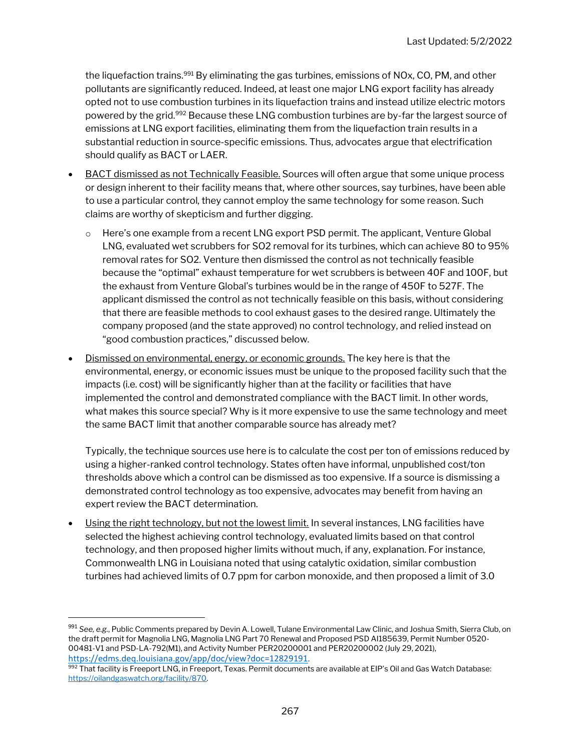the liquefaction trains.[991] By eliminating the gas turbines, emissions of NOx, CO, PM, and other pollutants are significantly reduced. Indeed, at least one major LNG export facility has already opted not to use combustion turbines in its liquefaction trains and instead utilize electric motors powered by the grid.[992] Because these LNG combustion turbines are by-far the largest source of emissions at LNG export facilities, eliminating them from the liquefaction train results in a substantial reduction in source-specific emissions. Thus, advocates argue that electrification should qualify as BACT or LAER.

- BACT dismissed as not Technically Feasible. Sources will often argue that some unique process or design inherent to their facility means that, where other sources, say turbines, have been able to use a particular control, they cannot employ the same technology for some reason. Such claims are worthy of skepticism and further digging.
  - Here's one example from a recent LNG export PSD permit. The applicant, Venture Global LNG, evaluated wet scrubbers for $SO_2$ removal for its turbines, which can achieve 80 to 95% removal rates for $SO_2$. Venture then dismissed the control as not technically feasible because the "optimal" exhaust temperature for wet scrubbers is between 40F and 100F, but the exhaust from Venture Global's turbines would be in the range of 450F to 527F. The applicant dismissed the control as not technically feasible on this basis, without considering that there are feasible methods to cool exhaust gases to the desired range. Ultimately the company proposed (and the state approved) no control technology, and relied instead on "good combustion practices," discussed below.
- Dismissed on environmental, energy, or economic grounds. The key here is that the environmental, energy, or economic issues must be unique to the proposed facility such that the impacts (i.e. cost) will be significantly higher than at the facility or facilities that have implemented the control and demonstrated compliance with the BACT limit. In other words, what makes this source special? Why is it more expensive to use the same technology and meet the same BACT limit that another comparable source has already met?

  Typically, the technique sources use here is to calculate the cost per ton of emissions reduced by using a higher-ranked control technology. States often have informal, unpublished cost/ton thresholds above which a control can be dismissed as too expensive. If a source is dismissing a demonstrated control technology as too expensive, advocates may benefit from having an expert review the BACT determination.
- Using the right technology, but not the lowest limit. In several instances, LNG facilities have selected the highest achieving control technology, evaluated limits based on that control technology, and then proposed higher limits without much, if any, explanation. For instance, Commonwealth LNG in Louisiana noted that using catalytic oxidation, similar combustion turbines had achieved limits of 0.7 ppm for carbon monoxide, and then proposed a limit of 3.0

---

[991] *See, e.g.*, Public Comments prepared by Devin A. Lowell, Tulane Environmental Law Clinic, and Joshua Smith, Sierra Club, on the draft permit for Magnolia LNG, Magnolia LNG Part 70 Renewal and Proposed PSD AI185639, Permit Number 0520-00481-V1 and PSD-LA-792(M1), and Activity Number PER20200001 and PER20200002 (July 29, 2021), https://edms.deq.louisiana.gov/app/doc/view?doc=12829191.

[992] That facility is Freeport LNG, in Freeport, Texas. Permit documents are available at EIP's Oil and Gas Watch Database: https://oilandgaswatch.org/facility/870.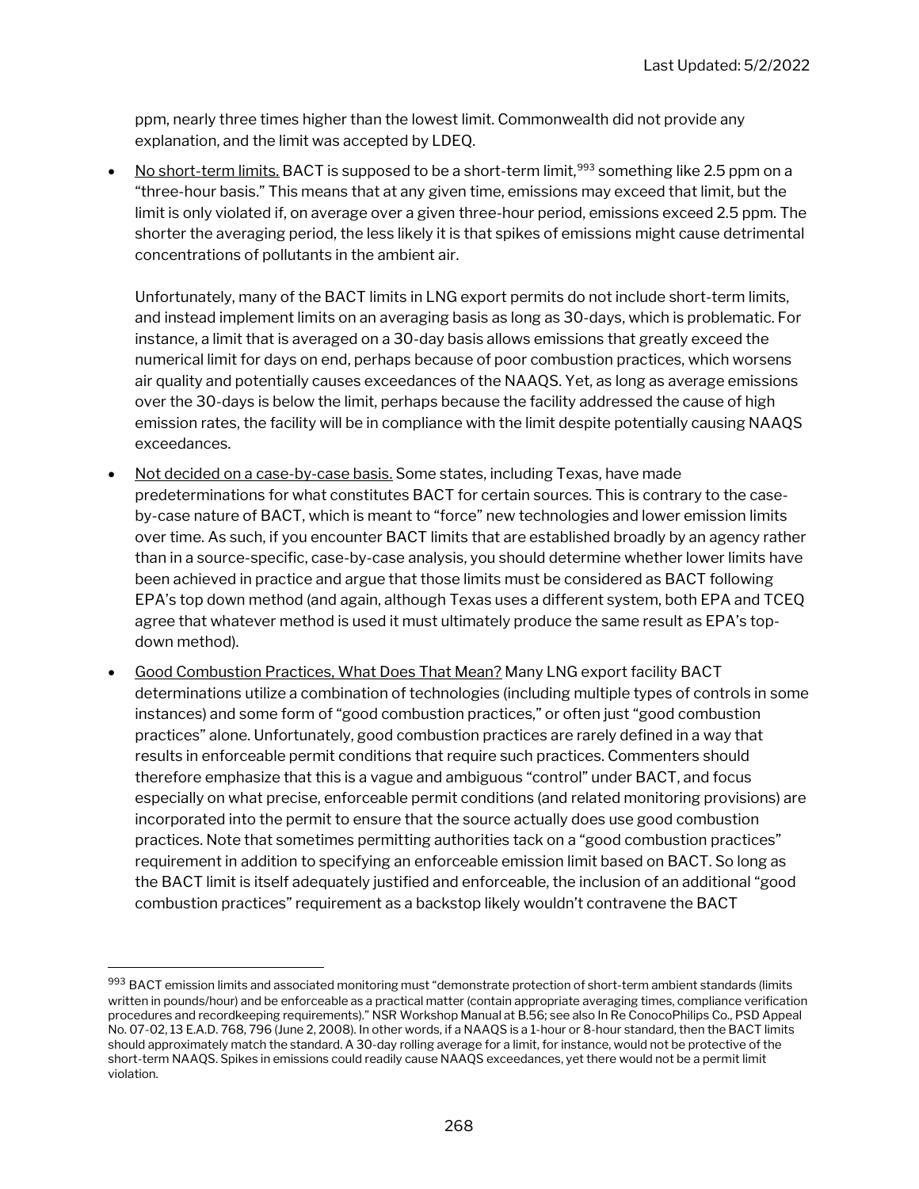ppm, nearly three times higher than the lowest limit. Commonwealth did not provide any explanation, and the limit was accepted by LDEQ.

- <u>No short-term limits.</u> BACT is supposed to be a short-term limit,[993] something like 2.5 ppm on a "three-hour basis." This means that at any given time, emissions may exceed that limit, but the limit is only violated if, on average over a given three-hour period, emissions exceed 2.5 ppm. The shorter the averaging period, the less likely it is that spikes of emissions might cause detrimental concentrations of pollutants in the ambient air.

  Unfortunately, many of the BACT limits in LNG export permits do not include short-term limits, and instead implement limits on an averaging basis as long as 30-days, which is problematic. For instance, a limit that is averaged on a 30-day basis allows emissions that greatly exceed the numerical limit for days on end, perhaps because of poor combustion practices, which worsens air quality and potentially causes exceedances of the NAAQS. Yet, as long as average emissions over the 30-days is below the limit, perhaps because the facility addressed the cause of high emission rates, the facility will be in compliance with the limit despite potentially causing NAAQS exceedances.

- <u>Not decided on a case-by-case basis.</u> Some states, including Texas, have made predeterminations for what constitutes BACT for certain sources. This is contrary to the case-by-case nature of BACT, which is meant to "force" new technologies and lower emission limits over time. As such, if you encounter BACT limits that are established broadly by an agency rather than in a source-specific, case-by-case analysis, you should determine whether lower limits have been achieved in practice and argue that those limits must be considered as BACT following EPA's top down method (and again, although Texas uses a different system, both EPA and TCEQ agree that whatever method is used it must ultimately produce the same result as EPA's top-down method).

- <u>Good Combustion Practices, What Does That Mean?</u> Many LNG export facility BACT determinations utilize a combination of technologies (including multiple types of controls in some instances) and some form of "good combustion practices," or often just "good combustion practices" alone. Unfortunately, good combustion practices are rarely defined in a way that results in enforceable permit conditions that require such practices. Commenters should therefore emphasize that this is a vague and ambiguous "control" under BACT, and focus especially on what precise, enforceable permit conditions (and related monitoring provisions) are incorporated into the permit to ensure that the source actually does use good combustion practices. Note that sometimes permitting authorities tack on a "good combustion practices" requirement in addition to specifying an enforceable emission limit based on BACT. So long as the BACT limit is itself adequately justified and enforceable, the inclusion of an additional "good combustion practices" requirement as a backstop likely wouldn't contravene the BACT

---

[993] BACT emission limits and associated monitoring must "demonstrate protection of short-term ambient standards (limits written in pounds/hour) and be enforceable as a practical matter (contain appropriate averaging times, compliance verification procedures and recordkeeping requirements)." NSR Workshop Manual at B.56; see also In Re ConocoPhilips Co., PSD Appeal No. 07-02, 13 E.A.D. 768, 796 (June 2, 2008). In other words, if a NAAQS is a 1-hour or 8-hour standard, then the BACT limits should approximately match the standard. A 30-day rolling average for a limit, for instance, would not be protective of the short-term NAAQS. Spikes in emissions could readily cause NAAQS exceedances, yet there would not be a permit limit violation.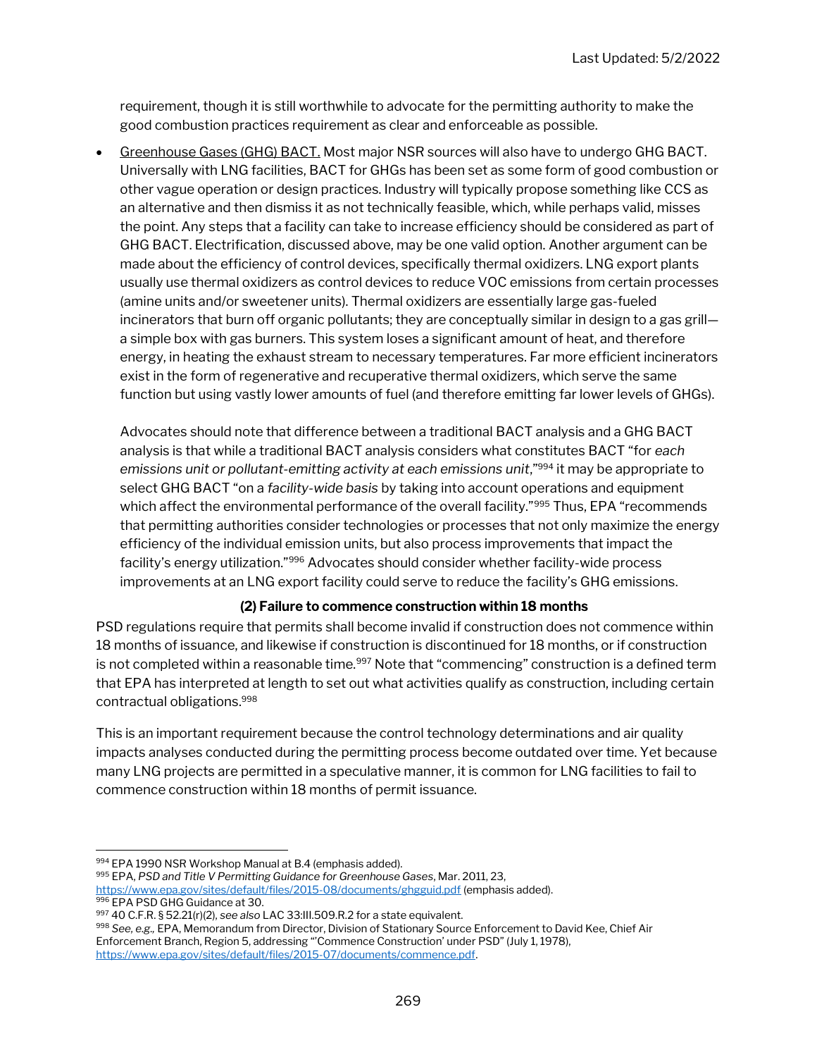requirement, though it is still worthwhile to advocate for the permitting authority to make the good combustion practices requirement as clear and enforceable as possible.

- Greenhouse Gases (GHG) BACT. Most major NSR sources will also have to undergo GHG BACT. Universally with LNG facilities, BACT for GHGs has been set as some form of good combustion or other vague operation or design practices. Industry will typically propose something like CCS as an alternative and then dismiss it as not technically feasible, which, while perhaps valid, misses the point. Any steps that a facility can take to increase efficiency should be considered as part of GHG BACT. Electrification, discussed above, may be one valid option. Another argument can be made about the efficiency of control devices, specifically thermal oxidizers. LNG export plants usually use thermal oxidizers as control devices to reduce VOC emissions from certain processes (amine units and/or sweetener units). Thermal oxidizers are essentially large gas-fueled incinerators that burn off organic pollutants; they are conceptually similar in design to a gas grill—a simple box with gas burners. This system loses a significant amount of heat, and therefore energy, in heating the exhaust stream to necessary temperatures. Far more efficient incinerators exist in the form of regenerative and recuperative thermal oxidizers, which serve the same function but using vastly lower amounts of fuel (and therefore emitting far lower levels of GHGs).

  Advocates should note that difference between a traditional BACT analysis and a GHG BACT analysis is that while a traditional BACT analysis considers what constitutes BACT "for *each emissions unit or pollutant-emitting activity at each emissions unit*,"[994] it may be appropriate to select GHG BACT "on a *facility-wide basis* by taking into account operations and equipment which affect the environmental performance of the overall facility."[995] Thus, EPA "recommends that permitting authorities consider technologies or processes that not only maximize the energy efficiency of the individual emission units, but also process improvements that impact the facility's energy utilization."[996] Advocates should consider whether facility-wide process improvements at an LNG export facility could serve to reduce the facility's GHG emissions.

**(2) Failure to commence construction within 18 months**

PSD regulations require that permits shall become invalid if construction does not commence within 18 months of issuance, and likewise if construction is discontinued for 18 months, or if construction is not completed within a reasonable time.[997] Note that "commencing" construction is a defined term that EPA has interpreted at length to set out what activities qualify as construction, including certain contractual obligations.[998]

This is an important requirement because the control technology determinations and air quality impacts analyses conducted during the permitting process become outdated over time. Yet because many LNG projects are permitted in a speculative manner, it is common for LNG facilities to fail to commence construction within 18 months of permit issuance.

---

[994] EPA 1990 NSR Workshop Manual at B.4 (emphasis added).

[995] EPA, *PSD and Title V Permitting Guidance for Greenhouse Gases*, Mar. 2011, 23, https://www.epa.gov/sites/default/files/2015-08/documents/ghgguid.pdf (emphasis added).

[996] EPA PSD GHG Guidance at 30.

[997] 40 C.F.R. § 52.21(r)(2), *see also* LAC 33:III.509.R.2 for a state equivalent.

[998] *See, e.g.,* EPA, Memorandum from Director, Division of Stationary Source Enforcement to David Kee, Chief Air Enforcement Branch, Region 5, addressing "'Commence Construction' under PSD" (July 1, 1978), https://www.epa.gov/sites/default/files/2015-07/documents/commence.pdf.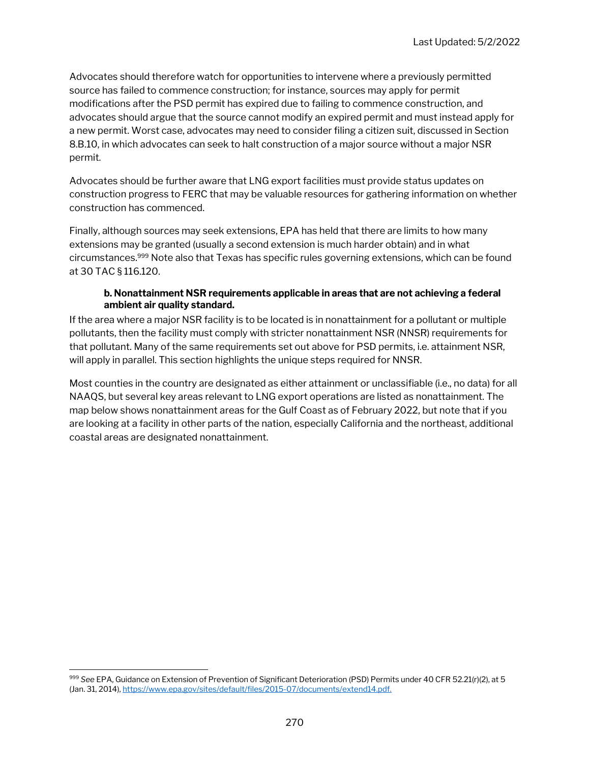Advocates should therefore watch for opportunities to intervene where a previously permitted source has failed to commence construction; for instance, sources may apply for permit modifications after the PSD permit has expired due to failing to commence construction, and advocates should argue that the source cannot modify an expired permit and must instead apply for a new permit. Worst case, advocates may need to consider filing a citizen suit, discussed in Section 8.B.10, in which advocates can seek to halt construction of a major source without a major NSR permit.

Advocates should be further aware that LNG export facilities must provide status updates on construction progress to FERC that may be valuable resources for gathering information on whether construction has commenced.

Finally, although sources may seek extensions, EPA has held that there are limits to how many extensions may be granted (usually a second extension is much harder obtain) and in what circumstances.[999] Note also that Texas has specific rules governing extensions, which can be found at 30 TAC § 116.120.

**b. Nonattainment NSR requirements applicable in areas that are not achieving a federal ambient air quality standard.**

If the area where a major NSR facility is to be located is in nonattainment for a pollutant or multiple pollutants, then the facility must comply with stricter nonattainment NSR (NNSR) requirements for that pollutant. Many of the same requirements set out above for PSD permits, i.e. attainment NSR, will apply in parallel. This section highlights the unique steps required for NNSR.

Most counties in the country are designated as either attainment or unclassifiable (i.e., no data) for all NAAQS, but several key areas relevant to LNG export operations are listed as nonattainment. The map below shows nonattainment areas for the Gulf Coast as of February 2022, but note that if you are looking at a facility in other parts of the nation, especially California and the northeast, additional coastal areas are designated nonattainment.

---

[999] *See* EPA, Guidance on Extension of Prevention of Significant Deterioration (PSD) Permits under 40 CFR 52.21(r)(2), at 5 (Jan. 31, 2014), https://www.epa.gov/sites/default/files/2015-07/documents/extend14.pdf.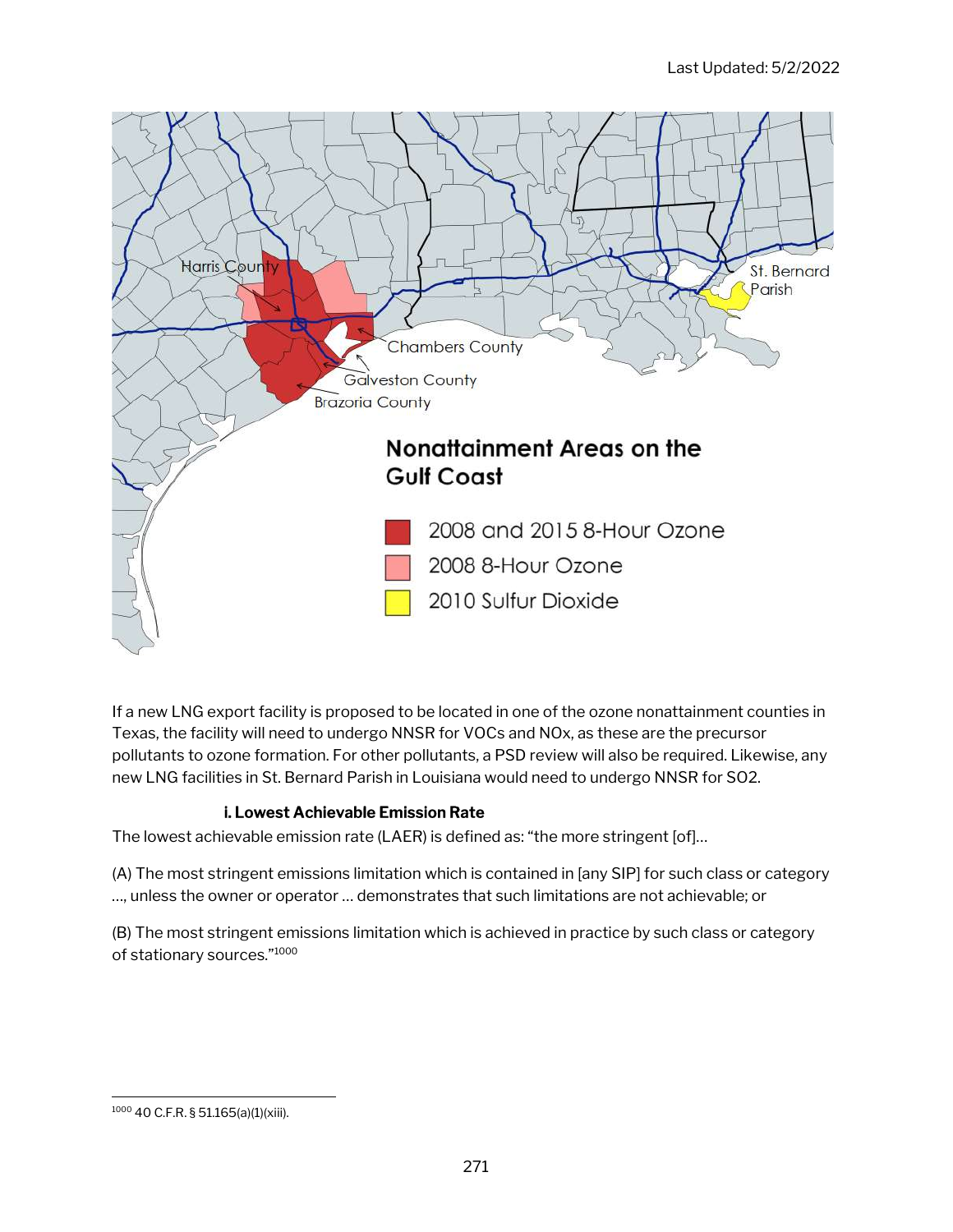If a new LNG export facility is proposed to be located in one of the ozone nonattainment counties in Texas, the facility will need to undergo NNSR for VOCs and NOx, as these are the precursor pollutants to ozone formation. For other pollutants, a PSD review will also be required. Likewise, any new LNG facilities in St. Bernard Parish in Louisiana would need to undergo NNSR for SO2.

#### i. Lowest Achievable Emission Rate

The lowest achievable emission rate (LAER) is defined as: "the more stringent [of]...

(A) The most stringent emissions limitation which is contained in [any SIP] for such class or category ..., unless the owner or operator ... demonstrates that such limitations are not achievable; or

(B) The most stringent emissions limitation which is achieved in practice by such class or category of stationary sources."[1000]

---

[1000] 40 C.F.R. § 51.165(a)(1)(xiii).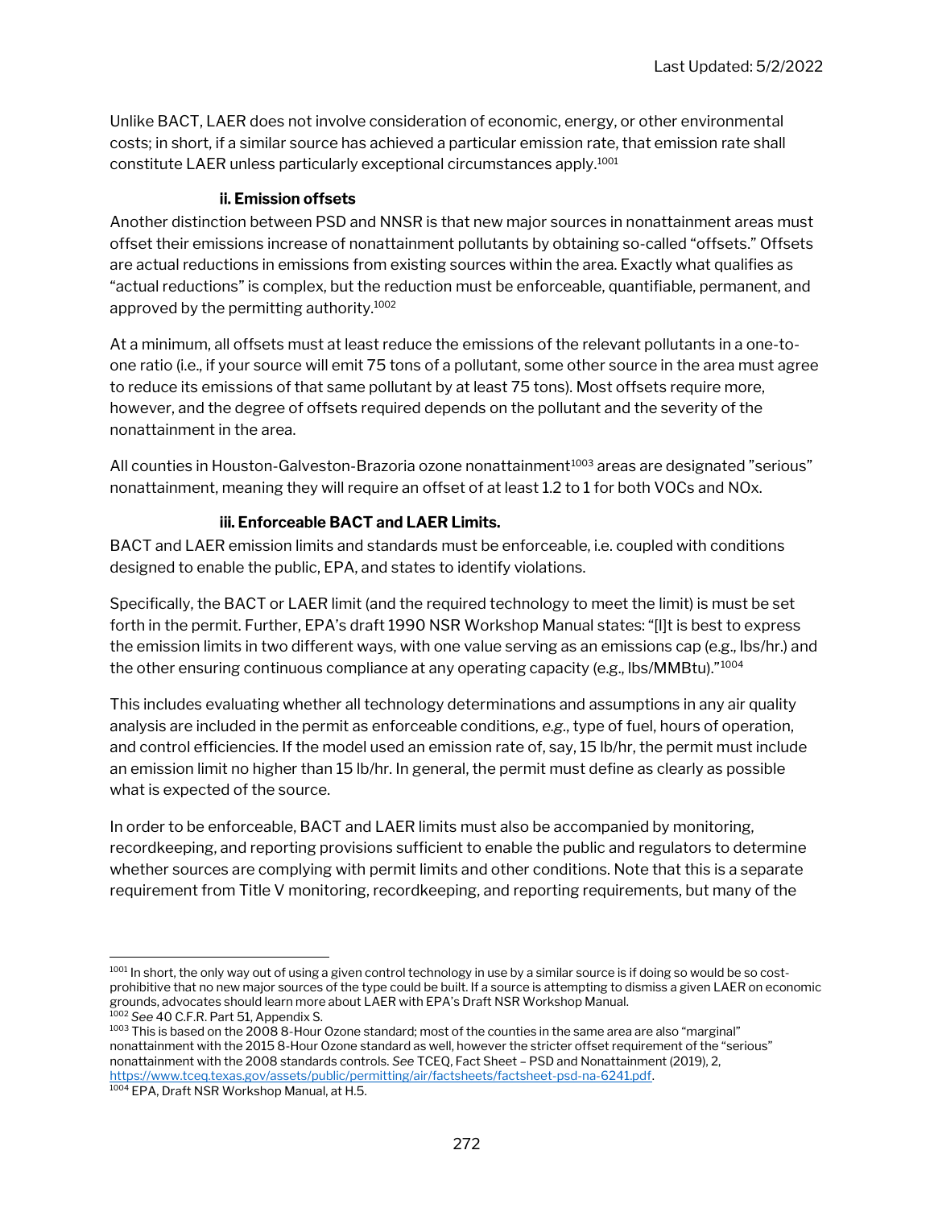Unlike BACT, LAER does not involve consideration of economic, energy, or other environmental costs; in short, if a similar source has achieved a particular emission rate, that emission rate shall constitute LAER unless particularly exceptional circumstances apply.[1001]

#### ii. Emission offsets

Another distinction between PSD and NNSR is that new major sources in nonattainment areas must offset their emissions increase of nonattainment pollutants by obtaining so-called "offsets." Offsets are actual reductions in emissions from existing sources within the area. Exactly what qualifies as "actual reductions" is complex, but the reduction must be enforceable, quantifiable, permanent, and approved by the permitting authority.[1002]

At a minimum, all offsets must at least reduce the emissions of the relevant pollutants in a one-to-one ratio (i.e., if your source will emit 75 tons of a pollutant, some other source in the area must agree to reduce its emissions of that same pollutant by at least 75 tons). Most offsets require more, however, and the degree of offsets required depends on the pollutant and the severity of the nonattainment in the area.

All counties in Houston-Galveston-Brazoria ozone nonattainment[1003] areas are designated "serious" nonattainment, meaning they will require an offset of at least 1.2 to 1 for both VOCs and NOx.

#### iii. Enforceable BACT and LAER Limits.

BACT and LAER emission limits and standards must be enforceable, i.e. coupled with conditions designed to enable the public, EPA, and states to identify violations.

Specifically, the BACT or LAER limit (and the required technology to meet the limit) is must be set forth in the permit. Further, EPA's draft 1990 NSR Workshop Manual states: "[I]t is best to express the emission limits in two different ways, with one value serving as an emissions cap (e.g., lbs/hr.) and the other ensuring continuous compliance at any operating capacity (e.g., lbs/MMBtu)."[1004]

This includes evaluating whether all technology determinations and assumptions in any air quality analysis are included in the permit as enforceable conditions, *e.g.*, type of fuel, hours of operation, and control efficiencies. If the model used an emission rate of, say, 15 lb/hr, the permit must include an emission limit no higher than 15 lb/hr. In general, the permit must define as clearly as possible what is expected of the source.

In order to be enforceable, BACT and LAER limits must also be accompanied by monitoring, recordkeeping, and reporting provisions sufficient to enable the public and regulators to determine whether sources are complying with permit limits and other conditions. Note that this is a separate requirement from Title V monitoring, recordkeeping, and reporting requirements, but many of the

---

[1001] In short, the only way out of using a given control technology in use by a similar source is if doing so would be so cost-prohibitive that no new major sources of the type could be built. If a source is attempting to dismiss a given LAER on economic grounds, advocates should learn more about LAER with EPA's Draft NSR Workshop Manual.

[1002] *See* 40 C.F.R. Part 51, Appendix S.

[1003] This is based on the 2008 8-Hour Ozone standard; most of the counties in the same area are also "marginal" nonattainment with the 2015 8-Hour Ozone standard as well, however the stricter offset requirement of the "serious" nonattainment with the 2008 standards controls. *See* TCEQ, Fact Sheet – PSD and Nonattainment (2019), 2, https://www.tceq.texas.gov/assets/public/permitting/air/factsheets/factsheet-psd-na-6241.pdf.

[1004] EPA, Draft NSR Workshop Manual, at H.5.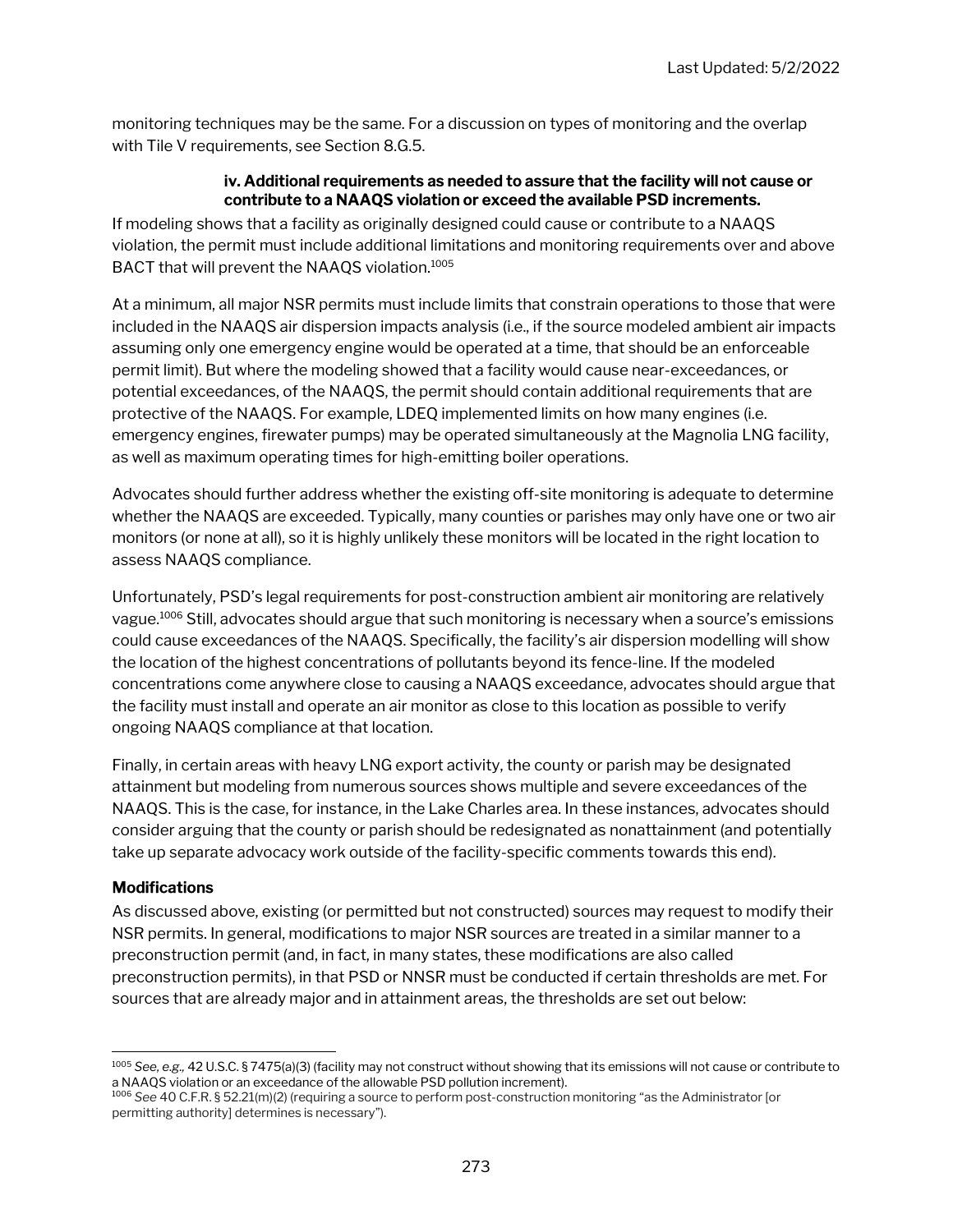monitoring techniques may be the same. For a discussion on types of monitoring and the overlap with Tile V requirements, see Section 8.G.5.

#### iv. Additional requirements as needed to assure that the facility will not cause or contribute to a NAAQS violation or exceed the available PSD increments.

If modeling shows that a facility as originally designed could cause or contribute to a NAAQS violation, the permit must include additional limitations and monitoring requirements over and above BACT that will prevent the NAAQS violation.[1005]

At a minimum, all major NSR permits must include limits that constrain operations to those that were included in the NAAQS air dispersion impacts analysis (i.e., if the source modeled ambient air impacts assuming only one emergency engine would be operated at a time, that should be an enforceable permit limit). But where the modeling showed that a facility would cause near-exceedances, or potential exceedances, of the NAAQS, the permit should contain additional requirements that are protective of the NAAQS. For example, LDEQ implemented limits on how many engines (i.e. emergency engines, firewater pumps) may be operated simultaneously at the Magnolia LNG facility, as well as maximum operating times for high-emitting boiler operations.

Advocates should further address whether the existing off-site monitoring is adequate to determine whether the NAAQS are exceeded. Typically, many counties or parishes may only have one or two air monitors (or none at all), so it is highly unlikely these monitors will be located in the right location to assess NAAQS compliance.

Unfortunately, PSD's legal requirements for post-construction ambient air monitoring are relatively vague.[1006] Still, advocates should argue that such monitoring is necessary when a source's emissions could cause exceedances of the NAAQS. Specifically, the facility's air dispersion modelling will show the location of the highest concentrations of pollutants beyond its fence-line. If the modeled concentrations come anywhere close to causing a NAAQS exceedance, advocates should argue that the facility must install and operate an air monitor as close to this location as possible to verify ongoing NAAQS compliance at that location.

Finally, in certain areas with heavy LNG export activity, the county or parish may be designated attainment but modeling from numerous sources shows multiple and severe exceedances of the NAAQS. This is the case, for instance, in the Lake Charles area. In these instances, advocates should consider arguing that the county or parish should be redesignated as nonattainment (and potentially take up separate advocacy work outside of the facility-specific comments towards this end).

**Modifications**

As discussed above, existing (or permitted but not constructed) sources may request to modify their NSR permits. In general, modifications to major NSR sources are treated in a similar manner to a preconstruction permit (and, in fact, in many states, these modifications are also called preconstruction permits), in that PSD or NNSR must be conducted if certain thresholds are met. For sources that are already major and in attainment areas, the thresholds are set out below:

---

[1005] *See, e.g.,* 42 U.S.C. § 7475(a)(3) (facility may not construct without showing that its emissions will not cause or contribute to a NAAQS violation or an exceedance of the allowable PSD pollution increment).

[1006] *See* 40 C.F.R. § 52.21(m)(2) (requiring a source to perform post-construction monitoring "as the Administrator [or permitting authority] determines is necessary").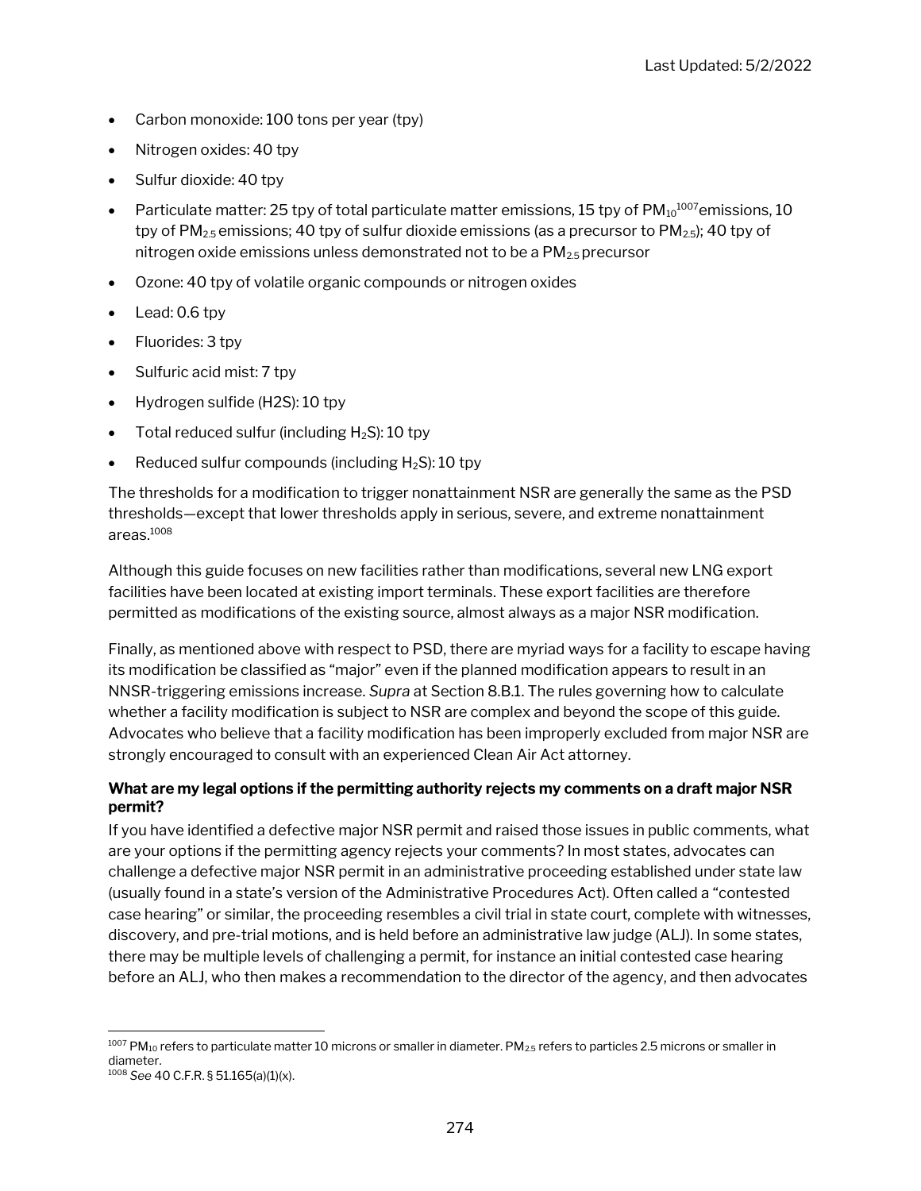- Carbon monoxide: 100 tons per year (tpy)
- Nitrogen oxides: 40 tpy
- Sulfur dioxide: 40 tpy
- Particulate matter: 25 tpy of total particulate matter emissions, 15 tpy of $PM_{10}$[1007]emissions, 10 tpy of $PM_{2.5}$ emissions; 40 tpy of sulfur dioxide emissions (as a precursor to $PM_{2.5}$); 40 tpy of nitrogen oxide emissions unless demonstrated not to be a $PM_{2.5}$ precursor
- Ozone: 40 tpy of volatile organic compounds or nitrogen oxides
- Lead: 0.6 tpy
- Fluorides: 3 tpy
- Sulfuric acid mist: 7 tpy
- Hydrogen sulfide (H2S): 10 tpy
- Total reduced sulfur (including $H_2S$): 10 tpy
- Reduced sulfur compounds (including $H_2S$): 10 tpy

The thresholds for a modification to trigger nonattainment NSR are generally the same as the PSD thresholds—except that lower thresholds apply in serious, severe, and extreme nonattainment areas.[1008]

Although this guide focuses on new facilities rather than modifications, several new LNG export facilities have been located at existing import terminals. These export facilities are therefore permitted as modifications of the existing source, almost always as a major NSR modification.

Finally, as mentioned above with respect to PSD, there are myriad ways for a facility to escape having its modification be classified as "major" even if the planned modification appears to result in an NNSR-triggering emissions increase. *Supra* at Section 8.B.1. The rules governing how to calculate whether a facility modification is subject to NSR are complex and beyond the scope of this guide. Advocates who believe that a facility modification has been improperly excluded from major NSR are strongly encouraged to consult with an experienced Clean Air Act attorney.

**What are my legal options if the permitting authority rejects my comments on a draft major NSR permit?**

If you have identified a defective major NSR permit and raised those issues in public comments, what are your options if the permitting agency rejects your comments? In most states, advocates can challenge a defective major NSR permit in an administrative proceeding established under state law (usually found in a state's version of the Administrative Procedures Act). Often called a "contested case hearing" or similar, the proceeding resembles a civil trial in state court, complete with witnesses, discovery, and pre-trial motions, and is held before an administrative law judge (ALJ). In some states, there may be multiple levels of challenging a permit, for instance an initial contested case hearing before an ALJ, who then makes a recommendation to the director of the agency, and then advocates

[1007] $PM_{10}$ refers to particulate matter 10 microns or smaller in diameter. $PM_{2.5}$ refers to particles 2.5 microns or smaller in diameter.

[1008] *See* 40 C.F.R. § 51.165(a)(1)(x).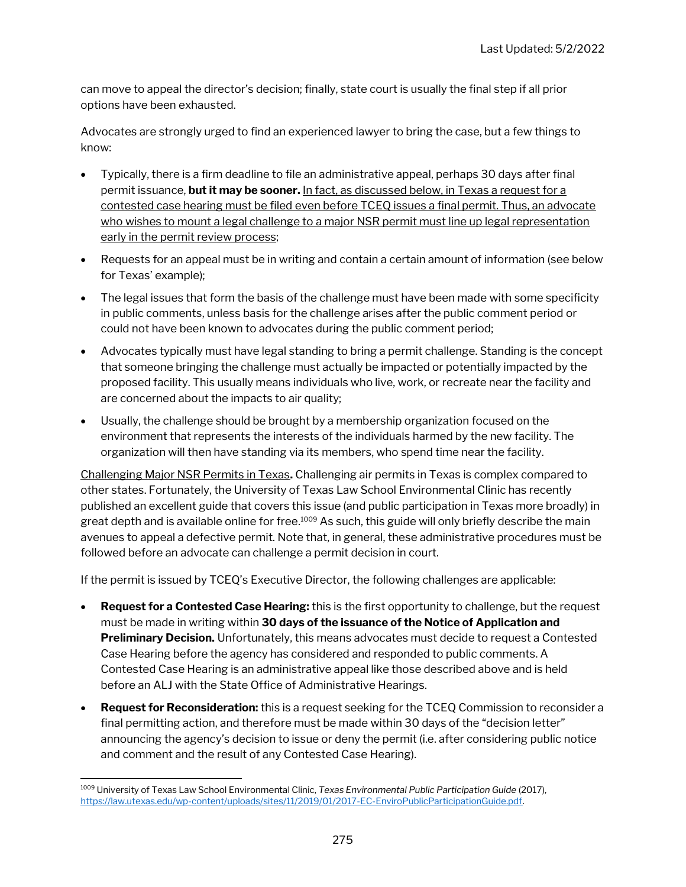can move to appeal the director's decision; finally, state court is usually the final step if all prior options have been exhausted.

Advocates are strongly urged to find an experienced lawyer to bring the case, but a few things to know:

- Typically, there is a firm deadline to file an administrative appeal, perhaps 30 days after final permit issuance, **but it may be sooner.** In fact, as discussed below, in Texas a request for a contested case hearing must be filed even before TCEQ issues a final permit. Thus, an advocate who wishes to mount a legal challenge to a major NSR permit must line up legal representation early in the permit review process;
- Requests for an appeal must be in writing and contain a certain amount of information (see below for Texas' example);
- The legal issues that form the basis of the challenge must have been made with some specificity in public comments, unless basis for the challenge arises after the public comment period or could not have been known to advocates during the public comment period;
- Advocates typically must have legal standing to bring a permit challenge. Standing is the concept that someone bringing the challenge must actually be impacted or potentially impacted by the proposed facility. This usually means individuals who live, work, or recreate near the facility and are concerned about the impacts to air quality;
- Usually, the challenge should be brought by a membership organization focused on the environment that represents the interests of the individuals harmed by the new facility. The organization will then have standing via its members, who spend time near the facility.

Challenging Major NSR Permits in Texas**.** Challenging air permits in Texas is complex compared to other states. Fortunately, the University of Texas Law School Environmental Clinic has recently published an excellent guide that covers this issue (and public participation in Texas more broadly) in great depth and is available online for free.[1009] As such, this guide will only briefly describe the main avenues to appeal a defective permit. Note that, in general, these administrative procedures must be followed before an advocate can challenge a permit decision in court.

If the permit is issued by TCEQ's Executive Director, the following challenges are applicable:

- **Request for a Contested Case Hearing:** this is the first opportunity to challenge, but the request must be made in writing within **30 days of the issuance of the Notice of Application and Preliminary Decision.** Unfortunately, this means advocates must decide to request a Contested Case Hearing before the agency has considered and responded to public comments. A Contested Case Hearing is an administrative appeal like those described above and is held before an ALJ with the State Office of Administrative Hearings.
- **Request for Reconsideration:** this is a request seeking for the TCEQ Commission to reconsider a final permitting action, and therefore must be made within 30 days of the "decision letter" announcing the agency's decision to issue or deny the permit (i.e. after considering public notice and comment and the result of any Contested Case Hearing).

[1009] University of Texas Law School Environmental Clinic, *Texas Environmental Public Participation Guide* (2017), https://law.utexas.edu/wp-content/uploads/sites/11/2019/01/2017-EC-EnviroPublicParticipationGuide.pdf.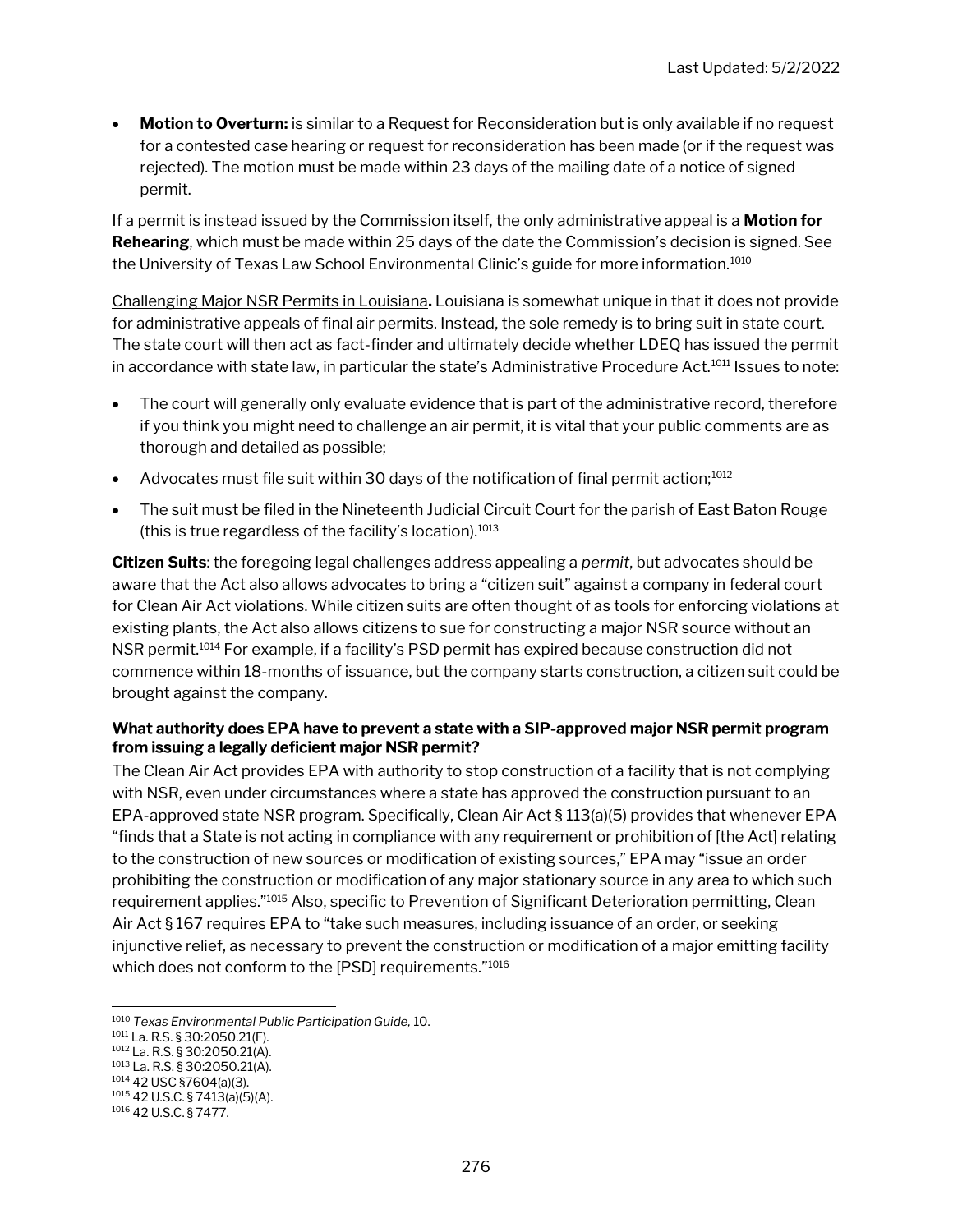- **Motion to Overturn:** is similar to a Request for Reconsideration but is only available if no request for a contested case hearing or request for reconsideration has been made (or if the request was rejected). The motion must be made within 23 days of the mailing date of a notice of signed permit.

If a permit is instead issued by the Commission itself, the only administrative appeal is a **Motion for Rehearing**, which must be made within 25 days of the date the Commission's decision is signed. See the University of Texas Law School Environmental Clinic's guide for more information.[1010]

Challenging Major NSR Permits in Louisiana**.** Louisiana is somewhat unique in that it does not provide for administrative appeals of final air permits. Instead, the sole remedy is to bring suit in state court. The state court will then act as fact-finder and ultimately decide whether LDEQ has issued the permit in accordance with state law, in particular the state's Administrative Procedure Act.[1011] Issues to note:

- The court will generally only evaluate evidence that is part of the administrative record, therefore if you think you might need to challenge an air permit, it is vital that your public comments are as thorough and detailed as possible;
- Advocates must file suit within 30 days of the notification of final permit action;[1012]
- The suit must be filed in the Nineteenth Judicial Circuit Court for the parish of East Baton Rouge (this is true regardless of the facility's location).[1013]

**Citizen Suits**: the foregoing legal challenges address appealing a *permit*, but advocates should be aware that the Act also allows advocates to bring a "citizen suit" against a company in federal court for Clean Air Act violations. While citizen suits are often thought of as tools for enforcing violations at existing plants, the Act also allows citizens to sue for constructing a major NSR source without an NSR permit.[1014] For example, if a facility's PSD permit has expired because construction did not commence within 18-months of issuance, but the company starts construction, a citizen suit could be brought against the company.

**What authority does EPA have to prevent a state with a SIP-approved major NSR permit program from issuing a legally deficient major NSR permit?**

The Clean Air Act provides EPA with authority to stop construction of a facility that is not complying with NSR, even under circumstances where a state has approved the construction pursuant to an EPA-approved state NSR program. Specifically, Clean Air Act § 113(a)(5) provides that whenever EPA "finds that a State is not acting in compliance with any requirement or prohibition of [the Act] relating to the construction of new sources or modification of existing sources," EPA may "issue an order prohibiting the construction or modification of any major stationary source in any area to which such requirement applies."[1015] Also, specific to Prevention of Significant Deterioration permitting, Clean Air Act § 167 requires EPA to "take such measures, including issuance of an order, or seeking injunctive relief, as necessary to prevent the construction or modification of a major emitting facility which does not conform to the [PSD] requirements."[1016]

---

[1010] *Texas Environmental Public Participation Guide,* 10.
[1011] La. R.S. § 30:2050.21(F).
[1012] La. R.S. § 30:2050.21(A).
[1013] La. R.S. § 30:2050.21(A).
[1014] 42 USC §7604(a)(3).
[1015] 42 U.S.C. § 7413(a)(5)(A).
[1016] 42 U.S.C. § 7477.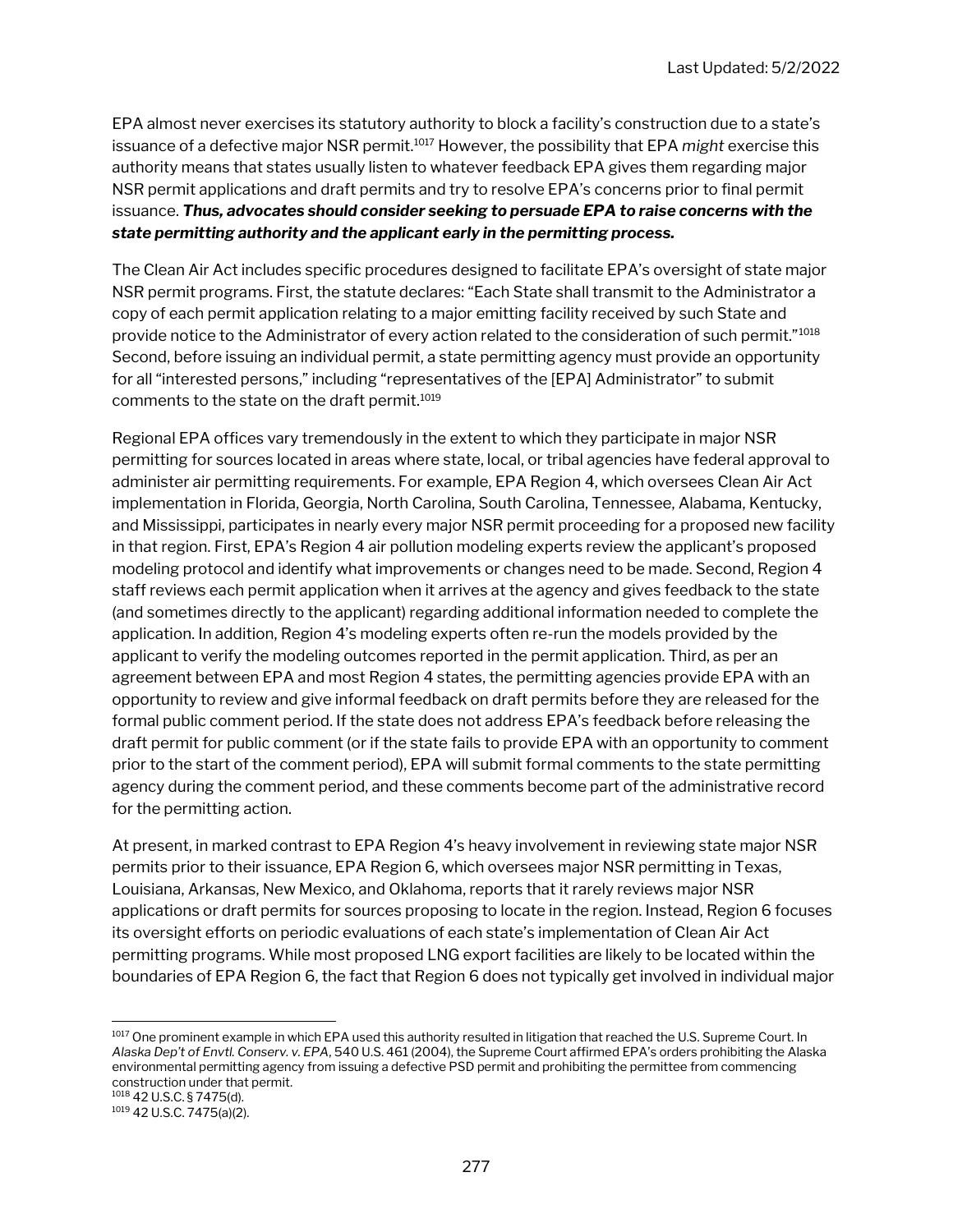EPA almost never exercises its statutory authority to block a facility's construction due to a state's issuance of a defective major NSR permit.[1017] However, the possibility that EPA *might* exercise this authority means that states usually listen to whatever feedback EPA gives them regarding major NSR permit applications and draft permits and try to resolve EPA's concerns prior to final permit issuance. ***Thus, advocates should consider seeking to persuade EPA to raise concerns with the state permitting authority and the applicant early in the permitting process.***

The Clean Air Act includes specific procedures designed to facilitate EPA's oversight of state major NSR permit programs. First, the statute declares: "Each State shall transmit to the Administrator a copy of each permit application relating to a major emitting facility received by such State and provide notice to the Administrator of every action related to the consideration of such permit."[1018] Second, before issuing an individual permit, a state permitting agency must provide an opportunity for all "interested persons," including "representatives of the [EPA] Administrator" to submit comments to the state on the draft permit.[1019]

Regional EPA offices vary tremendously in the extent to which they participate in major NSR permitting for sources located in areas where state, local, or tribal agencies have federal approval to administer air permitting requirements. For example, EPA Region 4, which oversees Clean Air Act implementation in Florida, Georgia, North Carolina, South Carolina, Tennessee, Alabama, Kentucky, and Mississippi, participates in nearly every major NSR permit proceeding for a proposed new facility in that region. First, EPA's Region 4 air pollution modeling experts review the applicant's proposed modeling protocol and identify what improvements or changes need to be made. Second, Region 4 staff reviews each permit application when it arrives at the agency and gives feedback to the state (and sometimes directly to the applicant) regarding additional information needed to complete the application. In addition, Region 4's modeling experts often re-run the models provided by the applicant to verify the modeling outcomes reported in the permit application. Third, as per an agreement between EPA and most Region 4 states, the permitting agencies provide EPA with an opportunity to review and give informal feedback on draft permits before they are released for the formal public comment period. If the state does not address EPA's feedback before releasing the draft permit for public comment (or if the state fails to provide EPA with an opportunity to comment prior to the start of the comment period), EPA will submit formal comments to the state permitting agency during the comment period, and these comments become part of the administrative record for the permitting action.

At present, in marked contrast to EPA Region 4's heavy involvement in reviewing state major NSR permits prior to their issuance, EPA Region 6, which oversees major NSR permitting in Texas, Louisiana, Arkansas, New Mexico, and Oklahoma, reports that it rarely reviews major NSR applications or draft permits for sources proposing to locate in the region. Instead, Region 6 focuses its oversight efforts on periodic evaluations of each state's implementation of Clean Air Act permitting programs. While most proposed LNG export facilities are likely to be located within the boundaries of EPA Region 6, the fact that Region 6 does not typically get involved in individual major

---

[1017] One prominent example in which EPA used this authority resulted in litigation that reached the U.S. Supreme Court. In *Alaska Dep't of Envtl. Conserv. v. EPA*, 540 U.S. 461 (2004), the Supreme Court affirmed EPA's orders prohibiting the Alaska environmental permitting agency from issuing a defective PSD permit and prohibiting the permittee from commencing construction under that permit.

[1018] 42 U.S.C. § 7475(d).

[1019] 42 U.S.C. 7475(a)(2).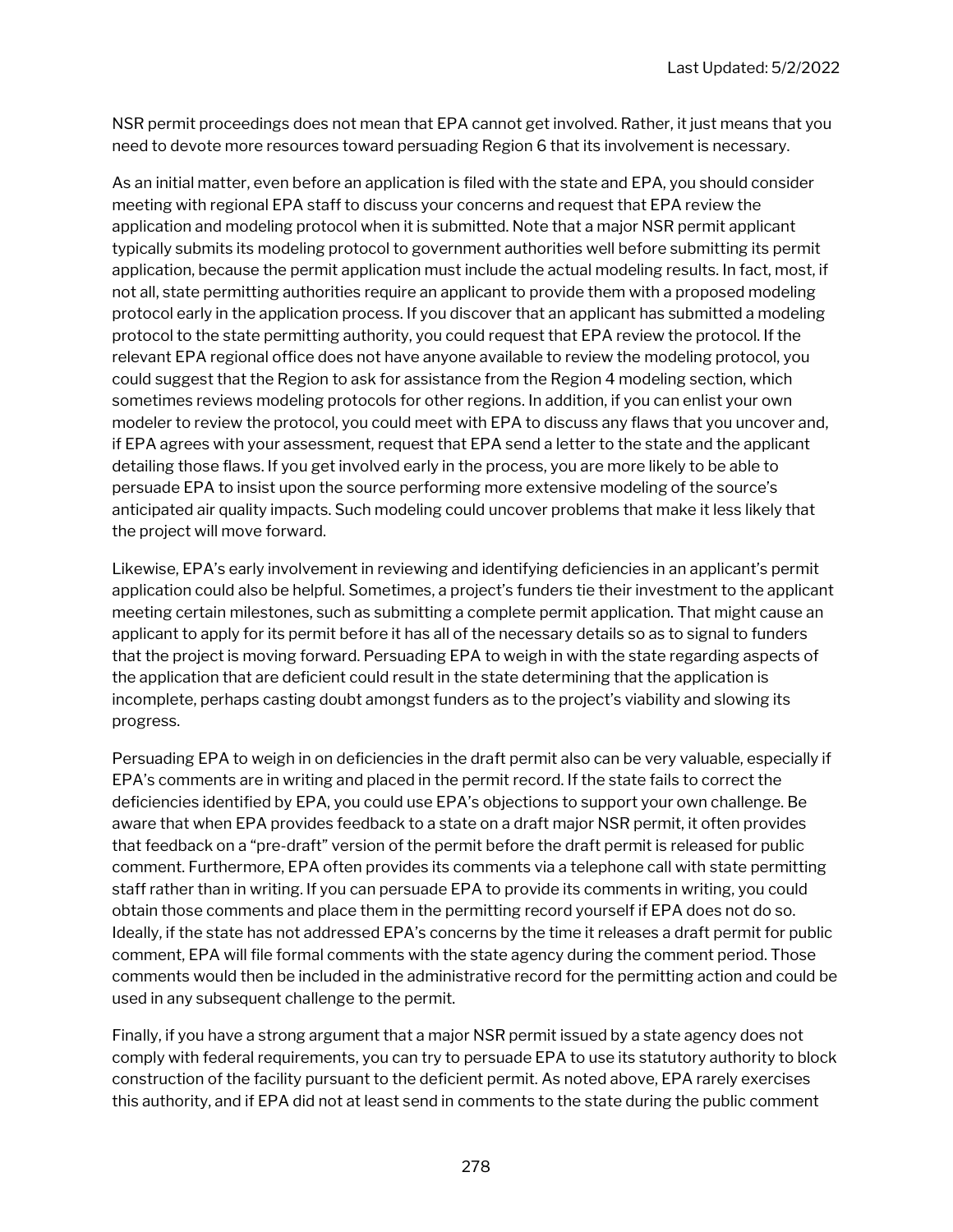NSR permit proceedings does not mean that EPA cannot get involved. Rather, it just means that you need to devote more resources toward persuading Region 6 that its involvement is necessary.

As an initial matter, even before an application is filed with the state and EPA, you should consider meeting with regional EPA staff to discuss your concerns and request that EPA review the application and modeling protocol when it is submitted. Note that a major NSR permit applicant typically submits its modeling protocol to government authorities well before submitting its permit application, because the permit application must include the actual modeling results. In fact, most, if not all, state permitting authorities require an applicant to provide them with a proposed modeling protocol early in the application process. If you discover that an applicant has submitted a modeling protocol to the state permitting authority, you could request that EPA review the protocol. If the relevant EPA regional office does not have anyone available to review the modeling protocol, you could suggest that the Region to ask for assistance from the Region 4 modeling section, which sometimes reviews modeling protocols for other regions. In addition, if you can enlist your own modeler to review the protocol, you could meet with EPA to discuss any flaws that you uncover and, if EPA agrees with your assessment, request that EPA send a letter to the state and the applicant detailing those flaws. If you get involved early in the process, you are more likely to be able to persuade EPA to insist upon the source performing more extensive modeling of the source's anticipated air quality impacts. Such modeling could uncover problems that make it less likely that the project will move forward.

Likewise, EPA's early involvement in reviewing and identifying deficiencies in an applicant's permit application could also be helpful. Sometimes, a project's funders tie their investment to the applicant meeting certain milestones, such as submitting a complete permit application. That might cause an applicant to apply for its permit before it has all of the necessary details so as to signal to funders that the project is moving forward. Persuading EPA to weigh in with the state regarding aspects of the application that are deficient could result in the state determining that the application is incomplete, perhaps casting doubt amongst funders as to the project's viability and slowing its progress.

Persuading EPA to weigh in on deficiencies in the draft permit also can be very valuable, especially if EPA's comments are in writing and placed in the permit record. If the state fails to correct the deficiencies identified by EPA, you could use EPA's objections to support your own challenge. Be aware that when EPA provides feedback to a state on a draft major NSR permit, it often provides that feedback on a "pre-draft" version of the permit before the draft permit is released for public comment. Furthermore, EPA often provides its comments via a telephone call with state permitting staff rather than in writing. If you can persuade EPA to provide its comments in writing, you could obtain those comments and place them in the permitting record yourself if EPA does not do so. Ideally, if the state has not addressed EPA's concerns by the time it releases a draft permit for public comment, EPA will file formal comments with the state agency during the comment period. Those comments would then be included in the administrative record for the permitting action and could be used in any subsequent challenge to the permit.

Finally, if you have a strong argument that a major NSR permit issued by a state agency does not comply with federal requirements, you can try to persuade EPA to use its statutory authority to block construction of the facility pursuant to the deficient permit. As noted above, EPA rarely exercises this authority, and if EPA did not at least send in comments to the state during the public comment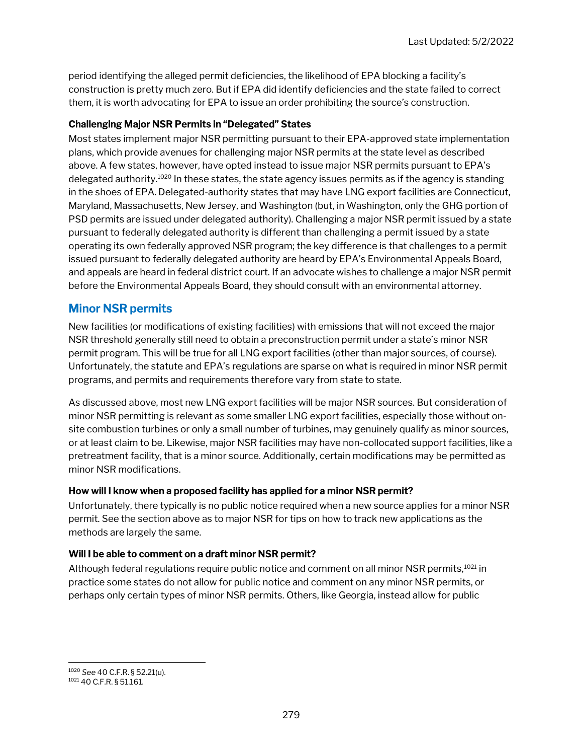period identifying the alleged permit deficiencies, the likelihood of EPA blocking a facility's construction is pretty much zero. But if EPA did identify deficiencies and the state failed to correct them, it is worth advocating for EPA to issue an order prohibiting the source's construction.

**Challenging Major NSR Permits in "Delegated" States**

Most states implement major NSR permitting pursuant to their EPA-approved state implementation plans, which provide avenues for challenging major NSR permits at the state level as described above. A few states, however, have opted instead to issue major NSR permits pursuant to EPA's delegated authority.[1020] In these states, the state agency issues permits as if the agency is standing in the shoes of EPA. Delegated-authority states that may have LNG export facilities are Connecticut, Maryland, Massachusetts, New Jersey, and Washington (but, in Washington, only the GHG portion of PSD permits are issued under delegated authority). Challenging a major NSR permit issued by a state pursuant to federally delegated authority is different than challenging a permit issued by a state operating its own federally approved NSR program; the key difference is that challenges to a permit issued pursuant to federally delegated authority are heard by EPA's Environmental Appeals Board, and appeals are heard in federal district court. If an advocate wishes to challenge a major NSR permit before the Environmental Appeals Board, they should consult with an environmental attorney.

## Minor NSR permits

New facilities (or modifications of existing facilities) with emissions that will not exceed the major NSR threshold generally still need to obtain a preconstruction permit under a state's minor NSR permit program. This will be true for all LNG export facilities (other than major sources, of course). Unfortunately, the statute and EPA's regulations are sparse on what is required in minor NSR permit programs, and permits and requirements therefore vary from state to state.

As discussed above, most new LNG export facilities will be major NSR sources. But consideration of minor NSR permitting is relevant as some smaller LNG export facilities, especially those without on-site combustion turbines or only a small number of turbines, may genuinely qualify as minor sources, or at least claim to be. Likewise, major NSR facilities may have non-collocated support facilities, like a pretreatment facility, that is a minor source. Additionally, certain modifications may be permitted as minor NSR modifications.

**How will I know when a proposed facility has applied for a minor NSR permit?**

Unfortunately, there typically is no public notice required when a new source applies for a minor NSR permit. See the section above as to major NSR for tips on how to track new applications as the methods are largely the same.

**Will I be able to comment on a draft minor NSR permit?**

Although federal regulations require public notice and comment on all minor NSR permits,[1021] in practice some states do not allow for public notice and comment on any minor NSR permits, or perhaps only certain types of minor NSR permits. Others, like Georgia, instead allow for public

---

[1020] *See* 40 C.F.R. § 52.21(u).

[1021] 40 C.F.R. § 51.161.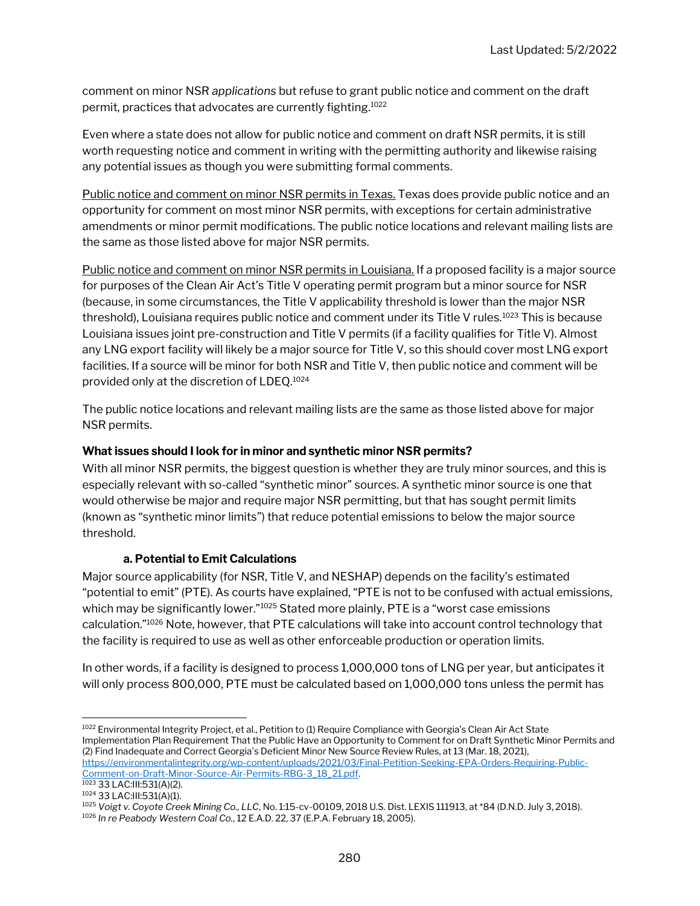comment on minor NSR *applications* but refuse to grant public notice and comment on the draft permit, practices that advocates are currently fighting.[1022]

Even where a state does not allow for public notice and comment on draft NSR permits, it is still worth requesting notice and comment in writing with the permitting authority and likewise raising any potential issues as though you were submitting formal comments.

Public notice and comment on minor NSR permits in Texas. Texas does provide public notice and an opportunity for comment on most minor NSR permits, with exceptions for certain administrative amendments or minor permit modifications. The public notice locations and relevant mailing lists are the same as those listed above for major NSR permits.

Public notice and comment on minor NSR permits in Louisiana. If a proposed facility is a major source for purposes of the Clean Air Act's Title V operating permit program but a minor source for NSR (because, in some circumstances, the Title V applicability threshold is lower than the major NSR threshold), Louisiana requires public notice and comment under its Title V rules.[1023] This is because Louisiana issues joint pre-construction and Title V permits (if a facility qualifies for Title V). Almost any LNG export facility will likely be a major source for Title V, so this should cover most LNG export facilities. If a source will be minor for both NSR and Title V, then public notice and comment will be provided only at the discretion of LDEQ.[1024]

The public notice locations and relevant mailing lists are the same as those listed above for major NSR permits.

**What issues should I look for in minor and synthetic minor NSR permits?**

With all minor NSR permits, the biggest question is whether they are truly minor sources, and this is especially relevant with so-called "synthetic minor" sources. A synthetic minor source is one that would otherwise be major and require major NSR permitting, but that has sought permit limits (known as "synthetic minor limits") that reduce potential emissions to below the major source threshold.

#### a. Potential to Emit Calculations

Major source applicability (for NSR, Title V, and NESHAP) depends on the facility's estimated "potential to emit" (PTE). As courts have explained, "PTE is not to be confused with actual emissions, which may be significantly lower."[1025] Stated more plainly, PTE is a "worst case emissions calculation."[1026] Note, however, that PTE calculations will take into account control technology that the facility is required to use as well as other enforceable production or operation limits.

In other words, if a facility is designed to process 1,000,000 tons of LNG per year, but anticipates it will only process 800,000, PTE must be calculated based on 1,000,000 tons unless the permit has

---

[1022] Environmental Integrity Project, et al., Petition to (1) Require Compliance with Georgia's Clean Air Act State Implementation Plan Requirement That the Public Have an Opportunity to Comment for on Draft Synthetic Minor Permits and (2) Find Inadequate and Correct Georgia's Deficient Minor New Source Review Rules, at 13 (Mar. 18, 2021), https://environmentalintegrity.org/wp-content/uploads/2021/03/Final-Petition-Seeking-EPA-Orders-Requiring-Public-Comment-on-Draft-Minor-Source-Air-Permits-RBG-3_18_21.pdf.

[1023] 33 LAC:III:531(A)(2).

[1024] 33 LAC:III:531(A)(1).

[1025] *Voigt v. Coyote Creek Mining Co., LLC*, No. 1:15-cv-00109, 2018 U.S. Dist. LEXIS 111913, at *84 (D.N.D. July 3, 2018).

[1026] *In re Peabody Western Coal Co.*, 12 E.A.D. 22, 37 (E.P.A. February 18, 2005).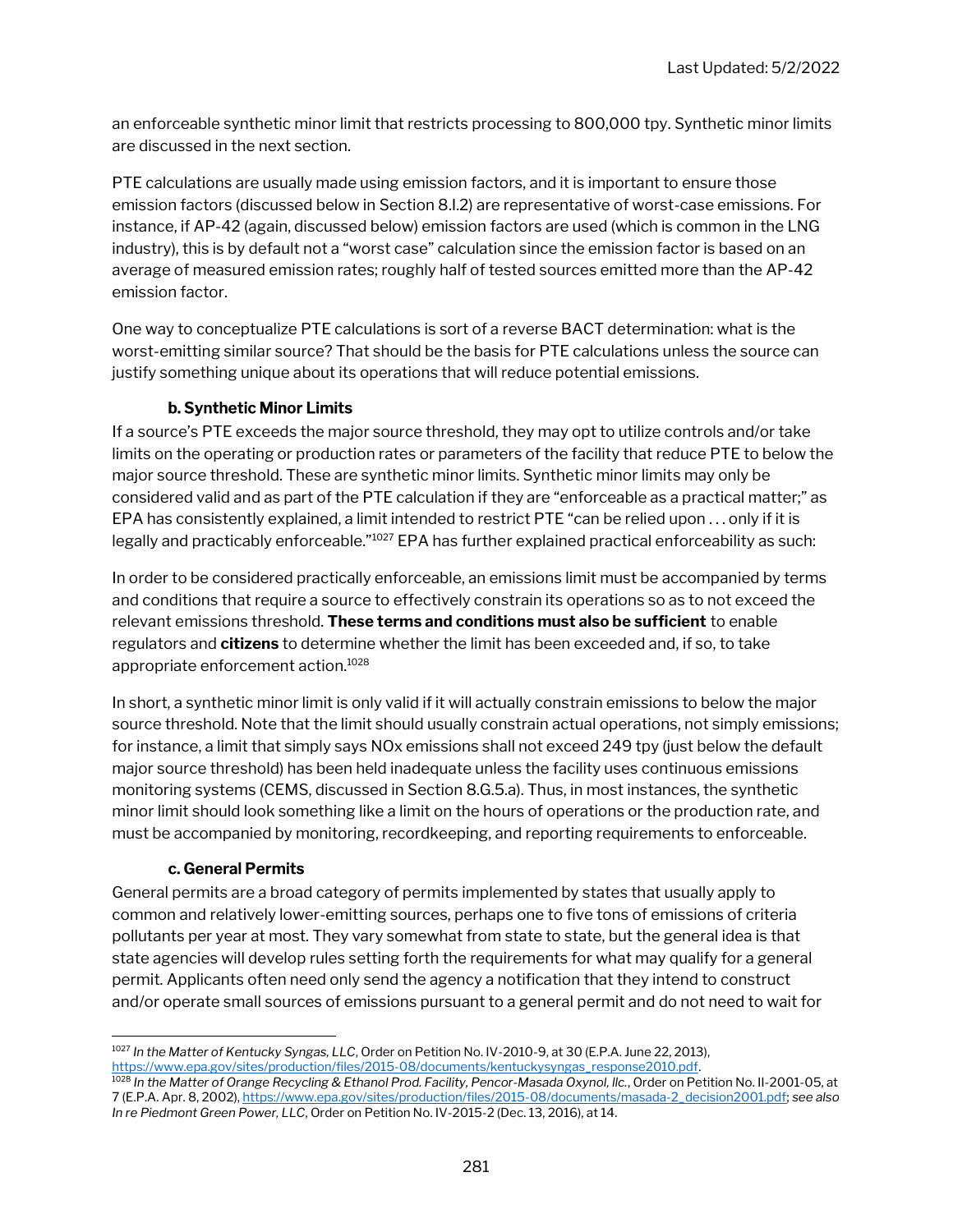an enforceable synthetic minor limit that restricts processing to 800,000 tpy. Synthetic minor limits are discussed in the next section.

PTE calculations are usually made using emission factors, and it is important to ensure those emission factors (discussed below in Section 8.I.2) are representative of worst-case emissions. For instance, if AP-42 (again, discussed below) emission factors are used (which is common in the LNG industry), this is by default not a "worst case" calculation since the emission factor is based on an average of measured emission rates; roughly half of tested sources emitted more than the AP-42 emission factor.

One way to conceptualize PTE calculations is sort of a reverse BACT determination: what is the worst-emitting similar source? That should be the basis for PTE calculations unless the source can justify something unique about its operations that will reduce potential emissions.

### b. Synthetic Minor Limits

If a source's PTE exceeds the major source threshold, they may opt to utilize controls and/or take limits on the operating or production rates or parameters of the facility that reduce PTE to below the major source threshold. These are synthetic minor limits. Synthetic minor limits may only be considered valid and as part of the PTE calculation if they are "enforceable as a practical matter;" as EPA has consistently explained, a limit intended to restrict PTE "can be relied upon . . . only if it is legally and practicably enforceable."[1027] EPA has further explained practical enforceability as such:

In order to be considered practically enforceable, an emissions limit must be accompanied by terms and conditions that require a source to effectively constrain its operations so as to not exceed the relevant emissions threshold. **These terms and conditions must also be sufficient** to enable regulators and **citizens** to determine whether the limit has been exceeded and, if so, to take appropriate enforcement action.[1028]

In short, a synthetic minor limit is only valid if it will actually constrain emissions to below the major source threshold. Note that the limit should usually constrain actual operations, not simply emissions; for instance, a limit that simply says NOx emissions shall not exceed 249 tpy (just below the default major source threshold) has been held inadequate unless the facility uses continuous emissions monitoring systems (CEMS, discussed in Section 8.G.5.a). Thus, in most instances, the synthetic minor limit should look something like a limit on the hours of operations or the production rate, and must be accompanied by monitoring, recordkeeping, and reporting requirements to enforceable.

### c. General Permits

General permits are a broad category of permits implemented by states that usually apply to common and relatively lower-emitting sources, perhaps one to five tons of emissions of criteria pollutants per year at most. They vary somewhat from state to state, but the general idea is that state agencies will develop rules setting forth the requirements for what may qualify for a general permit. Applicants often need only send the agency a notification that they intend to construct and/or operate small sources of emissions pursuant to a general permit and do not need to wait for

---

[1027] *In the Matter of Kentucky Syngas, LLC*, Order on Petition No. IV-2010-9, at 30 (E.P.A. June 22, 2013), https://www.epa.gov/sites/production/files/2015-08/documents/kentuckysyngas_response2010.pdf.

[1028] *In the Matter of Orange Recycling & Ethanol Prod. Facility, Pencor-Masada Oxynol, llc.*, Order on Petition No. II-2001-05, at 7 (E.P.A. Apr. 8, 2002), https://www.epa.gov/sites/production/files/2015-08/documents/masada-2_decision2001.pdf; *see also In re Piedmont Green Power, LLC*, Order on Petition No. IV-2015-2 (Dec. 13, 2016), at 14.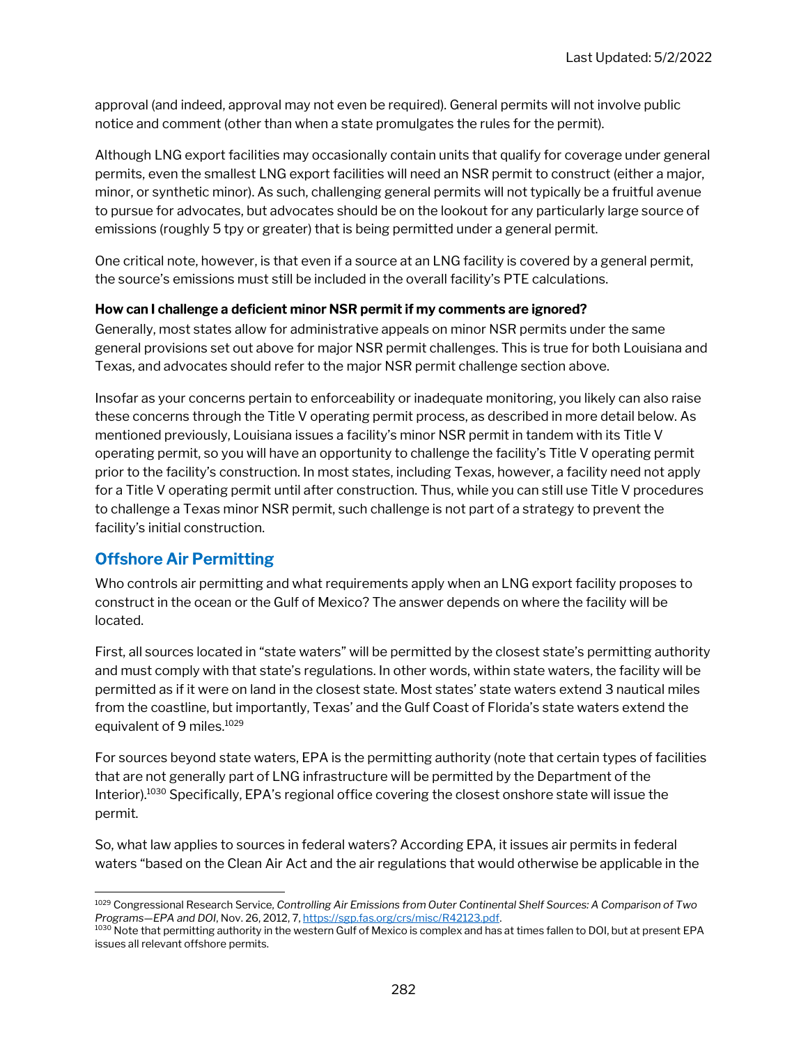approval (and indeed, approval may not even be required). General permits will not involve public notice and comment (other than when a state promulgates the rules for the permit).

Although LNG export facilities may occasionally contain units that qualify for coverage under general permits, even the smallest LNG export facilities will need an NSR permit to construct (either a major, minor, or synthetic minor). As such, challenging general permits will not typically be a fruitful avenue to pursue for advocates, but advocates should be on the lookout for any particularly large source of emissions (roughly 5 tpy or greater) that is being permitted under a general permit.

One critical note, however, is that even if a source at an LNG facility is covered by a general permit, the source's emissions must still be included in the overall facility's PTE calculations.

**How can I challenge a deficient minor NSR permit if my comments are ignored?**

Generally, most states allow for administrative appeals on minor NSR permits under the same general provisions set out above for major NSR permit challenges. This is true for both Louisiana and Texas, and advocates should refer to the major NSR permit challenge section above.

Insofar as your concerns pertain to enforceability or inadequate monitoring, you likely can also raise these concerns through the Title V operating permit process, as described in more detail below. As mentioned previously, Louisiana issues a facility's minor NSR permit in tandem with its Title V operating permit, so you will have an opportunity to challenge the facility's Title V operating permit prior to the facility's construction. In most states, including Texas, however, a facility need not apply for a Title V operating permit until after construction. Thus, while you can still use Title V procedures to challenge a Texas minor NSR permit, such challenge is not part of a strategy to prevent the facility's initial construction.

## Offshore Air Permitting

Who controls air permitting and what requirements apply when an LNG export facility proposes to construct in the ocean or the Gulf of Mexico? The answer depends on where the facility will be located.

First, all sources located in "state waters" will be permitted by the closest state's permitting authority and must comply with that state's regulations. In other words, within state waters, the facility will be permitted as if it were on land in the closest state. Most states' state waters extend 3 nautical miles from the coastline, but importantly, Texas' and the Gulf Coast of Florida's state waters extend the equivalent of 9 miles.[1029]

For sources beyond state waters, EPA is the permitting authority (note that certain types of facilities that are not generally part of LNG infrastructure will be permitted by the Department of the Interior).[1030] Specifically, EPA's regional office covering the closest onshore state will issue the permit.

So, what law applies to sources in federal waters? According EPA, it issues air permits in federal waters "based on the Clean Air Act and the air regulations that would otherwise be applicable in the

---

[1029] Congressional Research Service, *Controlling Air Emissions from Outer Continental Shelf Sources: A Comparison of Two Programs—EPA and DOI*, Nov. 26, 2012, 7, https://sgp.fas.org/crs/misc/R42123.pdf.

[1030] Note that permitting authority in the western Gulf of Mexico is complex and has at times fallen to DOI, but at present EPA issues all relevant offshore permits.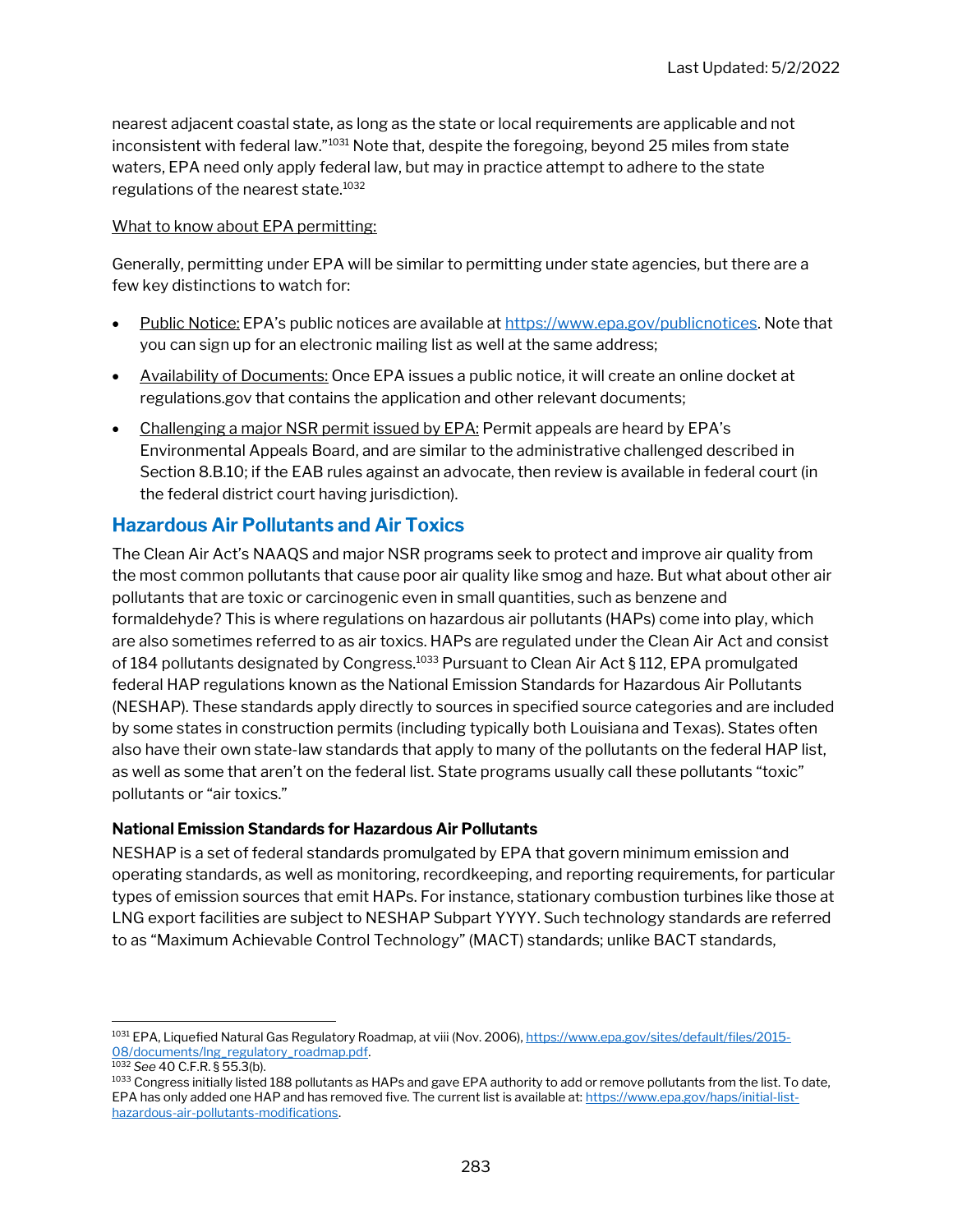nearest adjacent coastal state, as long as the state or local requirements are applicable and not inconsistent with federal law."[1031] Note that, despite the foregoing, beyond 25 miles from state waters, EPA need only apply federal law, but may in practice attempt to adhere to the state regulations of the nearest state.[1032]

<u>What to know about EPA permitting:</u>

Generally, permitting under EPA will be similar to permitting under state agencies, but there are a few key distinctions to watch for:

- <u>Public Notice:</u> EPA's public notices are available at https://www.epa.gov/publicnotices. Note that you can sign up for an electronic mailing list as well at the same address;
- <u>Availability of Documents:</u> Once EPA issues a public notice, it will create an online docket at regulations.gov that contains the application and other relevant documents;
- <u>Challenging a major NSR permit issued by EPA:</u> Permit appeals are heard by EPA's Environmental Appeals Board, and are similar to the administrative challenged described in Section 8.B.10; if the EAB rules against an advocate, then review is available in federal court (in the federal district court having jurisdiction).

## Hazardous Air Pollutants and Air Toxics

The Clean Air Act's NAAQS and major NSR programs seek to protect and improve air quality from the most common pollutants that cause poor air quality like smog and haze. But what about other air pollutants that are toxic or carcinogenic even in small quantities, such as benzene and formaldehyde? This is where regulations on hazardous air pollutants (HAPs) come into play, which are also sometimes referred to as air toxics. HAPs are regulated under the Clean Air Act and consist of 184 pollutants designated by Congress.[1033] Pursuant to Clean Air Act § 112, EPA promulgated federal HAP regulations known as the National Emission Standards for Hazardous Air Pollutants (NESHAP). These standards apply directly to sources in specified source categories and are included by some states in construction permits (including typically both Louisiana and Texas). States often also have their own state-law standards that apply to many of the pollutants on the federal HAP list, as well as some that aren't on the federal list. State programs usually call these pollutants "toxic" pollutants or "air toxics."

### National Emission Standards for Hazardous Air Pollutants

NESHAP is a set of federal standards promulgated by EPA that govern minimum emission and operating standards, as well as monitoring, recordkeeping, and reporting requirements, for particular types of emission sources that emit HAPs. For instance, stationary combustion turbines like those at LNG export facilities are subject to NESHAP Subpart YYYY. Such technology standards are referred to as "Maximum Achievable Control Technology" (MACT) standards; unlike BACT standards,

---

[1031] EPA, Liquefied Natural Gas Regulatory Roadmap, at viii (Nov. 2006), https://www.epa.gov/sites/default/files/2015-08/documents/lng_regulatory_roadmap.pdf.

[1032] *See* 40 C.F.R. § 55.3(b).

[1033] Congress initially listed 188 pollutants as HAPs and gave EPA authority to add or remove pollutants from the list. To date, EPA has only added one HAP and has removed five. The current list is available at: https://www.epa.gov/haps/initial-list-hazardous-air-pollutants-modifications.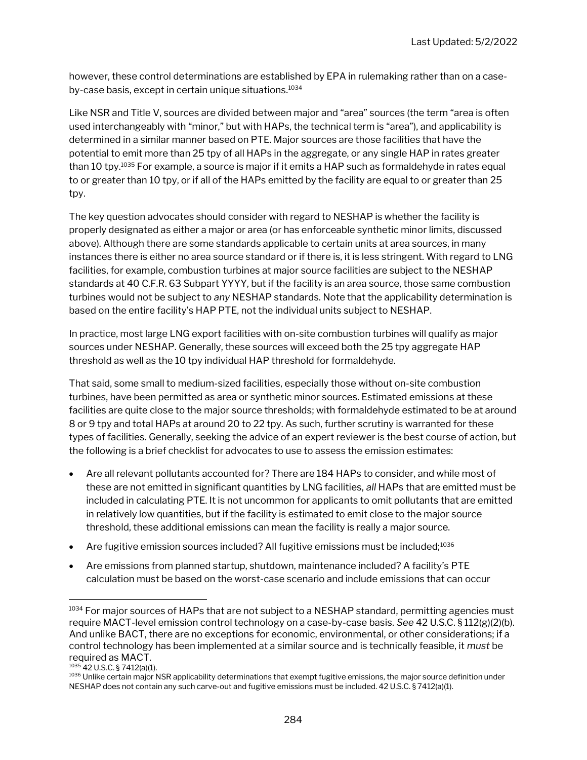however, these control determinations are established by EPA in rulemaking rather than on a case-by-case basis, except in certain unique situations.[1034]

Like NSR and Title V, sources are divided between major and "area" sources (the term "area is often used interchangeably with "minor," but with HAPs, the technical term is "area"), and applicability is determined in a similar manner based on PTE. Major sources are those facilities that have the potential to emit more than 25 tpy of all HAPs in the aggregate, or any single HAP in rates greater than 10 tpy.[1035] For example, a source is major if it emits a HAP such as formaldehyde in rates equal to or greater than 10 tpy, or if all of the HAPs emitted by the facility are equal to or greater than 25 tpy.

The key question advocates should consider with regard to NESHAP is whether the facility is properly designated as either a major or area (or has enforceable synthetic minor limits, discussed above). Although there are some standards applicable to certain units at area sources, in many instances there is either no area source standard or if there is, it is less stringent. With regard to LNG facilities, for example, combustion turbines at major source facilities are subject to the NESHAP standards at 40 C.F.R. 63 Subpart YYYY, but if the facility is an area source, those same combustion turbines would not be subject to *any* NESHAP standards. Note that the applicability determination is based on the entire facility's HAP PTE, not the individual units subject to NESHAP.

In practice, most large LNG export facilities with on-site combustion turbines will qualify as major sources under NESHAP. Generally, these sources will exceed both the 25 tpy aggregate HAP threshold as well as the 10 tpy individual HAP threshold for formaldehyde.

That said, some small to medium-sized facilities, especially those without on-site combustion turbines, have been permitted as area or synthetic minor sources. Estimated emissions at these facilities are quite close to the major source thresholds; with formaldehyde estimated to be at around 8 or 9 tpy and total HAPs at around 20 to 22 tpy. As such, further scrutiny is warranted for these types of facilities. Generally, seeking the advice of an expert reviewer is the best course of action, but the following is a brief checklist for advocates to use to assess the emission estimates:

- Are all relevant pollutants accounted for? There are 184 HAPs to consider, and while most of these are not emitted in significant quantities by LNG facilities, *all* HAPs that are emitted must be included in calculating PTE. It is not uncommon for applicants to omit pollutants that are emitted in relatively low quantities, but if the facility is estimated to emit close to the major source threshold, these additional emissions can mean the facility is really a major source.
- Are fugitive emission sources included? All fugitive emissions must be included;[1036]
- Are emissions from planned startup, shutdown, maintenance included? A facility's PTE calculation must be based on the worst-case scenario and include emissions that can occur

---

[1034] For major sources of HAPs that are not subject to a NESHAP standard, permitting agencies must require MACT-level emission control technology on a case-by-case basis. *See* 42 U.S.C. § 112(g)(2)(b). And unlike BACT, there are no exceptions for economic, environmental, or other considerations; if a control technology has been implemented at a similar source and is technically feasible, it *must* be required as MACT.

[1035] 42 U.S.C. § 7412(a)(1).

[1036] Unlike certain major NSR applicability determinations that exempt fugitive emissions, the major source definition under NESHAP does not contain any such carve-out and fugitive emissions must be included. 42 U.S.C. § 7412(a)(1).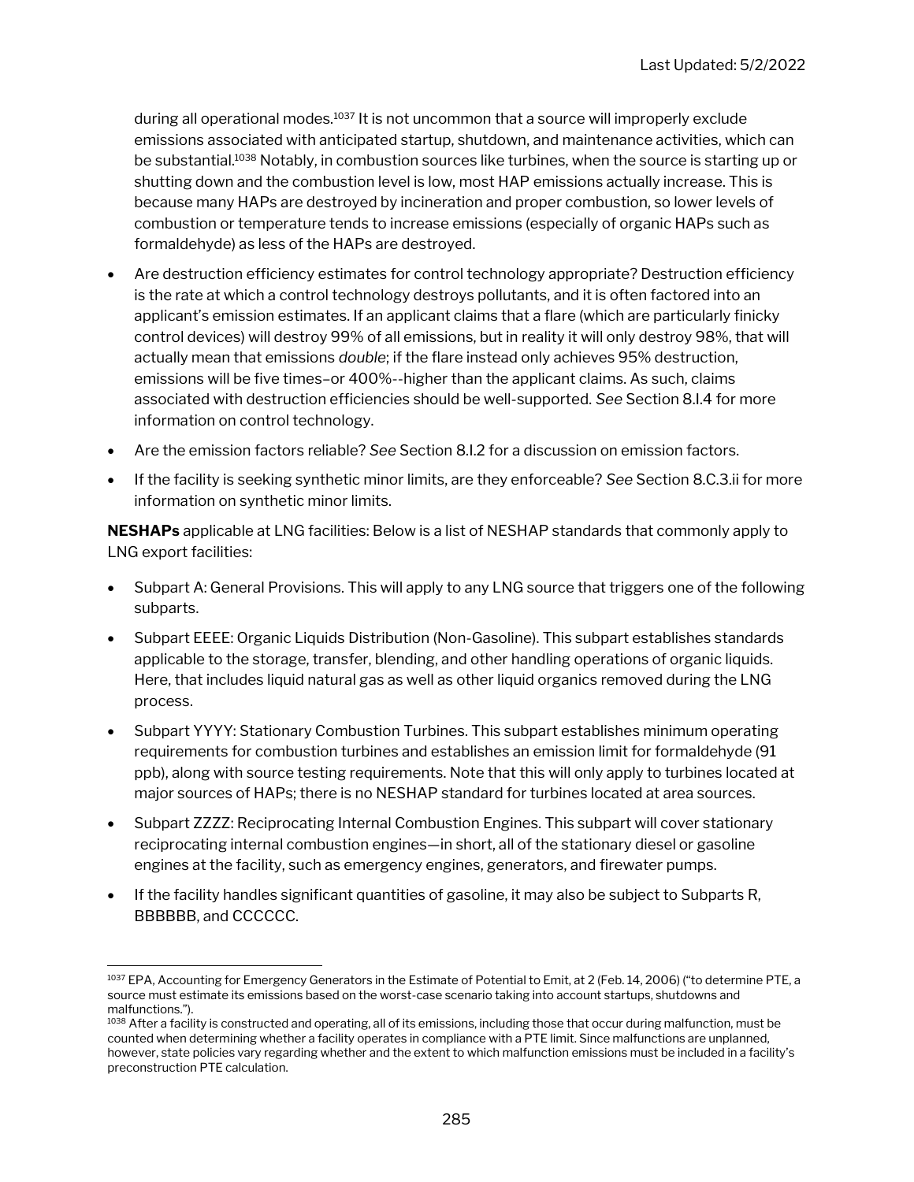during all operational modes.[1037] It is not uncommon that a source will improperly exclude emissions associated with anticipated startup, shutdown, and maintenance activities, which can be substantial.[1038] Notably, in combustion sources like turbines, when the source is starting up or shutting down and the combustion level is low, most HAP emissions actually increase. This is because many HAPs are destroyed by incineration and proper combustion, so lower levels of combustion or temperature tends to increase emissions (especially of organic HAPs such as formaldehyde) as less of the HAPs are destroyed.

- Are destruction efficiency estimates for control technology appropriate? Destruction efficiency is the rate at which a control technology destroys pollutants, and it is often factored into an applicant's emission estimates. If an applicant claims that a flare (which are particularly finicky control devices) will destroy 99% of all emissions, but in reality it will only destroy 98%, that will actually mean that emissions *double*; if the flare instead only achieves 95% destruction, emissions will be five times–or 400%--higher than the applicant claims. As such, claims associated with destruction efficiencies should be well-supported. *See* Section 8.I.4 for more information on control technology.
- Are the emission factors reliable? *See* Section 8.I.2 for a discussion on emission factors.
- If the facility is seeking synthetic minor limits, are they enforceable? *See* Section 8.C.3.ii for more information on synthetic minor limits.

**NESHAPs** applicable at LNG facilities: Below is a list of NESHAP standards that commonly apply to LNG export facilities:

- Subpart A: General Provisions. This will apply to any LNG source that triggers one of the following subparts.
- Subpart EEEE: Organic Liquids Distribution (Non-Gasoline). This subpart establishes standards applicable to the storage, transfer, blending, and other handling operations of organic liquids. Here, that includes liquid natural gas as well as other liquid organics removed during the LNG process.
- Subpart YYYY: Stationary Combustion Turbines. This subpart establishes minimum operating requirements for combustion turbines and establishes an emission limit for formaldehyde (91 ppb), along with source testing requirements. Note that this will only apply to turbines located at major sources of HAPs; there is no NESHAP standard for turbines located at area sources.
- Subpart ZZZZ: Reciprocating Internal Combustion Engines. This subpart will cover stationary reciprocating internal combustion engines—in short, all of the stationary diesel or gasoline engines at the facility, such as emergency engines, generators, and firewater pumps.
- If the facility handles significant quantities of gasoline, it may also be subject to Subparts R, BBBBBB, and CCCCCC.

---

[1037] EPA, Accounting for Emergency Generators in the Estimate of Potential to Emit, at 2 (Feb. 14, 2006) ("to determine PTE, a source must estimate its emissions based on the worst-case scenario taking into account startups, shutdowns and malfunctions.").

[1038] After a facility is constructed and operating, all of its emissions, including those that occur during malfunction, must be counted when determining whether a facility operates in compliance with a PTE limit. Since malfunctions are unplanned, however, state policies vary regarding whether and the extent to which malfunction emissions must be included in a facility's preconstruction PTE calculation.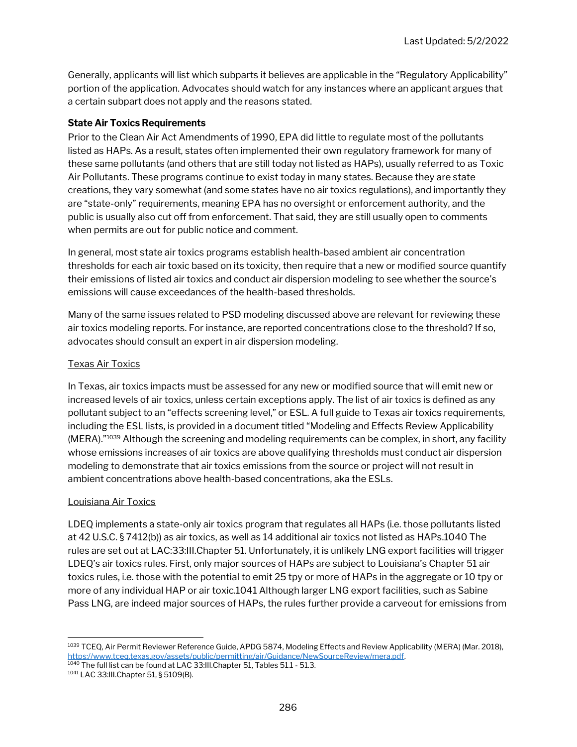Generally, applicants will list which subparts it believes are applicable in the "Regulatory Applicability" portion of the application. Advocates should watch for any instances where an applicant argues that a certain subpart does not apply and the reasons stated.

**State Air Toxics Requirements**

Prior to the Clean Air Act Amendments of 1990, EPA did little to regulate most of the pollutants listed as HAPs. As a result, states often implemented their own regulatory framework for many of these same pollutants (and others that are still today not listed as HAPs), usually referred to as Toxic Air Pollutants. These programs continue to exist today in many states. Because they are state creations, they vary somewhat (and some states have no air toxics regulations), and importantly they are "state-only" requirements, meaning EPA has no oversight or enforcement authority, and the public is usually also cut off from enforcement. That said, they are still usually open to comments when permits are out for public notice and comment.

In general, most state air toxics programs establish health-based ambient air concentration thresholds for each air toxic based on its toxicity, then require that a new or modified source quantify their emissions of listed air toxics and conduct air dispersion modeling to see whether the source's emissions will cause exceedances of the health-based thresholds.

Many of the same issues related to PSD modeling discussed above are relevant for reviewing these air toxics modeling reports. For instance, are reported concentrations close to the threshold? If so, advocates should consult an expert in air dispersion modeling.

<u>Texas Air Toxics</u>

In Texas, air toxics impacts must be assessed for any new or modified source that will emit new or increased levels of air toxics, unless certain exceptions apply. The list of air toxics is defined as any pollutant subject to an "effects screening level," or ESL. A full guide to Texas air toxics requirements, including the ESL lists, is provided in a document titled "Modeling and Effects Review Applicability (MERA)."[1039] Although the screening and modeling requirements can be complex, in short, any facility whose emissions increases of air toxics are above qualifying thresholds must conduct air dispersion modeling to demonstrate that air toxics emissions from the source or project will not result in ambient concentrations above health-based concentrations, aka the ESLs.

<u>Louisiana Air Toxics</u>

LDEQ implements a state-only air toxics program that regulates all HAPs (i.e. those pollutants listed at 42 U.S.C. § 7412(b)) as air toxics, as well as 14 additional air toxics not listed as HAPs.[1040] The rules are set out at LAC:33:III.Chapter 51. Unfortunately, it is unlikely LNG export facilities will trigger LDEQ's air toxics rules. First, only major sources of HAPs are subject to Louisiana's Chapter 51 air toxics rules, i.e. those with the potential to emit 25 tpy or more of HAPs in the aggregate or 10 tpy or more of any individual HAP or air toxic.[1041] Although larger LNG export facilities, such as Sabine Pass LNG, are indeed major sources of HAPs, the rules further provide a carveout for emissions from

---

[1039] TCEQ, Air Permit Reviewer Reference Guide, APDG 5874, Modeling Effects and Review Applicability (MERA) (Mar. 2018), https://www.tceq.texas.gov/assets/public/permitting/air/Guidance/NewSourceReview/mera.pdf.

[1040] The full list can be found at LAC 33:III.Chapter 51, Tables 51.1 - 51.3.

[1041] LAC 33:III.Chapter 51, § 5109(B).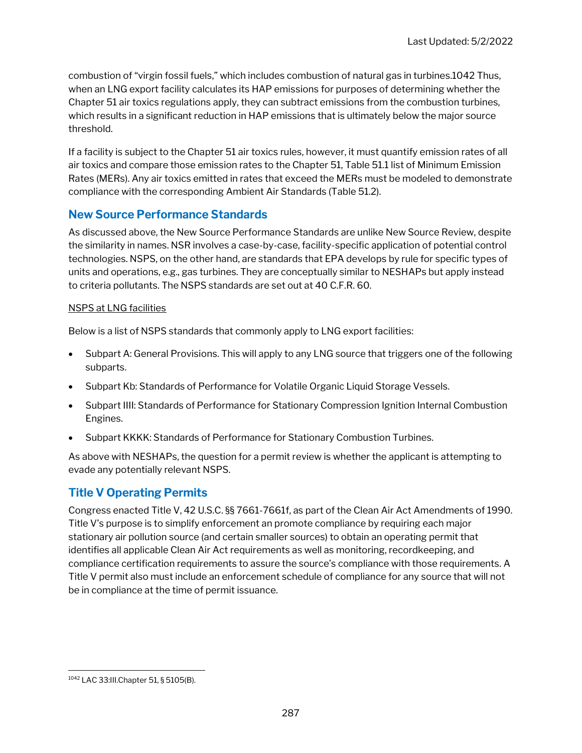combustion of "virgin fossil fuels," which includes combustion of natural gas in turbines.[1042] Thus, when an LNG export facility calculates its HAP emissions for purposes of determining whether the Chapter 51 air toxics regulations apply, they can subtract emissions from the combustion turbines, which results in a significant reduction in HAP emissions that is ultimately below the major source threshold.

If a facility is subject to the Chapter 51 air toxics rules, however, it must quantify emission rates of all air toxics and compare those emission rates to the Chapter 51, Table 51.1 list of Minimum Emission Rates (MERs). Any air toxics emitted in rates that exceed the MERs must be modeled to demonstrate compliance with the corresponding Ambient Air Standards (Table 51.2).

## New Source Performance Standards

As discussed above, the New Source Performance Standards are unlike New Source Review, despite the similarity in names. NSR involves a case-by-case, facility-specific application of potential control technologies. NSPS, on the other hand, are standards that EPA develops by rule for specific types of units and operations, e.g., gas turbines. They are conceptually similar to NESHAPs but apply instead to criteria pollutants. The NSPS standards are set out at 40 C.F.R. 60.

<u>NSPS at LNG facilities</u>

Below is a list of NSPS standards that commonly apply to LNG export facilities:

- Subpart A: General Provisions. This will apply to any LNG source that triggers one of the following subparts.
- Subpart Kb: Standards of Performance for Volatile Organic Liquid Storage Vessels.
- Subpart IIII: Standards of Performance for Stationary Compression Ignition Internal Combustion Engines.
- Subpart KKKK: Standards of Performance for Stationary Combustion Turbines.

As above with NESHAPs, the question for a permit review is whether the applicant is attempting to evade any potentially relevant NSPS.

## Title V Operating Permits

Congress enacted Title V, 42 U.S.C. §§ 7661-7661f, as part of the Clean Air Act Amendments of 1990. Title V's purpose is to simplify enforcement an promote compliance by requiring each major stationary air pollution source (and certain smaller sources) to obtain an operating permit that identifies all applicable Clean Air Act requirements as well as monitoring, recordkeeping, and compliance certification requirements to assure the source's compliance with those requirements. A Title V permit also must include an enforcement schedule of compliance for any source that will not be in compliance at the time of permit issuance.

---

[1042] LAC 33:III.Chapter 51, § 5105(B).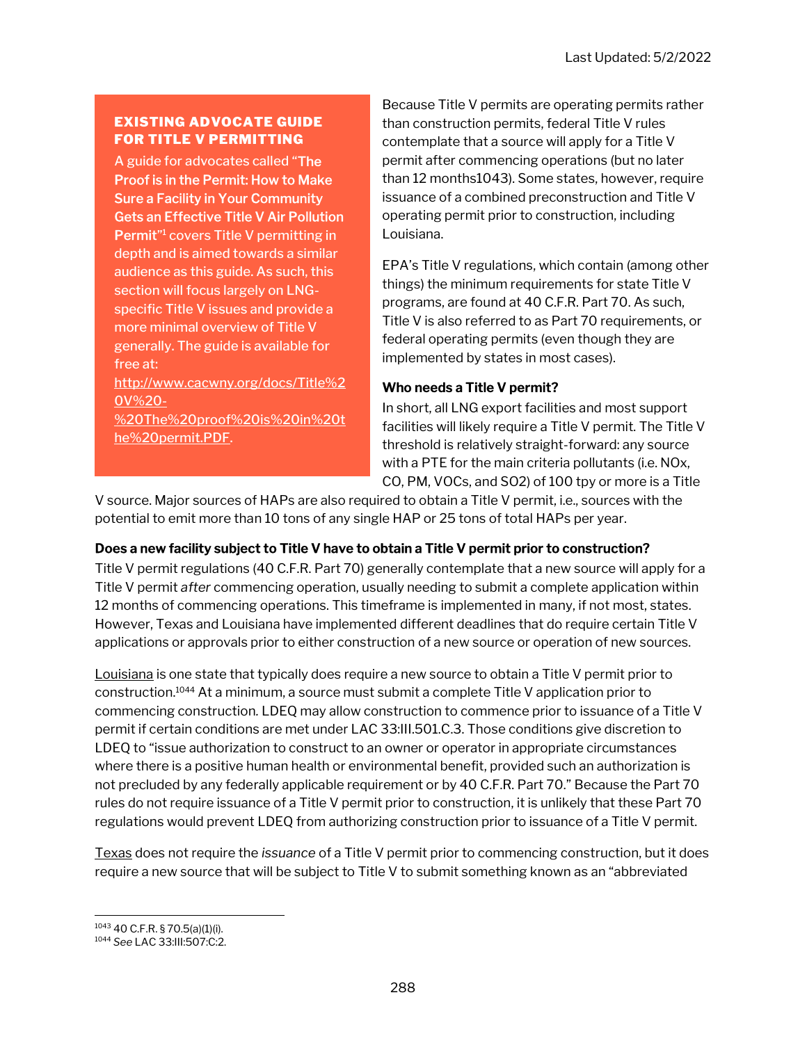### EXISTING ADVOCATE GUIDE FOR TITLE V PERMITTING

A guide for advocates called "**The Proof is in the Permit: How to Make Sure a Facility in Your Community Gets an Effective Title V Air Pollution Permit**"[1] covers Title V permitting in depth and is aimed towards a similar audience as this guide. As such, this section will focus largely on LNG-specific Title V issues and provide a more minimal overview of Title V generally. The guide is available for free at: http://www.cacwny.org/docs/Title%20V%20-%20The%20proof%20is%20in%20the%20permit.PDF.

Because Title V permits are operating permits rather than construction permits, federal Title V rules contemplate that a source will apply for a Title V permit after commencing operations (but no later than 12 months1043). Some states, however, require issuance of a combined preconstruction and Title V operating permit prior to construction, including Louisiana.

EPA's Title V regulations, which contain (among other things) the minimum requirements for state Title V programs, are found at 40 C.F.R. Part 70. As such, Title V is also referred to as Part 70 requirements, or federal operating permits (even though they are implemented by states in most cases).

**Who needs a Title V permit?**

In short, all LNG export facilities and most support facilities will likely require a Title V permit. The Title V threshold is relatively straight-forward: any source with a PTE for the main criteria pollutants (i.e. NOx, CO, PM, VOCs, and SO2) of 100 tpy or more is a Title V source. Major sources of HAPs are also required to obtain a Title V permit, i.e., sources with the potential to emit more than 10 tons of any single HAP or 25 tons of total HAPs per year.

**Does a new facility subject to Title V have to obtain a Title V permit prior to construction?**

Title V permit regulations (40 C.F.R. Part 70) generally contemplate that a new source will apply for a Title V permit *after* commencing operation, usually needing to submit a complete application within 12 months of commencing operations. This timeframe is implemented in many, if not most, states. However, Texas and Louisiana have implemented different deadlines that do require certain Title V applications or approvals prior to either construction of a new source or operation of new sources.

Louisiana is one state that typically does require a new source to obtain a Title V permit prior to construction.[1044] At a minimum, a source must submit a complete Title V application prior to commencing construction. LDEQ may allow construction to commence prior to issuance of a Title V permit if certain conditions are met under LAC 33:III.501.C.3. Those conditions give discretion to LDEQ to "issue authorization to construct to an owner or operator in appropriate circumstances where there is a positive human health or environmental benefit, provided such an authorization is not precluded by any federally applicable requirement or by 40 C.F.R. Part 70." Because the Part 70 rules do not require issuance of a Title V permit prior to construction, it is unlikely that these Part 70 regulations would prevent LDEQ from authorizing construction prior to issuance of a Title V permit.

Texas does not require the *issuance* of a Title V permit prior to commencing construction, but it does require a new source that will be subject to Title V to submit something known as an "abbreviated

---

[1043] 40 C.F.R. § 70.5(a)(1)(i).

[1044] *See* LAC 33:III:507:C:2.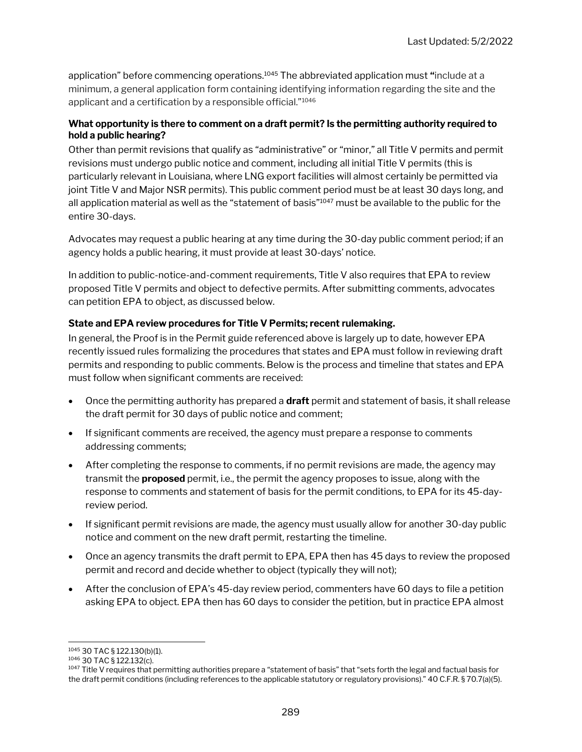application" before commencing operations.[1045] The abbreviated application must "include at a minimum, a general application form containing identifying information regarding the site and the applicant and a certification by a responsible official."[1046]

**What opportunity is there to comment on a draft permit? Is the permitting authority required to hold a public hearing?**

Other than permit revisions that qualify as "administrative" or "minor," all Title V permits and permit revisions must undergo public notice and comment, including all initial Title V permits (this is particularly relevant in Louisiana, where LNG export facilities will almost certainly be permitted via joint Title V and Major NSR permits). This public comment period must be at least 30 days long, and all application material as well as the "statement of basis"[1047] must be available to the public for the entire 30-days.

Advocates may request a public hearing at any time during the 30-day public comment period; if an agency holds a public hearing, it must provide at least 30-days' notice.

In addition to public-notice-and-comment requirements, Title V also requires that EPA to review proposed Title V permits and object to defective permits. After submitting comments, advocates can petition EPA to object, as discussed below.

**State and EPA review procedures for Title V Permits; recent rulemaking.**

In general, the Proof is in the Permit guide referenced above is largely up to date, however EPA recently issued rules formalizing the procedures that states and EPA must follow in reviewing draft permits and responding to public comments. Below is the process and timeline that states and EPA must follow when significant comments are received:

- Once the permitting authority has prepared a **draft** permit and statement of basis, it shall release the draft permit for 30 days of public notice and comment;
- If significant comments are received, the agency must prepare a response to comments addressing comments;
- After completing the response to comments, if no permit revisions are made, the agency may transmit the **proposed** permit, i.e., the permit the agency proposes to issue, along with the response to comments and statement of basis for the permit conditions, to EPA for its 45-day-review period.
- If significant permit revisions are made, the agency must usually allow for another 30-day public notice and comment on the new draft permit, restarting the timeline.
- Once an agency transmits the draft permit to EPA, EPA then has 45 days to review the proposed permit and record and decide whether to object (typically they will not);
- After the conclusion of EPA's 45-day review period, commenters have 60 days to file a petition asking EPA to object. EPA then has 60 days to consider the petition, but in practice EPA almost

[1045] 30 TAC § 122.130(b)(1).

[1046] 30 TAC § 122.132(c).

[1047] Title V requires that permitting authorities prepare a "statement of basis" that "sets forth the legal and factual basis for the draft permit conditions (including references to the applicable statutory or regulatory provisions)." 40 C.F.R. § 70.7(a)(5).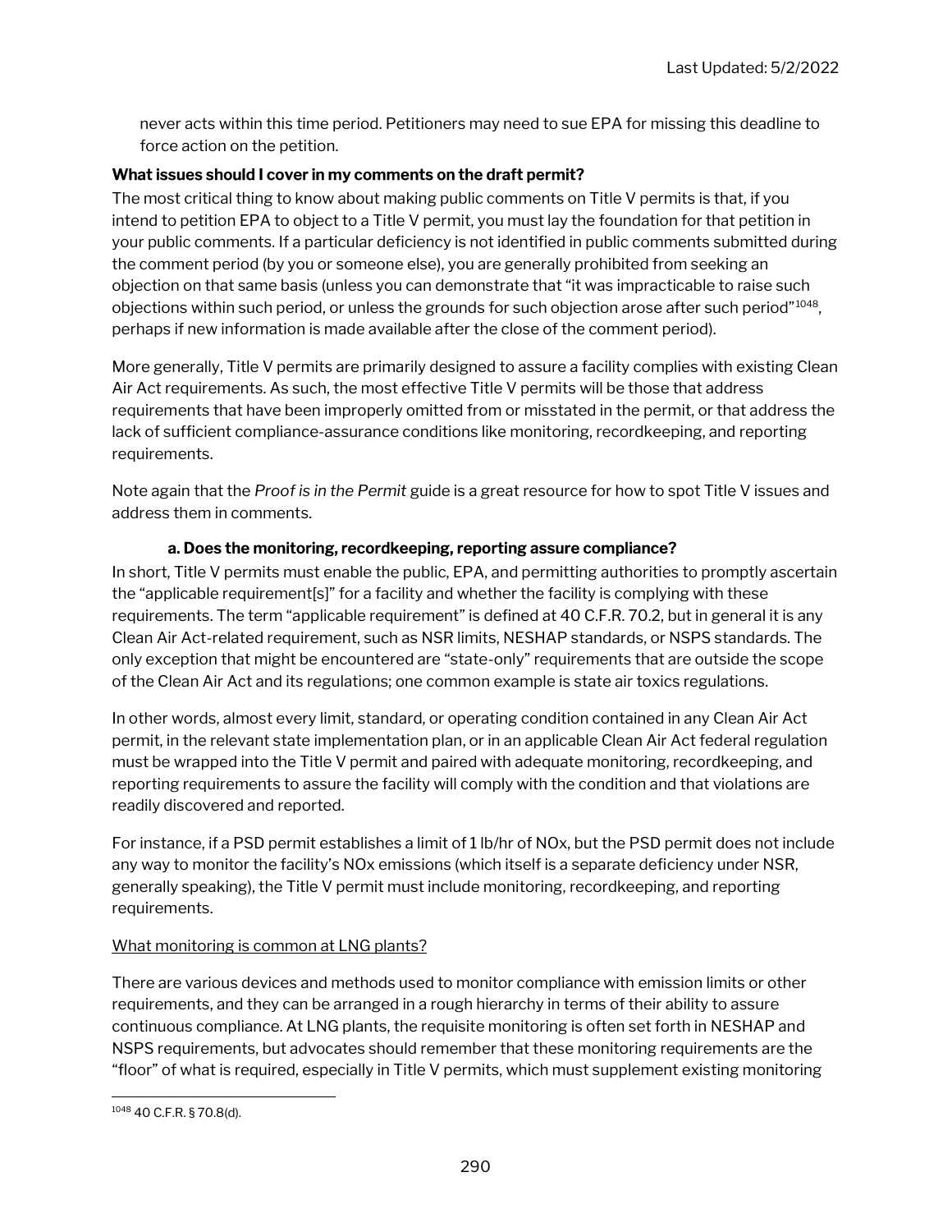never acts within this time period. Petitioners may need to sue EPA for missing this deadline to force action on the petition.

**What issues should I cover in my comments on the draft permit?**

The most critical thing to know about making public comments on Title V permits is that, if you intend to petition EPA to object to a Title V permit, you must lay the foundation for that petition in your public comments. If a particular deficiency is not identified in public comments submitted during the comment period (by you or someone else), you are generally prohibited from seeking an objection on that same basis (unless you can demonstrate that "it was impracticable to raise such objections within such period, or unless the grounds for such objection arose after such period"[1048], perhaps if new information is made available after the close of the comment period).

More generally, Title V permits are primarily designed to assure a facility complies with existing Clean Air Act requirements. As such, the most effective Title V permits will be those that address requirements that have been improperly omitted from or misstated in the permit, or that address the lack of sufficient compliance-assurance conditions like monitoring, recordkeeping, and reporting requirements.

Note again that the *Proof is in the Permit* guide is a great resource for how to spot Title V issues and address them in comments.

**a. Does the monitoring, recordkeeping, reporting assure compliance?**

In short, Title V permits must enable the public, EPA, and permitting authorities to promptly ascertain the "applicable requirement[s]" for a facility and whether the facility is complying with these requirements. The term "applicable requirement" is defined at 40 C.F.R. 70.2, but in general it is any Clean Air Act-related requirement, such as NSR limits, NESHAP standards, or NSPS standards. The only exception that might be encountered are "state-only" requirements that are outside the scope of the Clean Air Act and its regulations; one common example is state air toxics regulations.

In other words, almost every limit, standard, or operating condition contained in any Clean Air Act permit, in the relevant state implementation plan, or in an applicable Clean Air Act federal regulation must be wrapped into the Title V permit and paired with adequate monitoring, recordkeeping, and reporting requirements to assure the facility will comply with the condition and that violations are readily discovered and reported.

For instance, if a PSD permit establishes a limit of 1 lb/hr of NOx, but the PSD permit does not include any way to monitor the facility's NOx emissions (which itself is a separate deficiency under NSR, generally speaking), the Title V permit must include monitoring, recordkeeping, and reporting requirements.

<u>What monitoring is common at LNG plants?</u>

There are various devices and methods used to monitor compliance with emission limits or other requirements, and they can be arranged in a rough hierarchy in terms of their ability to assure continuous compliance. At LNG plants, the requisite monitoring is often set forth in NESHAP and NSPS requirements, but advocates should remember that these monitoring requirements are the "floor" of what is required, especially in Title V permits, which must supplement existing monitoring

[1048] 40 C.F.R. § 70.8(d).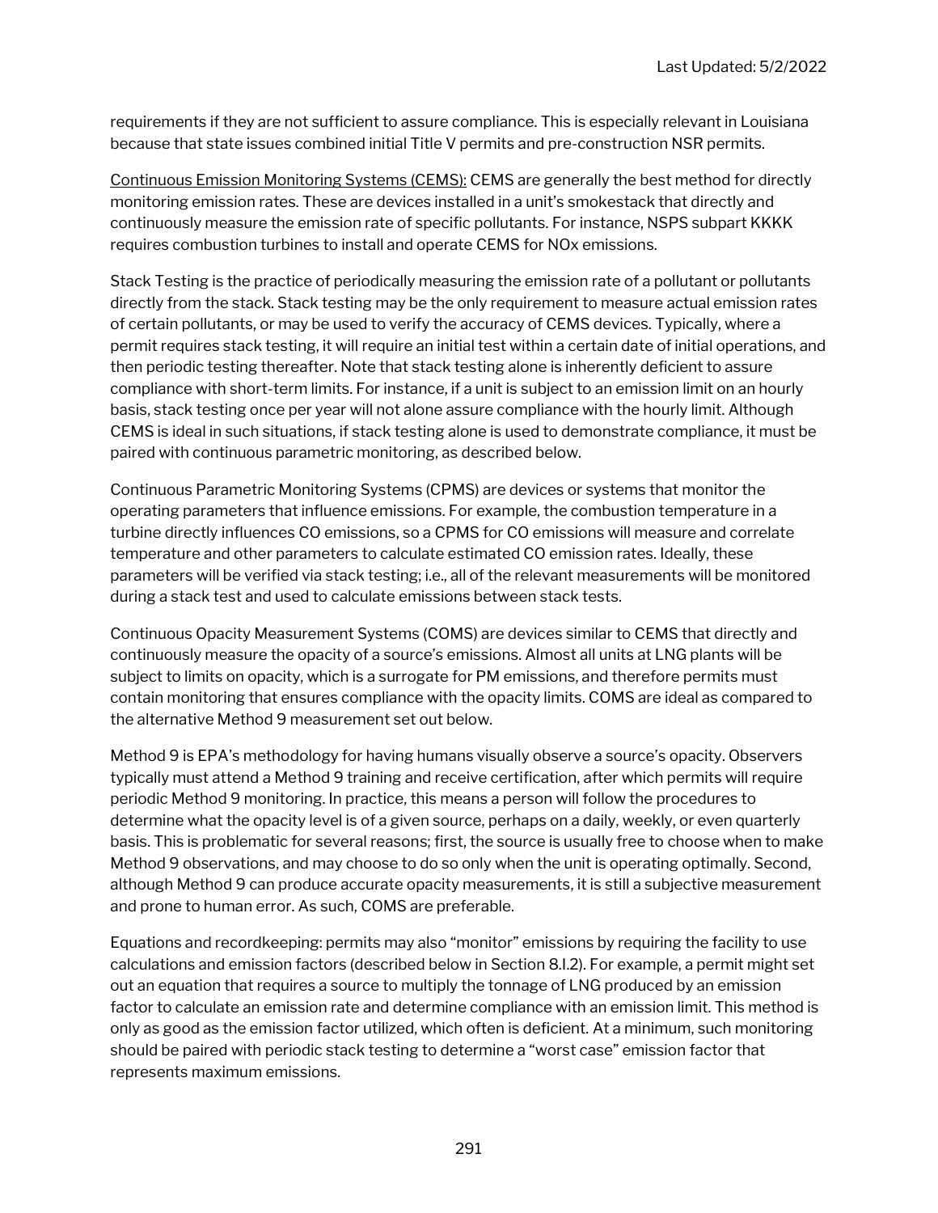requirements if they are not sufficient to assure compliance. This is especially relevant in Louisiana because that state issues combined initial Title V permits and pre-construction NSR permits.

Continuous Emission Monitoring Systems (CEMS): CEMS are generally the best method for directly monitoring emission rates. These are devices installed in a unit's smokestack that directly and continuously measure the emission rate of specific pollutants. For instance, NSPS subpart KKKK requires combustion turbines to install and operate CEMS for NOx emissions.

Stack Testing is the practice of periodically measuring the emission rate of a pollutant or pollutants directly from the stack. Stack testing may be the only requirement to measure actual emission rates of certain pollutants, or may be used to verify the accuracy of CEMS devices. Typically, where a permit requires stack testing, it will require an initial test within a certain date of initial operations, and then periodic testing thereafter. Note that stack testing alone is inherently deficient to assure compliance with short-term limits. For instance, if a unit is subject to an emission limit on an hourly basis, stack testing once per year will not alone assure compliance with the hourly limit. Although CEMS is ideal in such situations, if stack testing alone is used to demonstrate compliance, it must be paired with continuous parametric monitoring, as described below.

Continuous Parametric Monitoring Systems (CPMS) are devices or systems that monitor the operating parameters that influence emissions. For example, the combustion temperature in a turbine directly influences CO emissions, so a CPMS for CO emissions will measure and correlate temperature and other parameters to calculate estimated CO emission rates. Ideally, these parameters will be verified via stack testing; i.e., all of the relevant measurements will be monitored during a stack test and used to calculate emissions between stack tests.

Continuous Opacity Measurement Systems (COMS) are devices similar to CEMS that directly and continuously measure the opacity of a source's emissions. Almost all units at LNG plants will be subject to limits on opacity, which is a surrogate for PM emissions, and therefore permits must contain monitoring that ensures compliance with the opacity limits. COMS are ideal as compared to the alternative Method 9 measurement set out below.

Method 9 is EPA's methodology for having humans visually observe a source's opacity. Observers typically must attend a Method 9 training and receive certification, after which permits will require periodic Method 9 monitoring. In practice, this means a person will follow the procedures to determine what the opacity level is of a given source, perhaps on a daily, weekly, or even quarterly basis. This is problematic for several reasons; first, the source is usually free to choose when to make Method 9 observations, and may choose to do so only when the unit is operating optimally. Second, although Method 9 can produce accurate opacity measurements, it is still a subjective measurement and prone to human error. As such, COMS are preferable.

Equations and recordkeeping: permits may also "monitor" emissions by requiring the facility to use calculations and emission factors (described below in Section 8.I.2). For example, a permit might set out an equation that requires a source to multiply the tonnage of LNG produced by an emission factor to calculate an emission rate and determine compliance with an emission limit. This method is only as good as the emission factor utilized, which often is deficient. At a minimum, such monitoring should be paired with periodic stack testing to determine a "worst case" emission factor that represents maximum emissions.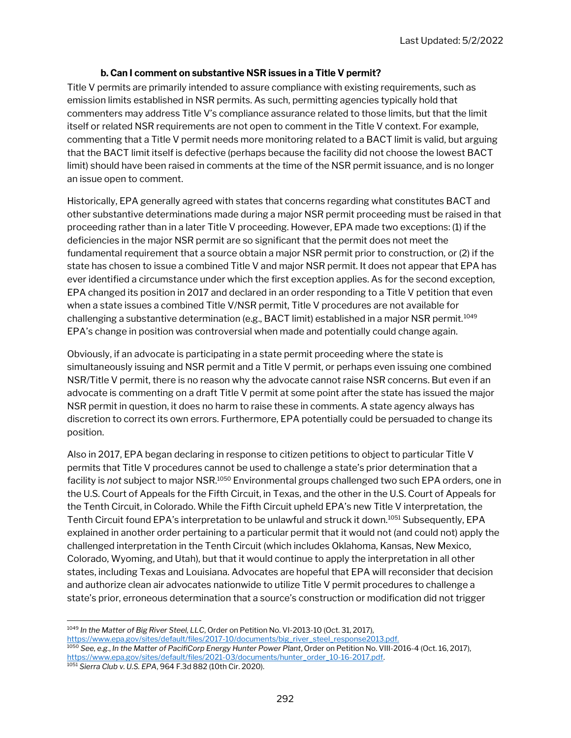### b. Can I comment on substantive NSR issues in a Title V permit?

Title V permits are primarily intended to assure compliance with existing requirements, such as emission limits established in NSR permits. As such, permitting agencies typically hold that commenters may address Title V's compliance assurance related to those limits, but that the limit itself or related NSR requirements are not open to comment in the Title V context. For example, commenting that a Title V permit needs more monitoring related to a BACT limit is valid, but arguing that the BACT limit itself is defective (perhaps because the facility did not choose the lowest BACT limit) should have been raised in comments at the time of the NSR permit issuance, and is no longer an issue open to comment.

Historically, EPA generally agreed with states that concerns regarding what constitutes BACT and other substantive determinations made during a major NSR permit proceeding must be raised in that proceeding rather than in a later Title V proceeding. However, EPA made two exceptions: (1) if the deficiencies in the major NSR permit are so significant that the permit does not meet the fundamental requirement that a source obtain a major NSR permit prior to construction, or (2) if the state has chosen to issue a combined Title V and major NSR permit. It does not appear that EPA has ever identified a circumstance under which the first exception applies. As for the second exception, EPA changed its position in 2017 and declared in an order responding to a Title V petition that even when a state issues a combined Title V/NSR permit, Title V procedures are not available for challenging a substantive determination (e.g., BACT limit) established in a major NSR permit.[1049] EPA's change in position was controversial when made and potentially could change again.

Obviously, if an advocate is participating in a state permit proceeding where the state is simultaneously issuing and NSR permit and a Title V permit, or perhaps even issuing one combined NSR/Title V permit, there is no reason why the advocate cannot raise NSR concerns. But even if an advocate is commenting on a draft Title V permit at some point after the state has issued the major NSR permit in question, it does no harm to raise these in comments. A state agency always has discretion to correct its own errors. Furthermore, EPA potentially could be persuaded to change its position.

Also in 2017, EPA began declaring in response to citizen petitions to object to particular Title V permits that Title V procedures cannot be used to challenge a state's prior determination that a facility is *not* subject to major NSR.[1050] Environmental groups challenged two such EPA orders, one in the U.S. Court of Appeals for the Fifth Circuit, in Texas, and the other in the U.S. Court of Appeals for the Tenth Circuit, in Colorado. While the Fifth Circuit upheld EPA's new Title V interpretation, the Tenth Circuit found EPA's interpretation to be unlawful and struck it down.[1051] Subsequently, EPA explained in another order pertaining to a particular permit that it would not (and could not) apply the challenged interpretation in the Tenth Circuit (which includes Oklahoma, Kansas, New Mexico, Colorado, Wyoming, and Utah), but that it would continue to apply the interpretation in all other states, including Texas and Louisiana. Advocates are hopeful that EPA will reconsider that decision and authorize clean air advocates nationwide to utilize Title V permit procedures to challenge a state's prior, erroneous determination that a source's construction or modification did not trigger

---

[1049] *In the Matter of Big River Steel, LLC*, Order on Petition No. VI-2013-10 (Oct. 31, 2017), https://www.epa.gov/sites/default/files/2017-10/documents/big_river_steel_response2013.pdf.

[1050] *See, e.g., In the Matter of PacifiCorp Energy Hunter Power Plant*, Order on Petition No. VIII-2016-4 (Oct. 16, 2017), https://www.epa.gov/sites/default/files/2021-03/documents/hunter_order_10-16-2017.pdf.

[1051] *Sierra Club v. U.S. EPA*, 964 F.3d 882 (10th Cir. 2020).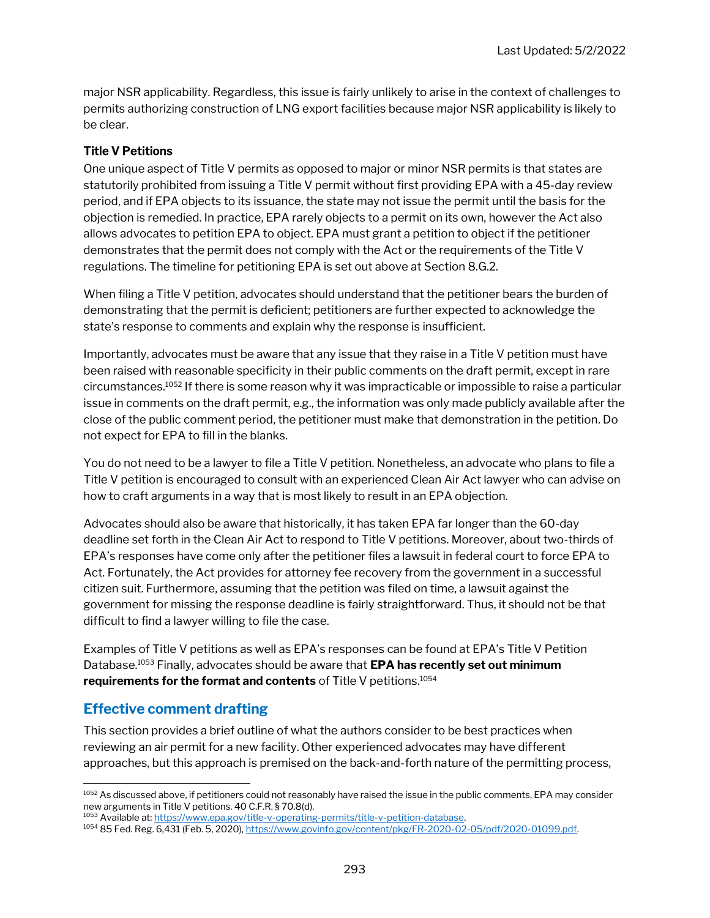major NSR applicability. Regardless, this issue is fairly unlikely to arise in the context of challenges to permits authorizing construction of LNG export facilities because major NSR applicability is likely to be clear.

**Title V Petitions**

One unique aspect of Title V permits as opposed to major or minor NSR permits is that states are statutorily prohibited from issuing a Title V permit without first providing EPA with a 45-day review period, and if EPA objects to its issuance, the state may not issue the permit until the basis for the objection is remedied. In practice, EPA rarely objects to a permit on its own, however the Act also allows advocates to petition EPA to object. EPA must grant a petition to object if the petitioner demonstrates that the permit does not comply with the Act or the requirements of the Title V regulations. The timeline for petitioning EPA is set out above at Section 8.G.2.

When filing a Title V petition, advocates should understand that the petitioner bears the burden of demonstrating that the permit is deficient; petitioners are further expected to acknowledge the state's response to comments and explain why the response is insufficient.

Importantly, advocates must be aware that any issue that they raise in a Title V petition must have been raised with reasonable specificity in their public comments on the draft permit, except in rare circumstances.[1052] If there is some reason why it was impracticable or impossible to raise a particular issue in comments on the draft permit, e.g., the information was only made publicly available after the close of the public comment period, the petitioner must make that demonstration in the petition. Do not expect for EPA to fill in the blanks.

You do not need to be a lawyer to file a Title V petition. Nonetheless, an advocate who plans to file a Title V petition is encouraged to consult with an experienced Clean Air Act lawyer who can advise on how to craft arguments in a way that is most likely to result in an EPA objection.

Advocates should also be aware that historically, it has taken EPA far longer than the 60-day deadline set forth in the Clean Air Act to respond to Title V petitions. Moreover, about two-thirds of EPA's responses have come only after the petitioner files a lawsuit in federal court to force EPA to Act. Fortunately, the Act provides for attorney fee recovery from the government in a successful citizen suit. Furthermore, assuming that the petition was filed on time, a lawsuit against the government for missing the response deadline is fairly straightforward. Thus, it should not be that difficult to find a lawyer willing to file the case.

Examples of Title V petitions as well as EPA's responses can be found at EPA's Title V Petition Database.[1053] Finally, advocates should be aware that **EPA has recently set out minimum requirements for the format and contents** of Title V petitions.[1054]

## Effective comment drafting

This section provides a brief outline of what the authors consider to be best practices when reviewing an air permit for a new facility. Other experienced advocates may have different approaches, but this approach is premised on the back-and-forth nature of the permitting process,

---

[1052] As discussed above, if petitioners could not reasonably have raised the issue in the public comments, EPA may consider new arguments in Title V petitions. 40 C.F.R. § 70.8(d).

[1053] Available at: https://www.epa.gov/title-v-operating-permits/title-v-petition-database.

[1054] 85 Fed. Reg. 6,431 (Feb. 5, 2020), https://www.govinfo.gov/content/pkg/FR-2020-02-05/pdf/2020-01099.pdf.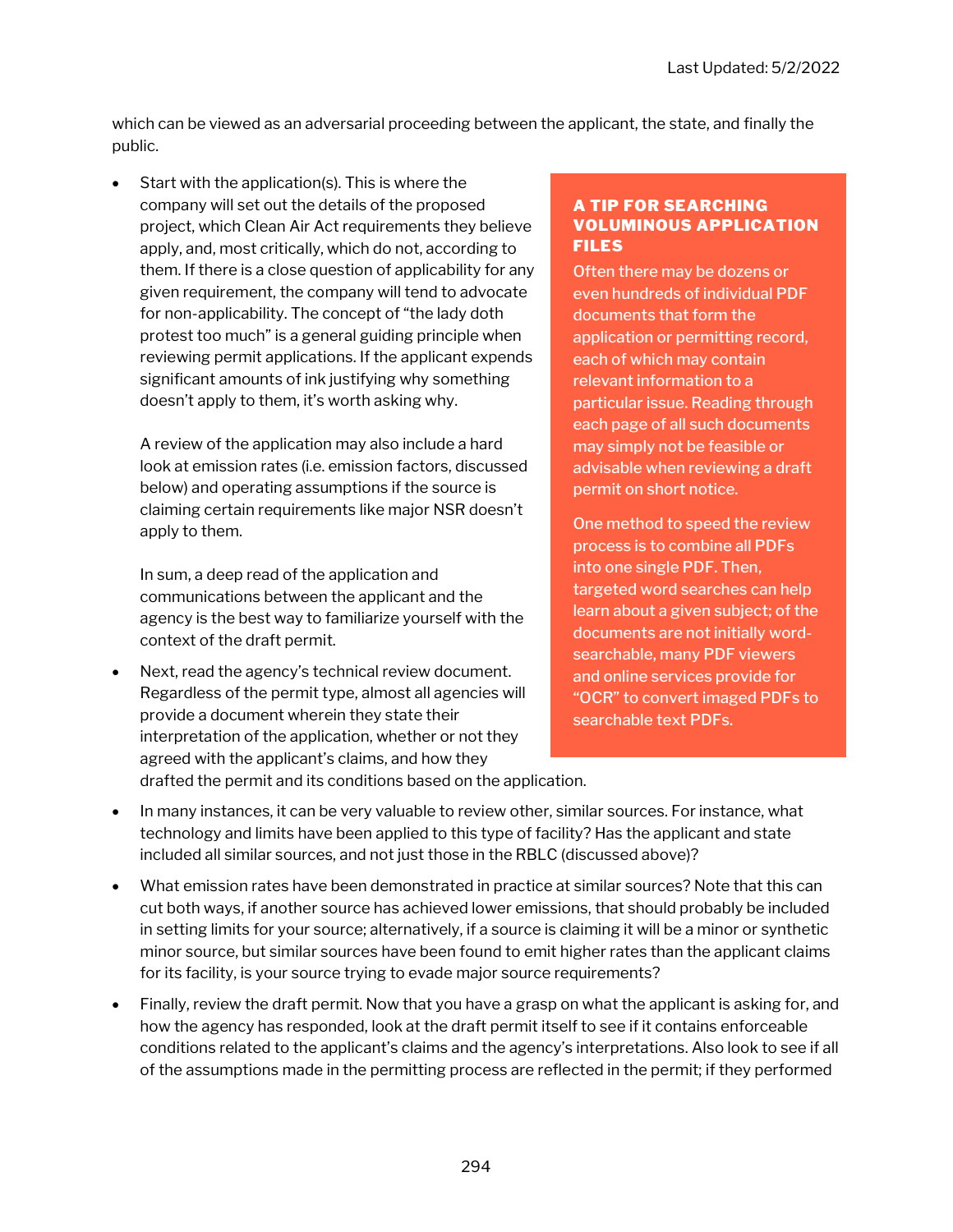which can be viewed as an adversarial proceeding between the applicant, the state, and finally the public.

- Start with the application(s). This is where the company will set out the details of the proposed project, which Clean Air Act requirements they believe apply, and, most critically, which do not, according to them. If there is a close question of applicability for any given requirement, the company will tend to advocate for non-applicability. The concept of "the lady doth protest too much" is a general guiding principle when reviewing permit applications. If the applicant expends significant amounts of ink justifying why something doesn't apply to them, it's worth asking why.

  A review of the application may also include a hard look at emission rates (i.e. emission factors, discussed below) and operating assumptions if the source is claiming certain requirements like major NSR doesn't apply to them.

  In sum, a deep read of the application and communications between the applicant and the agency is the best way to familiarize yourself with the context of the draft permit.

- Next, read the agency's technical review document. Regardless of the permit type, almost all agencies will provide a document wherein they state their interpretation of the application, whether or not they agreed with the applicant's claims, and how they drafted the permit and its conditions based on the application.

### A TIP FOR SEARCHING VOLUMINOUS APPLICATION FILES

Often there may be dozens or even hundreds of individual PDF documents that form the application or permitting record, each of which may contain relevant information to a particular issue. Reading through each page of all such documents may simply not be feasible or advisable when reviewing a draft permit on short notice.

One method to speed the review process is to combine all PDFs into one single PDF. Then, targeted word searches can help learn about a given subject; of the documents are not initially word-searchable, many PDF viewers and online services provide for "OCR" to convert imaged PDFs to searchable text PDFs.

- In many instances, it can be very valuable to review other, similar sources. For instance, what technology and limits have been applied to this type of facility? Has the applicant and state included all similar sources, and not just those in the RBLC (discussed above)?

- What emission rates have been demonstrated in practice at similar sources? Note that this can cut both ways, if another source has achieved lower emissions, that should probably be included in setting limits for your source; alternatively, if a source is claiming it will be a minor or synthetic minor source, but similar sources have been found to emit higher rates than the applicant claims for its facility, is your source trying to evade major source requirements?

- Finally, review the draft permit. Now that you have a grasp on what the applicant is asking for, and how the agency has responded, look at the draft permit itself to see if it contains enforceable conditions related to the applicant's claims and the agency's interpretations. Also look to see if all of the assumptions made in the permitting process are reflected in the permit; if they performed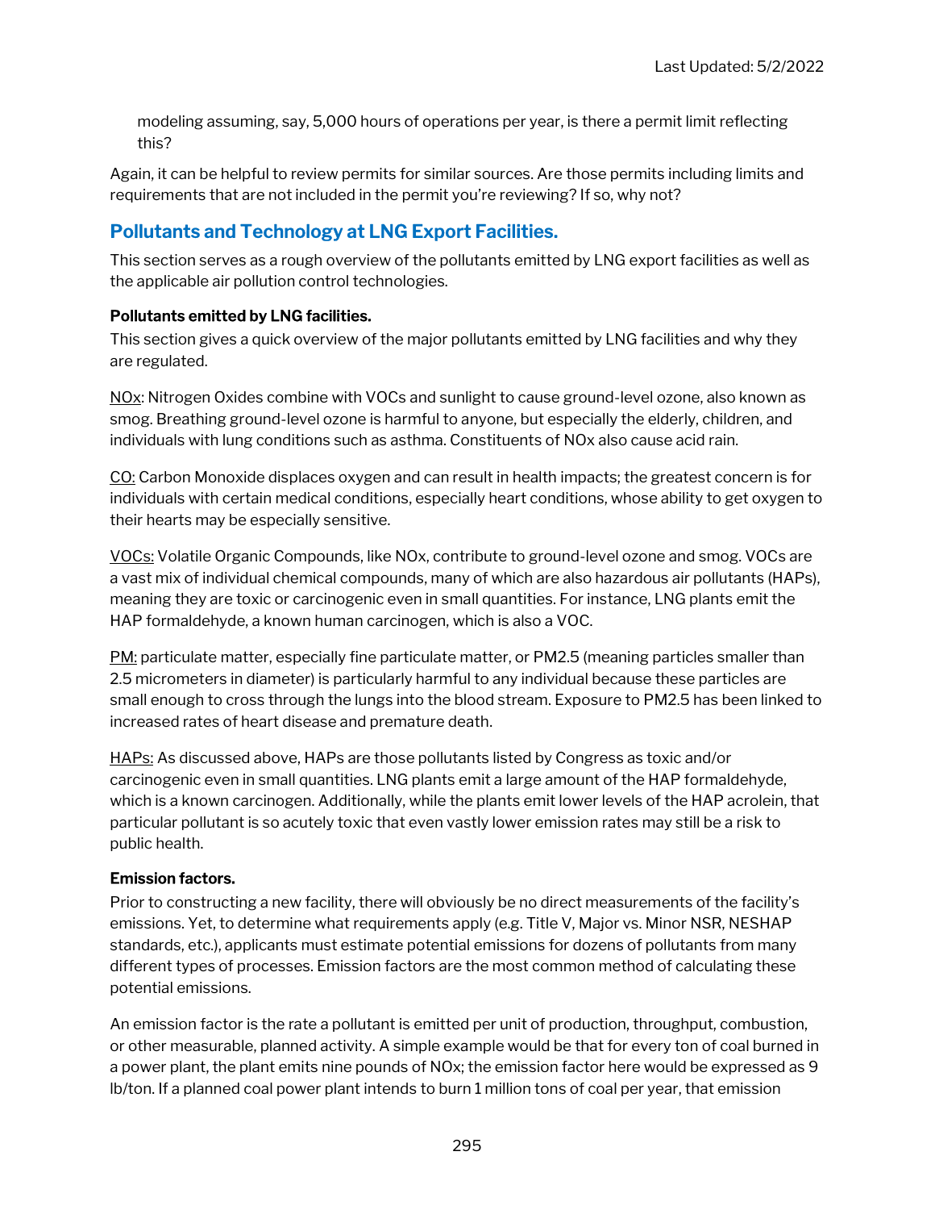modeling assuming, say, 5,000 hours of operations per year, is there a permit limit reflecting this?

Again, it can be helpful to review permits for similar sources. Are those permits including limits and requirements that are not included in the permit you're reviewing? If so, why not?

## Pollutants and Technology at LNG Export Facilities.

This section serves as a rough overview of the pollutants emitted by LNG export facilities as well as the applicable air pollution control technologies.

**Pollutants emitted by LNG facilities.**

This section gives a quick overview of the major pollutants emitted by LNG facilities and why they are regulated.

NOx: Nitrogen Oxides combine with VOCs and sunlight to cause ground-level ozone, also known as smog. Breathing ground-level ozone is harmful to anyone, but especially the elderly, children, and individuals with lung conditions such as asthma. Constituents of NOx also cause acid rain.

CO: Carbon Monoxide displaces oxygen and can result in health impacts; the greatest concern is for individuals with certain medical conditions, especially heart conditions, whose ability to get oxygen to their hearts may be especially sensitive.

VOCs: Volatile Organic Compounds, like NOx, contribute to ground-level ozone and smog. VOCs are a vast mix of individual chemical compounds, many of which are also hazardous air pollutants (HAPs), meaning they are toxic or carcinogenic even in small quantities. For instance, LNG plants emit the HAP formaldehyde, a known human carcinogen, which is also a VOC.

PM: particulate matter, especially fine particulate matter, or PM2.5 (meaning particles smaller than 2.5 micrometers in diameter) is particularly harmful to any individual because these particles are small enough to cross through the lungs into the blood stream. Exposure to PM2.5 has been linked to increased rates of heart disease and premature death.

HAPs: As discussed above, HAPs are those pollutants listed by Congress as toxic and/or carcinogenic even in small quantities. LNG plants emit a large amount of the HAP formaldehyde, which is a known carcinogen. Additionally, while the plants emit lower levels of the HAP acrolein, that particular pollutant is so acutely toxic that even vastly lower emission rates may still be a risk to public health.

**Emission factors.**

Prior to constructing a new facility, there will obviously be no direct measurements of the facility's emissions. Yet, to determine what requirements apply (e.g. Title V, Major vs. Minor NSR, NESHAP standards, etc.), applicants must estimate potential emissions for dozens of pollutants from many different types of processes. Emission factors are the most common method of calculating these potential emissions.

An emission factor is the rate a pollutant is emitted per unit of production, throughput, combustion, or other measurable, planned activity. A simple example would be that for every ton of coal burned in a power plant, the plant emits nine pounds of NOx; the emission factor here would be expressed as 9 lb/ton. If a planned coal power plant intends to burn 1 million tons of coal per year, that emission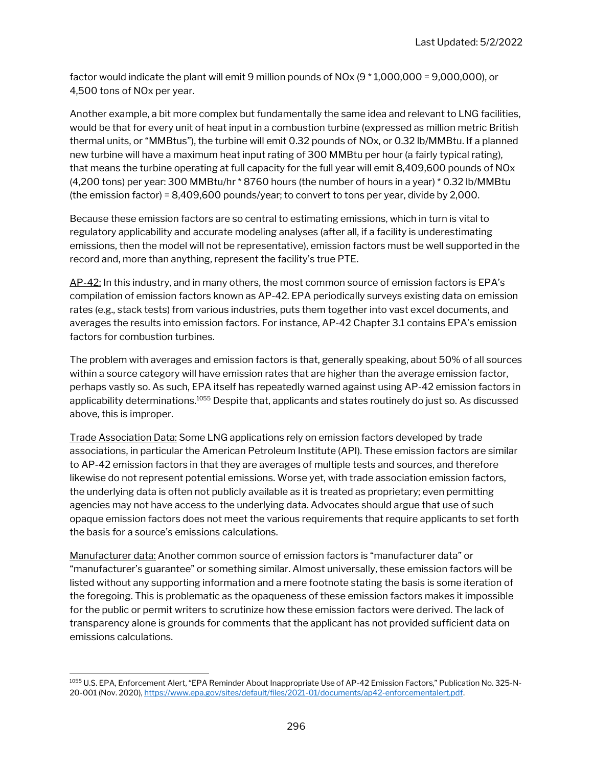factor would indicate the plant will emit 9 million pounds of NOx (9 * 1,000,000 = 9,000,000), or 4,500 tons of NOx per year.

Another example, a bit more complex but fundamentally the same idea and relevant to LNG facilities, would be that for every unit of heat input in a combustion turbine (expressed as million metric British thermal units, or "MMBtus"), the turbine will emit 0.32 pounds of NOx, or 0.32 lb/MMBtu. If a planned new turbine will have a maximum heat input rating of 300 MMBtu per hour (a fairly typical rating), that means the turbine operating at full capacity for the full year will emit 8,409,600 pounds of NOx (4,200 tons) per year: 300 MMBtu/hr * 8760 hours (the number of hours in a year) * 0.32 lb/MMBtu (the emission factor) = 8,409,600 pounds/year; to convert to tons per year, divide by 2,000.

Because these emission factors are so central to estimating emissions, which in turn is vital to regulatory applicability and accurate modeling analyses (after all, if a facility is underestimating emissions, then the model will not be representative), emission factors must be well supported in the record and, more than anything, represent the facility's true PTE.

<u>AP-42:</u> In this industry, and in many others, the most common source of emission factors is EPA's compilation of emission factors known as AP-42. EPA periodically surveys existing data on emission rates (e.g., stack tests) from various industries, puts them together into vast excel documents, and averages the results into emission factors. For instance, AP-42 Chapter 3.1 contains EPA's emission factors for combustion turbines.

The problem with averages and emission factors is that, generally speaking, about 50% of all sources within a source category will have emission rates that are higher than the average emission factor, perhaps vastly so. As such, EPA itself has repeatedly warned against using AP-42 emission factors in applicability determinations.[1055] Despite that, applicants and states routinely do just so. As discussed above, this is improper.

<u>Trade Association Data:</u> Some LNG applications rely on emission factors developed by trade associations, in particular the American Petroleum Institute (API). These emission factors are similar to AP-42 emission factors in that they are averages of multiple tests and sources, and therefore likewise do not represent potential emissions. Worse yet, with trade association emission factors, the underlying data is often not publicly available as it is treated as proprietary; even permitting agencies may not have access to the underlying data. Advocates should argue that use of such opaque emission factors does not meet the various requirements that require applicants to set forth the basis for a source's emissions calculations.

<u>Manufacturer data:</u> Another common source of emission factors is "manufacturer data" or "manufacturer's guarantee" or something similar. Almost universally, these emission factors will be listed without any supporting information and a mere footnote stating the basis is some iteration of the foregoing. This is problematic as the opaqueness of these emission factors makes it impossible for the public or permit writers to scrutinize how these emission factors were derived. The lack of transparency alone is grounds for comments that the applicant has not provided sufficient data on emissions calculations.

---

[1055] U.S. EPA, Enforcement Alert, "EPA Reminder About Inappropriate Use of AP-42 Emission Factors," Publication No. 325-N-20-001 (Nov. 2020), https://www.epa.gov/sites/default/files/2021-01/documents/ap42-enforcementalert.pdf.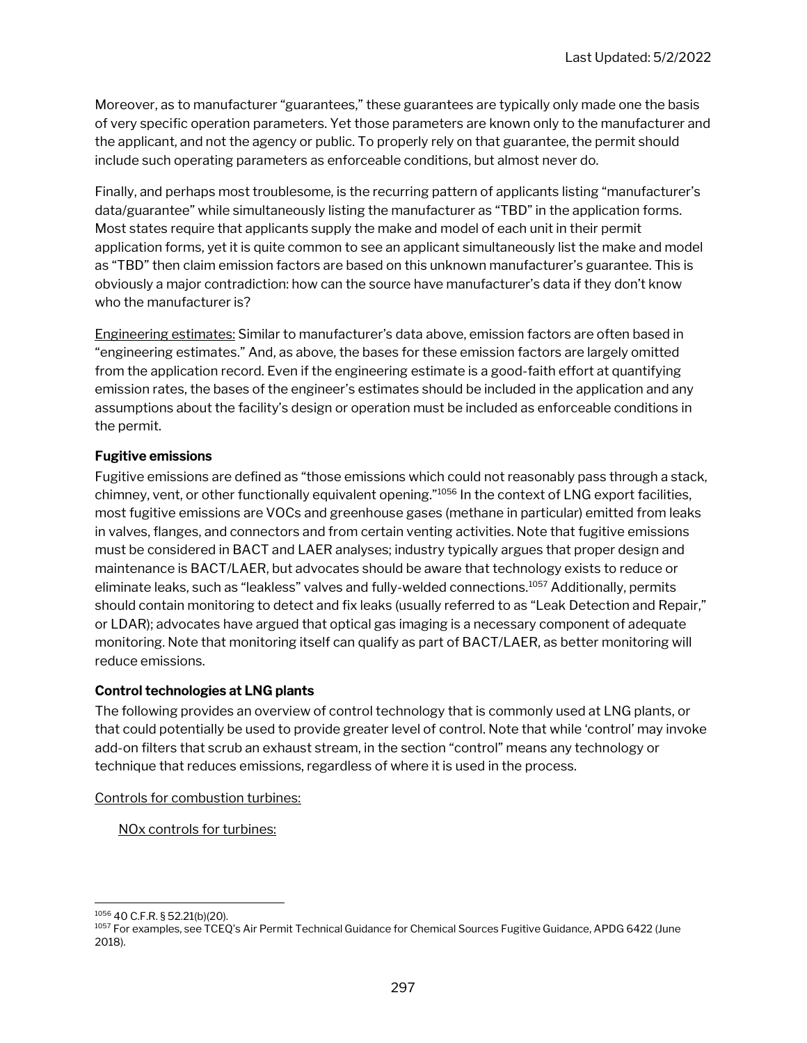Moreover, as to manufacturer "guarantees," these guarantees are typically only made one the basis of very specific operation parameters. Yet those parameters are known only to the manufacturer and the applicant, and not the agency or public. To properly rely on that guarantee, the permit should include such operating parameters as enforceable conditions, but almost never do.

Finally, and perhaps most troublesome, is the recurring pattern of applicants listing "manufacturer's data/guarantee" while simultaneously listing the manufacturer as "TBD" in the application forms. Most states require that applicants supply the make and model of each unit in their permit application forms, yet it is quite common to see an applicant simultaneously list the make and model as "TBD" then claim emission factors are based on this unknown manufacturer's guarantee. This is obviously a major contradiction: how can the source have manufacturer's data if they don't know who the manufacturer is?

<u>Engineering estimates:</u> Similar to manufacturer's data above, emission factors are often based in "engineering estimates." And, as above, the bases for these emission factors are largely omitted from the application record. Even if the engineering estimate is a good-faith effort at quantifying emission rates, the bases of the engineer's estimates should be included in the application and any assumptions about the facility's design or operation must be included as enforceable conditions in the permit.

**Fugitive emissions**

Fugitive emissions are defined as "those emissions which could not reasonably pass through a stack, chimney, vent, or other functionally equivalent opening."[1056] In the context of LNG export facilities, most fugitive emissions are VOCs and greenhouse gases (methane in particular) emitted from leaks in valves, flanges, and connectors and from certain venting activities. Note that fugitive emissions must be considered in BACT and LAER analyses; industry typically argues that proper design and maintenance is BACT/LAER, but advocates should be aware that technology exists to reduce or eliminate leaks, such as "leakless" valves and fully-welded connections.[1057] Additionally, permits should contain monitoring to detect and fix leaks (usually referred to as "Leak Detection and Repair," or LDAR); advocates have argued that optical gas imaging is a necessary component of adequate monitoring. Note that monitoring itself can qualify as part of BACT/LAER, as better monitoring will reduce emissions.

**Control technologies at LNG plants**

The following provides an overview of control technology that is commonly used at LNG plants, or that could potentially be used to provide greater level of control. Note that while 'control' may invoke add-on filters that scrub an exhaust stream, in the section "control" means any technology or technique that reduces emissions, regardless of where it is used in the process.

<u>Controls for combustion turbines:</u>

<u>NOx controls for turbines:</u>

---

[1056] 40 C.F.R. § 52.21(b)(20).

[1057] For examples, see TCEQ's Air Permit Technical Guidance for Chemical Sources Fugitive Guidance, APDG 6422 (June 2018).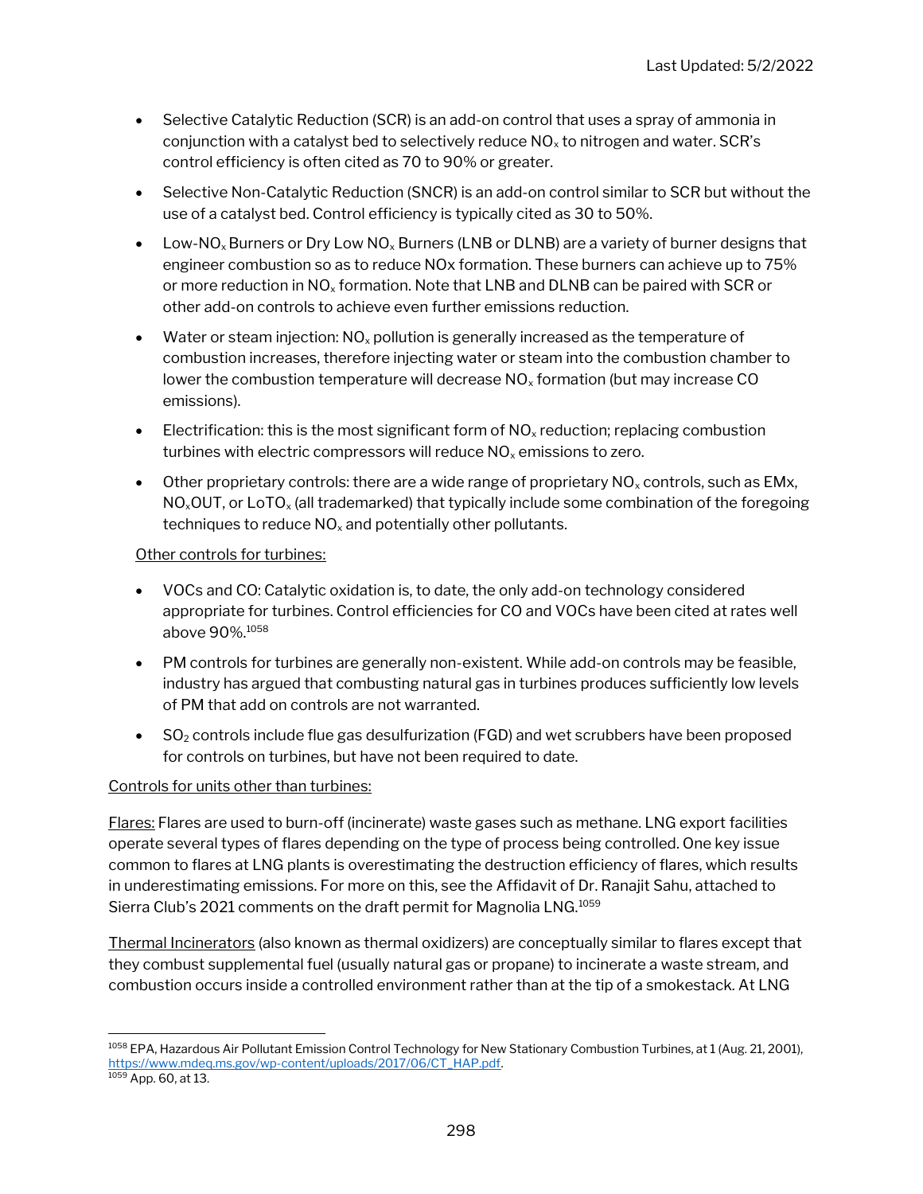- Selective Catalytic Reduction (SCR) is an add-on control that uses a spray of ammonia in conjunction with a catalyst bed to selectively reduce $NO_x$ to nitrogen and water. SCR's control efficiency is often cited as 70 to 90% or greater.

- Selective Non-Catalytic Reduction (SNCR) is an add-on control similar to SCR but without the use of a catalyst bed. Control efficiency is typically cited as 30 to 50%.

- Low-$NO_x$ Burners or Dry Low $NO_x$ Burners (LNB or DLNB) are a variety of burner designs that engineer combustion so as to reduce NOx formation. These burners can achieve up to 75% or more reduction in $NO_x$ formation. Note that LNB and DLNB can be paired with SCR or other add-on controls to achieve even further emissions reduction.

- Water or steam injection: $NO_x$ pollution is generally increased as the temperature of combustion increases, therefore injecting water or steam into the combustion chamber to lower the combustion temperature will decrease $NO_x$ formation (but may increase CO emissions).

- Electrification: this is the most significant form of $NO_x$ reduction; replacing combustion turbines with electric compressors will reduce $NO_x$ emissions to zero.

- Other proprietary controls: there are a wide range of proprietary $NO_x$ controls, such as EMx, $NO_x$OUT, or $LoTO_x$ (all trademarked) that typically include some combination of the foregoing techniques to reduce $NO_x$ and potentially other pollutants.

<u>Other controls for turbines:</u>

- VOCs and CO: Catalytic oxidation is, to date, the only add-on technology considered appropriate for turbines. Control efficiencies for CO and VOCs have been cited at rates well above 90%.[1058]

- PM controls for turbines are generally non-existent. While add-on controls may be feasible, industry has argued that combusting natural gas in turbines produces sufficiently low levels of PM that add on controls are not warranted.

- $SO_2$ controls include flue gas desulfurization (FGD) and wet scrubbers have been proposed for controls on turbines, but have not been required to date.

<u>Controls for units other than turbines:</u>

<u>Flares:</u> Flares are used to burn-off (incinerate) waste gases such as methane. LNG export facilities operate several types of flares depending on the type of process being controlled. One key issue common to flares at LNG plants is overestimating the destruction efficiency of flares, which results in underestimating emissions. For more on this, see the Affidavit of Dr. Ranajit Sahu, attached to Sierra Club's 2021 comments on the draft permit for Magnolia LNG.[1059]

<u>Thermal Incinerators</u> (also known as thermal oxidizers) are conceptually similar to flares except that they combust supplemental fuel (usually natural gas or propane) to incinerate a waste stream, and combustion occurs inside a controlled environment rather than at the tip of a smokestack. At LNG

---

[1058] EPA, Hazardous Air Pollutant Emission Control Technology for New Stationary Combustion Turbines, at 1 (Aug. 21, 2001), https://www.mdeq.ms.gov/wp-content/uploads/2017/06/CT_HAP.pdf.

[1059] App. 60, at 13.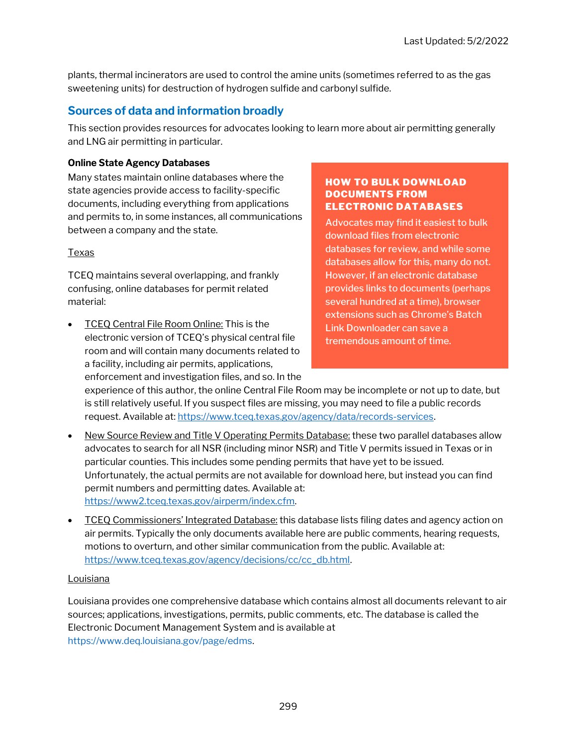plants, thermal incinerators are used to control the amine units (sometimes referred to as the gas sweetening units) for destruction of hydrogen sulfide and carbonyl sulfide.

## Sources of data and information broadly

This section provides resources for advocates looking to learn more about air permitting generally and LNG air permitting in particular.

**Online State Agency Databases**

Many states maintain online databases where the state agencies provide access to facility-specific documents, including everything from applications and permits to, in some instances, all communications between a company and the state.

> **HOW TO BULK DOWNLOAD DOCUMENTS FROM ELECTRONIC DATABASES**
>
> Advocates may find it easiest to bulk download files from electronic databases for review, and while some databases allow for this, many do not. However, if an electronic database provides links to documents (perhaps several hundred at a time), browser extensions such as Chrome's Batch Link Downloader can save a tremendous amount of time.

Texas

TCEQ maintains several overlapping, and frankly confusing, online databases for permit related material:

- TCEQ Central File Room Online: This is the electronic version of TCEQ's physical central file room and will contain many documents related to a facility, including air permits, applications, enforcement and investigation files, and so. In the experience of this author, the online Central File Room may be incomplete or not up to date, but is still relatively useful. If you suspect files are missing, you may need to file a public records request. Available at: https://www.tceq.texas.gov/agency/data/records-services.
- New Source Review and Title V Operating Permits Database: these two parallel databases allow advocates to search for all NSR (including minor NSR) and Title V permits issued in Texas or in particular counties. This includes some pending permits that have yet to be issued. Unfortunately, the actual permits are not available for download here, but instead you can find permit numbers and permitting dates. Available at: https://www2.tceq.texas.gov/airperm/index.cfm.
- TCEQ Commissioners' Integrated Database: this database lists filing dates and agency action on air permits. Typically the only documents available here are public comments, hearing requests, motions to overturn, and other similar communication from the public. Available at: https://www.tceq.texas.gov/agency/decisions/cc/cc_db.html.

Louisiana

Louisiana provides one comprehensive database which contains almost all documents relevant to air sources; applications, investigations, permits, public comments, etc. The database is called the Electronic Document Management System and is available at https://www.deq.louisiana.gov/page/edms.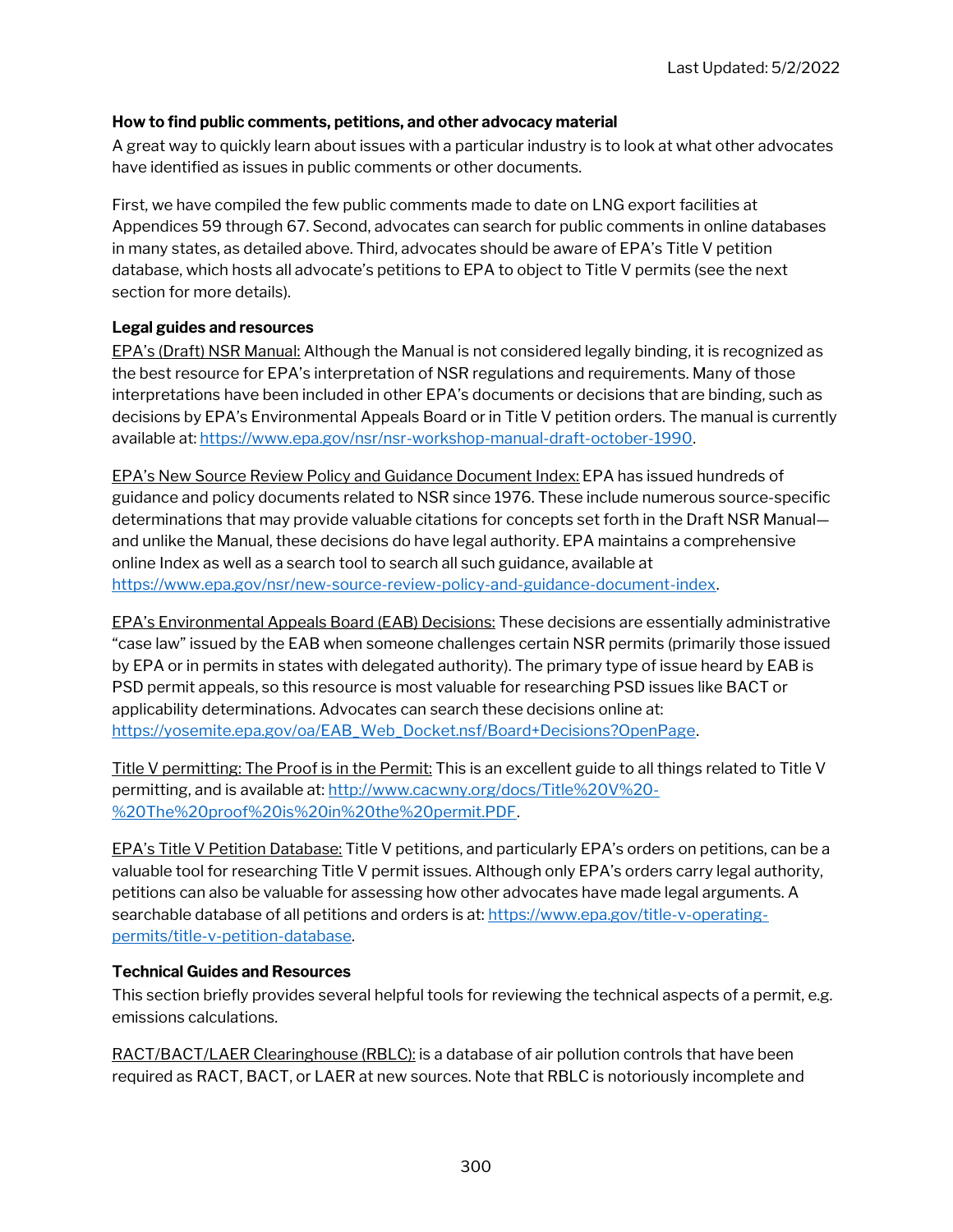Last Updated: 5/2/2022

**How to find public comments, petitions, and other advocacy material**

A great way to quickly learn about issues with a particular industry is to look at what other advocates have identified as issues in public comments or other documents.

First, we have compiled the few public comments made to date on LNG export facilities at Appendices 59 through 67. Second, advocates can search for public comments in online databases in many states, as detailed above. Third, advocates should be aware of EPA's Title V petition database, which hosts all advocate's petitions to EPA to object to Title V permits (see the next section for more details).

**Legal guides and resources**

EPA's (Draft) NSR Manual: Although the Manual is not considered legally binding, it is recognized as the best resource for EPA's interpretation of NSR regulations and requirements. Many of those interpretations have been included in other EPA's documents or decisions that are binding, such as decisions by EPA's Environmental Appeals Board or in Title V petition orders. The manual is currently available at: https://www.epa.gov/nsr/nsr-workshop-manual-draft-october-1990.

EPA's New Source Review Policy and Guidance Document Index: EPA has issued hundreds of guidance and policy documents related to NSR since 1976. These include numerous source-specific determinations that may provide valuable citations for concepts set forth in the Draft NSR Manual—and unlike the Manual, these decisions do have legal authority. EPA maintains a comprehensive online Index as well as a search tool to search all such guidance, available at https://www.epa.gov/nsr/new-source-review-policy-and-guidance-document-index.

EPA's Environmental Appeals Board (EAB) Decisions: These decisions are essentially administrative "case law" issued by the EAB when someone challenges certain NSR permits (primarily those issued by EPA or in permits in states with delegated authority). The primary type of issue heard by EAB is PSD permit appeals, so this resource is most valuable for researching PSD issues like BACT or applicability determinations. Advocates can search these decisions online at: https://yosemite.epa.gov/oa/EAB_Web_Docket.nsf/Board+Decisions?OpenPage.

Title V permitting: The Proof is in the Permit: This is an excellent guide to all things related to Title V permitting, and is available at: http://www.cacwny.org/docs/Title%20V%20-%20The%20proof%20is%20in%20the%20permit.PDF.

EPA's Title V Petition Database: Title V petitions, and particularly EPA's orders on petitions, can be a valuable tool for researching Title V permit issues. Although only EPA's orders carry legal authority, petitions can also be valuable for assessing how other advocates have made legal arguments. A searchable database of all petitions and orders is at: https://www.epa.gov/title-v-operating-permits/title-v-petition-database.

**Technical Guides and Resources**

This section briefly provides several helpful tools for reviewing the technical aspects of a permit, e.g. emissions calculations.

RACT/BACT/LAER Clearinghouse (RBLC): is a database of air pollution controls that have been required as RACT, BACT, or LAER at new sources. Note that RBLC is notoriously incomplete and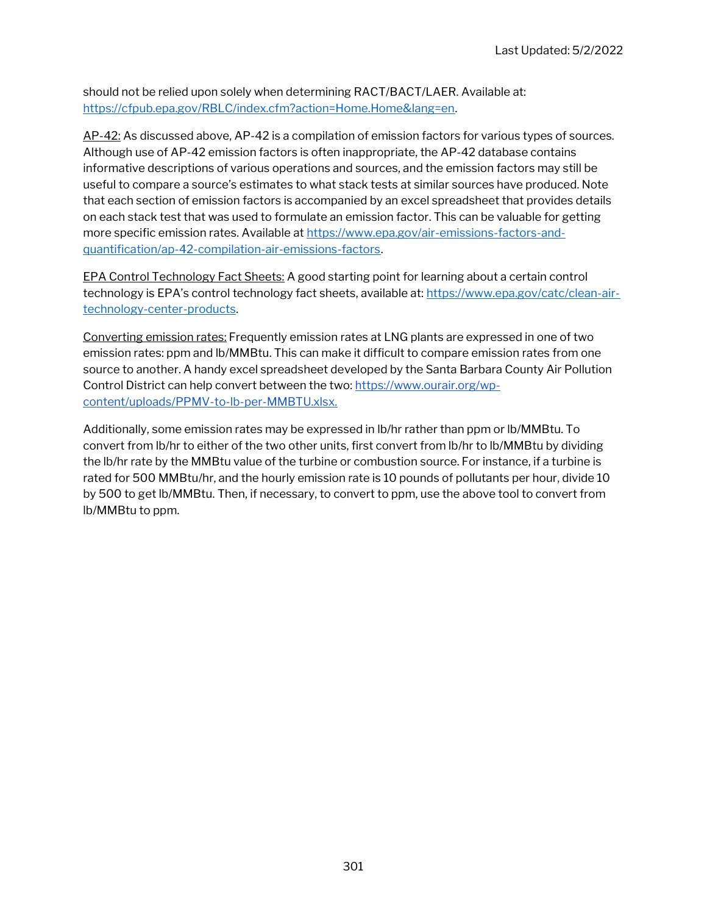should not be relied upon solely when determining RACT/BACT/LAER. Available at: https://cfpub.epa.gov/RBLC/index.cfm?action=Home.Home&lang=en.

AP-42: As discussed above, AP-42 is a compilation of emission factors for various types of sources. Although use of AP-42 emission factors is often inappropriate, the AP-42 database contains informative descriptions of various operations and sources, and the emission factors may still be useful to compare a source's estimates to what stack tests at similar sources have produced. Note that each section of emission factors is accompanied by an excel spreadsheet that provides details on each stack test that was used to formulate an emission factor. This can be valuable for getting more specific emission rates. Available at https://www.epa.gov/air-emissions-factors-and-quantification/ap-42-compilation-air-emissions-factors.

EPA Control Technology Fact Sheets: A good starting point for learning about a certain control technology is EPA's control technology fact sheets, available at: https://www.epa.gov/catc/clean-air-technology-center-products.

Converting emission rates: Frequently emission rates at LNG plants are expressed in one of two emission rates: ppm and lb/MMBtu. This can make it difficult to compare emission rates from one source to another. A handy excel spreadsheet developed by the Santa Barbara County Air Pollution Control District can help convert between the two: https://www.ourair.org/wp-content/uploads/PPMV-to-lb-per-MMBTU.xlsx.

Additionally, some emission rates may be expressed in lb/hr rather than ppm or lb/MMBtu. To convert from lb/hr to either of the two other units, first convert from lb/hr to lb/MMBtu by dividing the lb/hr rate by the MMBtu value of the turbine or combustion source. For instance, if a turbine is rated for 500 MMBtu/hr, and the hourly emission rate is 10 pounds of pollutants per hour, divide 10 by 500 to get lb/MMBtu. Then, if necessary, to convert to ppm, use the above tool to convert from lb/MMBtu to ppm.